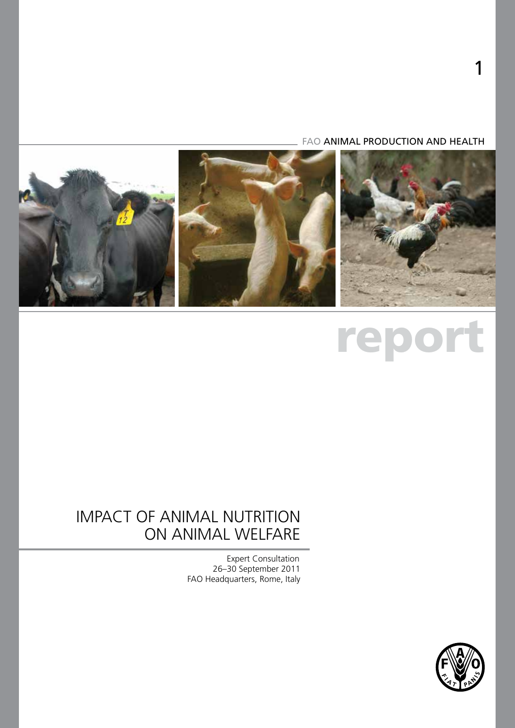1

FAO ANIMAL PRODUCTION AND HEALTH

# report

## IMPACT OF ANIMAL NUTRITION ON ANIMAL WELFARE

Expert Consultation
26–30 September 2011
FAO Headquarters, Rome, Italy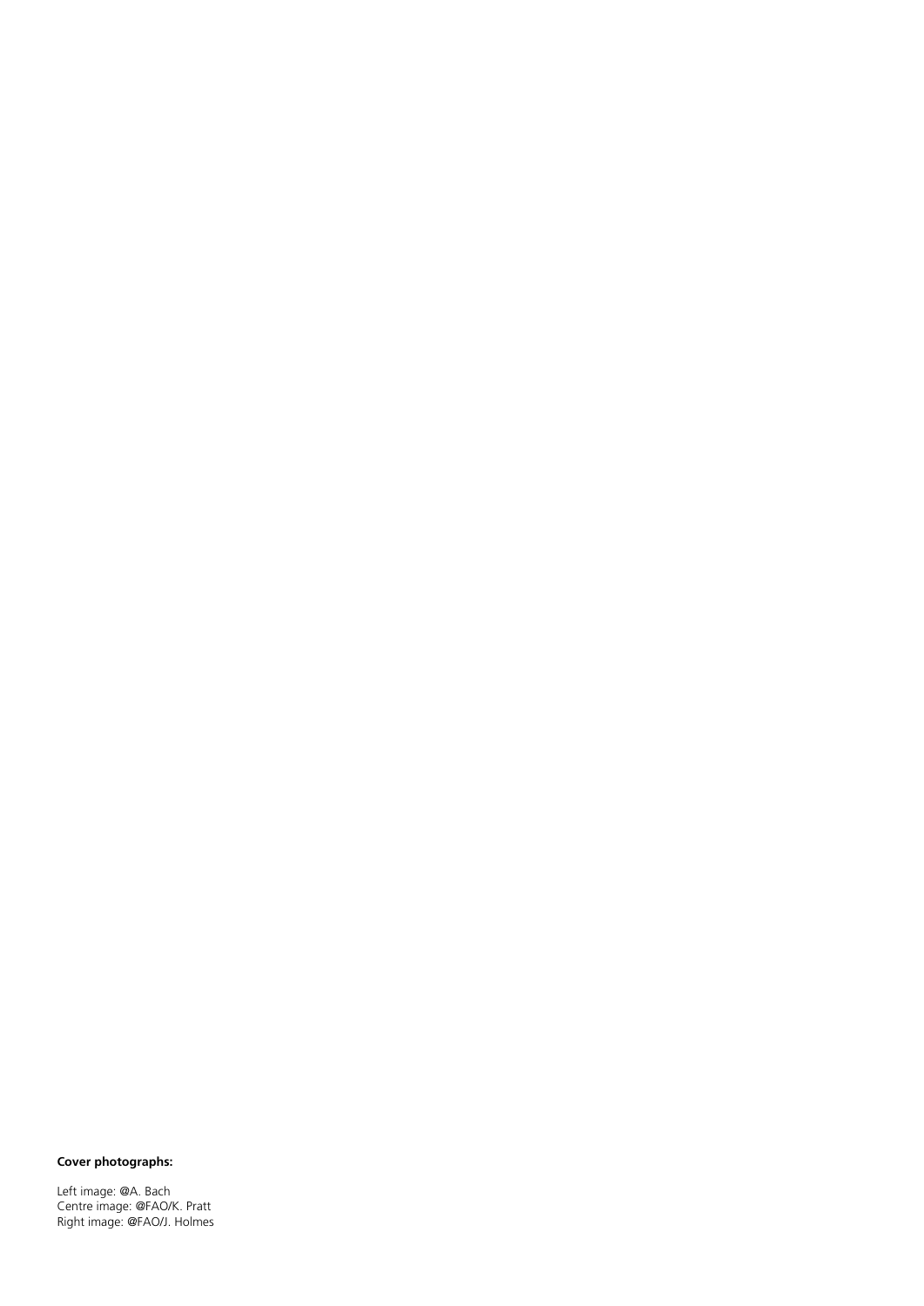**Cover photographs:**

Left image: @A. Bach
Centre image: @FAO/K. Pratt
Right image: @FAO/J. Holmes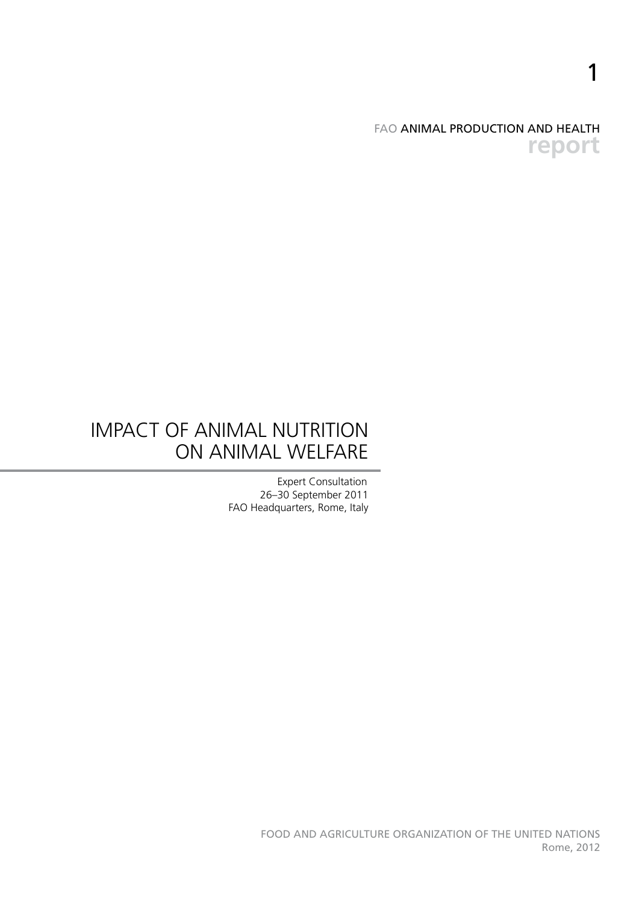1

FAO ANIMAL PRODUCTION AND HEALTH
**report**

# IMPACT OF ANIMAL NUTRITION ON ANIMAL WELFARE

Expert Consultation
26–30 September 2011
FAO Headquarters, Rome, Italy

FOOD AND AGRICULTURE ORGANIZATION OF THE UNITED NATIONS
Rome, 2012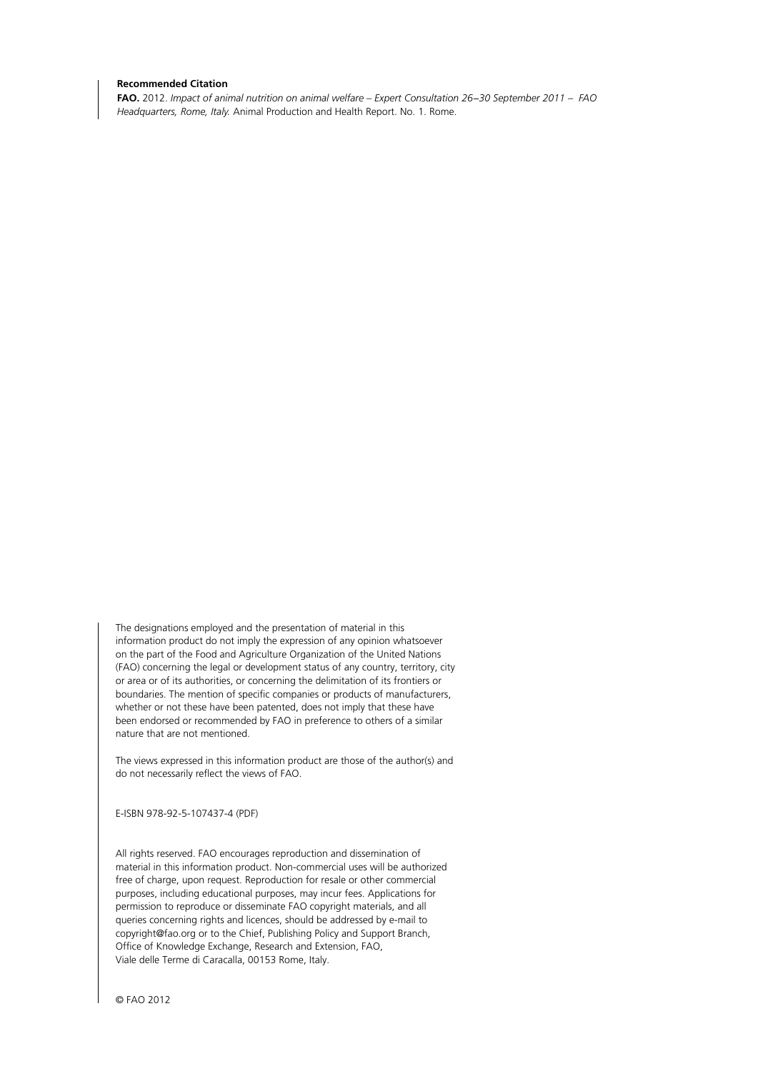**Recommended Citation**

**FAO.** 2012. *Impact of animal nutrition on animal welfare – Expert Consultation 26–30 September 2011 – FAO Headquarters, Rome, Italy.* Animal Production and Health Report. No. 1. Rome.

The designations employed and the presentation of material in this information product do not imply the expression of any opinion whatsoever on the part of the Food and Agriculture Organization of the United Nations (FAO) concerning the legal or development status of any country, territory, city or area or of its authorities, or concerning the delimitation of its frontiers or boundaries. The mention of specific companies or products of manufacturers, whether or not these have been patented, does not imply that these have been endorsed or recommended by FAO in preference to others of a similar nature that are not mentioned.

The views expressed in this information product are those of the author(s) and do not necessarily reflect the views of FAO.

E-ISBN 978-92-5-107437-4 (PDF)

All rights reserved. FAO encourages reproduction and dissemination of material in this information product. Non-commercial uses will be authorized free of charge, upon request. Reproduction for resale or other commercial purposes, including educational purposes, may incur fees. Applications for permission to reproduce or disseminate FAO copyright materials, and all queries concerning rights and licences, should be addressed by e-mail to copyright@fao.org or to the Chief, Publishing Policy and Support Branch, Office of Knowledge Exchange, Research and Extension, FAO, Viale delle Terme di Caracalla, 00153 Rome, Italy.

© FAO 2012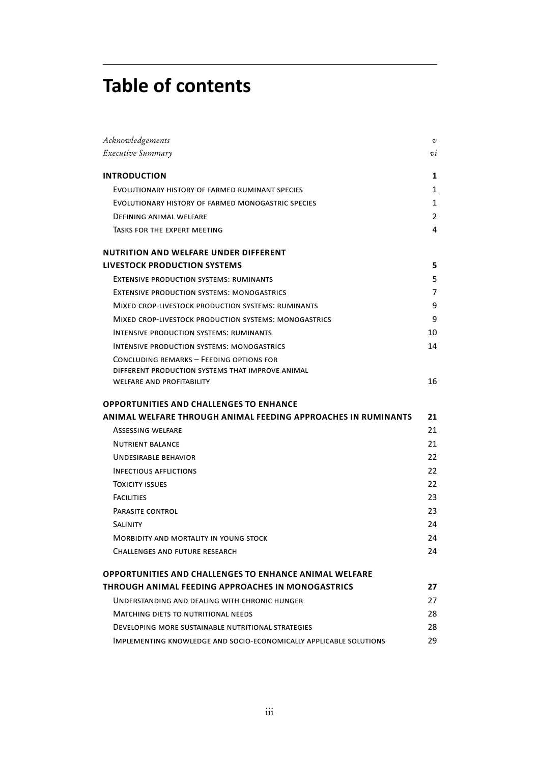# Table of contents

| | |
|---|---|
| *Acknowledgements* | *v* |
| *Executive Summary* | *vi* |
| **INTRODUCTION** | **1** |
| Evolutionary history of farmed ruminant species | 1 |
| Evolutionary history of farmed monogastric species | 1 |
| Defining animal welfare | 2 |
| Tasks for the expert meeting | 4 |
| **NUTRITION AND WELFARE UNDER DIFFERENT LIVESTOCK PRODUCTION SYSTEMS** | **5** |
| Extensive production systems: ruminants | 5 |
| Extensive production systems: monogastrics | 7 |
| Mixed crop-livestock production systems: ruminants | 9 |
| Mixed crop-livestock production systems: monogastrics | 9 |
| Intensive production systems: ruminants | 10 |
| Intensive production systems: monogastrics | 14 |
| Concluding remarks – Feeding options for different production systems that improve animal welfare and profitability | 16 |
| **OPPORTUNITIES AND CHALLENGES TO ENHANCE ANIMAL WELFARE THROUGH ANIMAL FEEDING APPROACHES IN RUMINANTS** | **21** |
| Assessing welfare | 21 |
| Nutrient balance | 21 |
| Undesirable behavior | 22 |
| Infectious afflictions | 22 |
| Toxicity issues | 22 |
| Facilities | 23 |
| Parasite control | 23 |
| Salinity | 24 |
| Morbidity and mortality in young stock | 24 |
| Challenges and future research | 24 |
| **OPPORTUNITIES AND CHALLENGES TO ENHANCE ANIMAL WELFARE THROUGH ANIMAL FEEDING APPROACHES IN MONOGASTRICS** | **27** |
| Understanding and dealing with chronic hunger | 27 |
| Matching diets to nutritional needs | 28 |
| Developing more sustainable nutritional strategies | 28 |
| Implementing knowledge and socio-economically applicable solutions | 29 |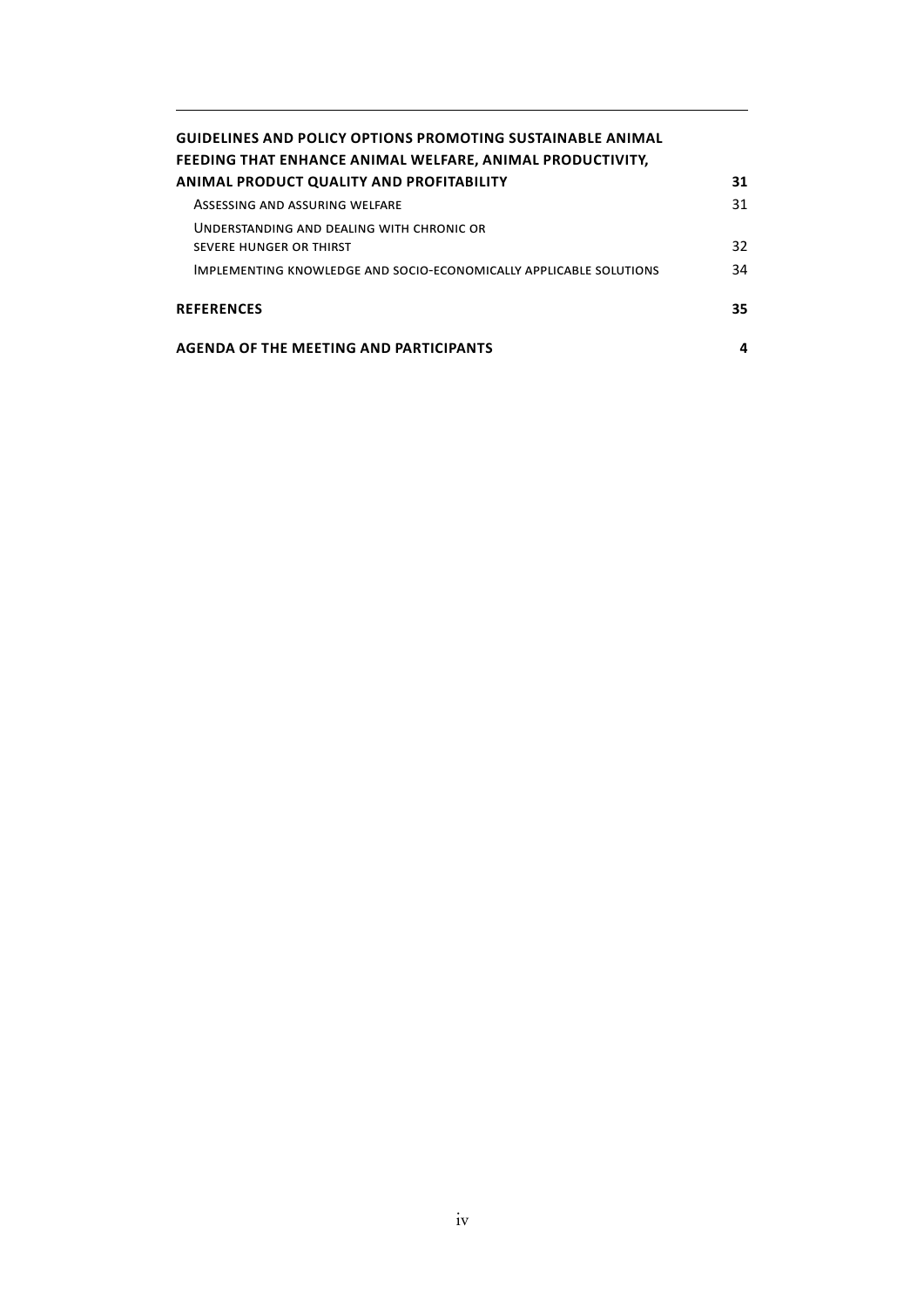**GUIDELINES AND POLICY OPTIONS PROMOTING SUSTAINABLE ANIMAL FEEDING THAT ENHANCE ANIMAL WELFARE, ANIMAL PRODUCTIVITY, ANIMAL PRODUCT QUALITY AND PROFITABILITY** **31**

- Assessing and assuring welfare 31
- Understanding and dealing with chronic or severe hunger or thirst 32
- Implementing knowledge and socio-economically applicable solutions 34

**REFERENCES** **35**

**AGENDA OF THE MEETING AND PARTICIPANTS** **4**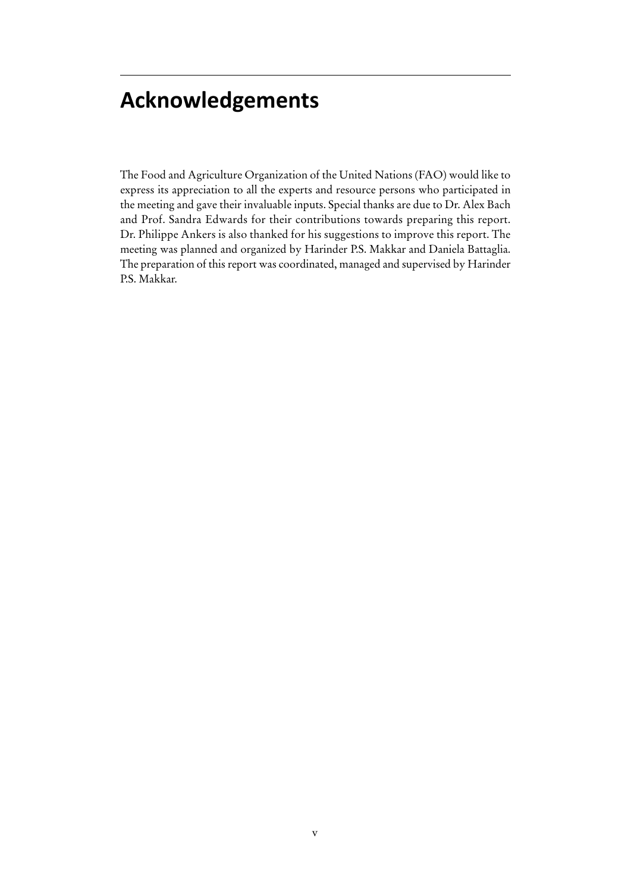# Acknowledgements

The Food and Agriculture Organization of the United Nations (FAO) would like to express its appreciation to all the experts and resource persons who participated in the meeting and gave their invaluable inputs. Special thanks are due to Dr. Alex Bach and Prof. Sandra Edwards for their contributions towards preparing this report. Dr. Philippe Ankers is also thanked for his suggestions to improve this report. The meeting was planned and organized by Harinder P.S. Makkar and Daniela Battaglia. The preparation of this report was coordinated, managed and supervised by Harinder P.S. Makkar.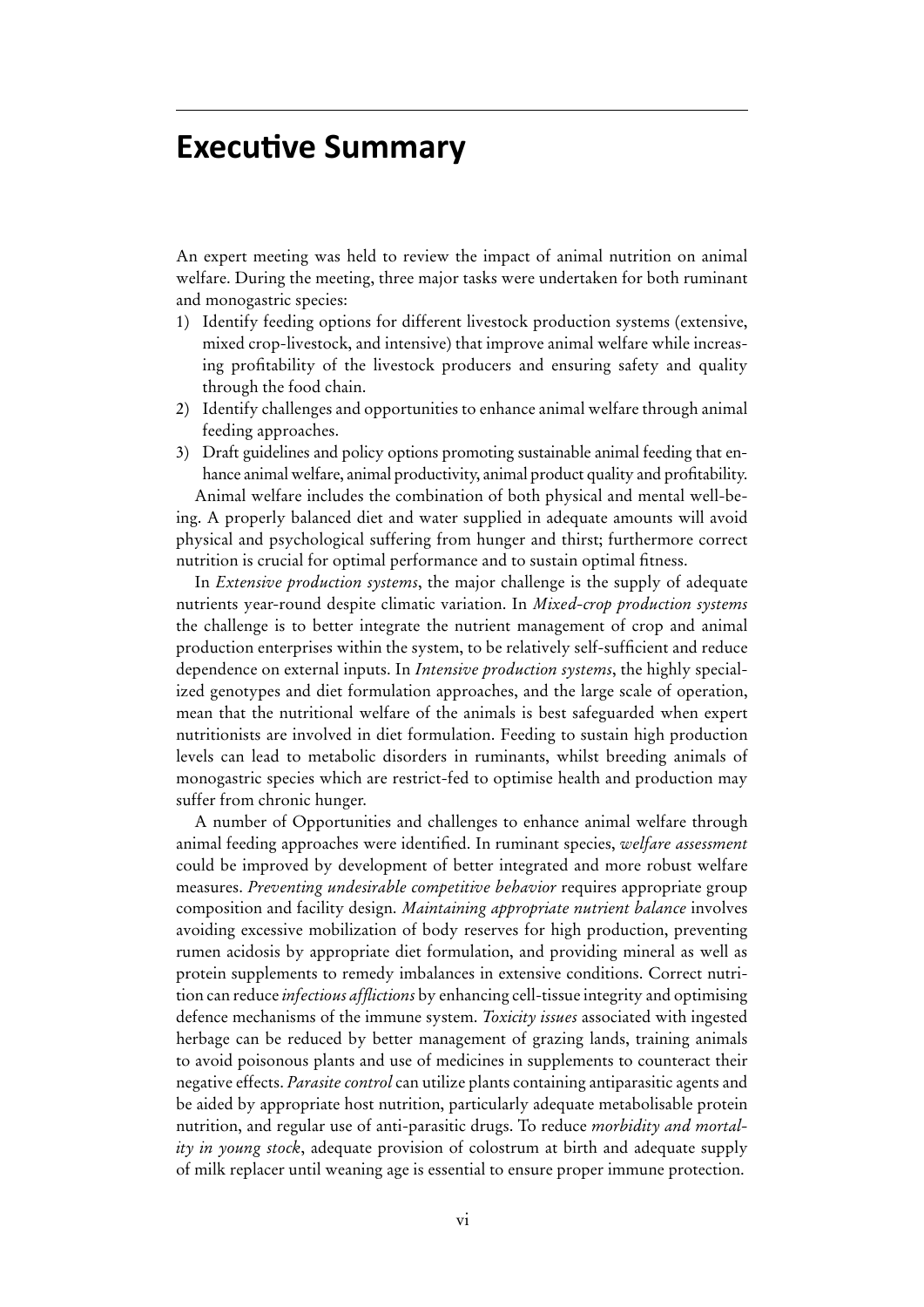# Executive Summary

An expert meeting was held to review the impact of animal nutrition on animal welfare. During the meeting, three major tasks were undertaken for both ruminant and monogastric species:

1) Identify feeding options for different livestock production systems (extensive, mixed crop-livestock, and intensive) that improve animal welfare while increasing profitability of the livestock producers and ensuring safety and quality through the food chain.
2) Identify challenges and opportunities to enhance animal welfare through animal feeding approaches.
3) Draft guidelines and policy options promoting sustainable animal feeding that enhance animal welfare, animal productivity, animal product quality and profitability.

Animal welfare includes the combination of both physical and mental well-being. A properly balanced diet and water supplied in adequate amounts will avoid physical and psychological suffering from hunger and thirst; furthermore correct nutrition is crucial for optimal performance and to sustain optimal fitness.

In *Extensive production systems*, the major challenge is the supply of adequate nutrients year-round despite climatic variation. In *Mixed-crop production systems* the challenge is to better integrate the nutrient management of crop and animal production enterprises within the system, to be relatively self-sufficient and reduce dependence on external inputs. In *Intensive production systems*, the highly specialized genotypes and diet formulation approaches, and the large scale of operation, mean that the nutritional welfare of the animals is best safeguarded when expert nutritionists are involved in diet formulation. Feeding to sustain high production levels can lead to metabolic disorders in ruminants, whilst breeding animals of monogastric species which are restrict-fed to optimise health and production may suffer from chronic hunger.

A number of Opportunities and challenges to enhance animal welfare through animal feeding approaches were identified. In ruminant species, *welfare assessment* could be improved by development of better integrated and more robust welfare measures. *Preventing undesirable competitive behavior* requires appropriate group composition and facility design. *Maintaining appropriate nutrient balance* involves avoiding excessive mobilization of body reserves for high production, preventing rumen acidosis by appropriate diet formulation, and providing mineral as well as protein supplements to remedy imbalances in extensive conditions. Correct nutrition can reduce *infectious afflictions* by enhancing cell-tissue integrity and optimising defence mechanisms of the immune system. *Toxicity issues* associated with ingested herbage can be reduced by better management of grazing lands, training animals to avoid poisonous plants and use of medicines in supplements to counteract their negative effects. *Parasite control* can utilize plants containing antiparasitic agents and be aided by appropriate host nutrition, particularly adequate metabolisable protein nutrition, and regular use of anti-parasitic drugs. To reduce *morbidity and mortality in young stock*, adequate provision of colostrum at birth and adequate supply of milk replacer until weaning age is essential to ensure proper immune protection.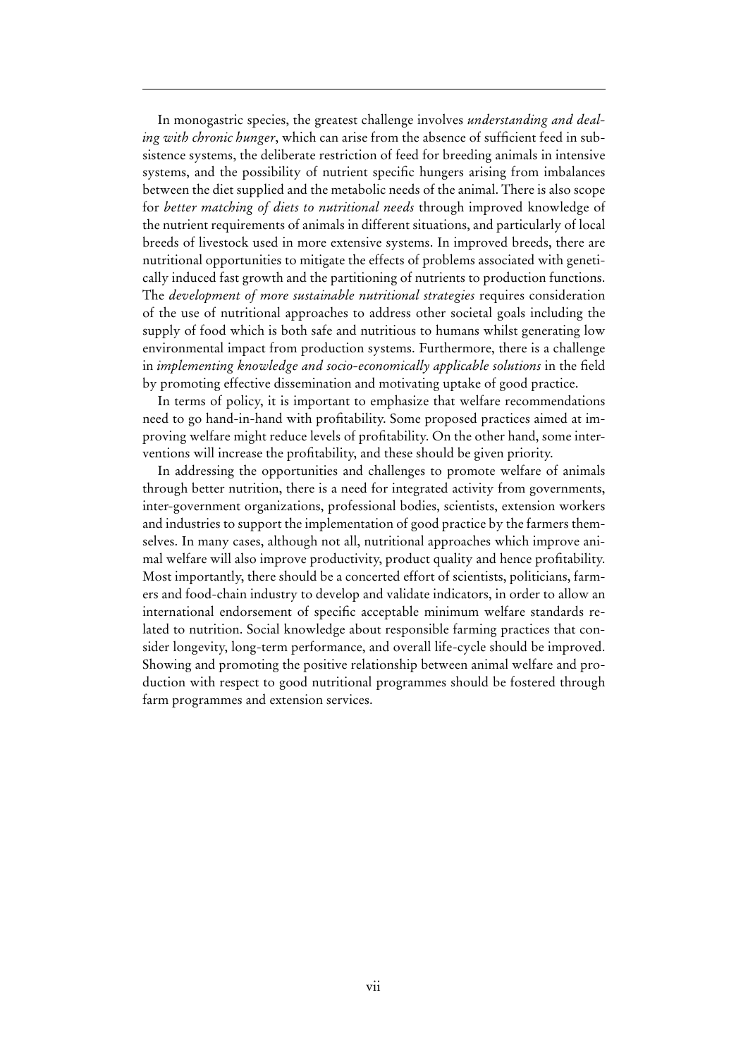In monogastric species, the greatest challenge involves *understanding and dealing with chronic hunger*, which can arise from the absence of sufficient feed in subsistence systems, the deliberate restriction of feed for breeding animals in intensive systems, and the possibility of nutrient specific hungers arising from imbalances between the diet supplied and the metabolic needs of the animal. There is also scope for *better matching of diets to nutritional needs* through improved knowledge of the nutrient requirements of animals in different situations, and particularly of local breeds of livestock used in more extensive systems. In improved breeds, there are nutritional opportunities to mitigate the effects of problems associated with genetically induced fast growth and the partitioning of nutrients to production functions. The *development of more sustainable nutritional strategies* requires consideration of the use of nutritional approaches to address other societal goals including the supply of food which is both safe and nutritious to humans whilst generating low environmental impact from production systems. Furthermore, there is a challenge in *implementing knowledge and socio-economically applicable solutions* in the field by promoting effective dissemination and motivating uptake of good practice.

In terms of policy, it is important to emphasize that welfare recommendations need to go hand-in-hand with profitability. Some proposed practices aimed at improving welfare might reduce levels of profitability. On the other hand, some interventions will increase the profitability, and these should be given priority.

In addressing the opportunities and challenges to promote welfare of animals through better nutrition, there is a need for integrated activity from governments, inter-government organizations, professional bodies, scientists, extension workers and industries to support the implementation of good practice by the farmers themselves. In many cases, although not all, nutritional approaches which improve animal welfare will also improve productivity, product quality and hence profitability. Most importantly, there should be a concerted effort of scientists, politicians, farmers and food-chain industry to develop and validate indicators, in order to allow an international endorsement of specific acceptable minimum welfare standards related to nutrition. Social knowledge about responsible farming practices that consider longevity, long-term performance, and overall life-cycle should be improved. Showing and promoting the positive relationship between animal welfare and production with respect to good nutritional programmes should be fostered through farm programmes and extension services.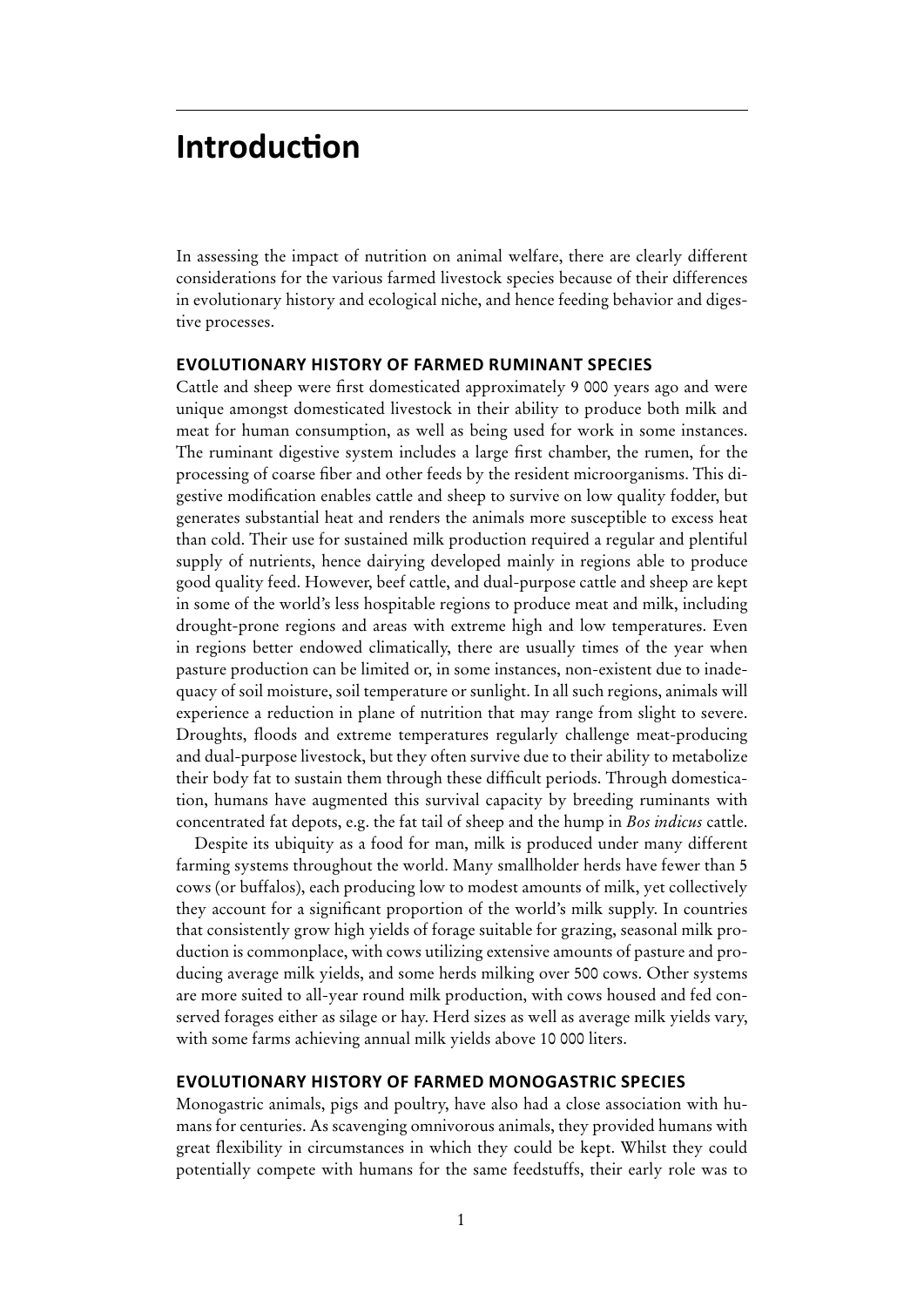# Introduction

In assessing the impact of nutrition on animal welfare, there are clearly different considerations for the various farmed livestock species because of their differences in evolutionary history and ecological niche, and hence feeding behavior and digestive processes.

## EVOLUTIONARY HISTORY OF FARMED RUMINANT SPECIES

Cattle and sheep were first domesticated approximately 9 000 years ago and were unique amongst domesticated livestock in their ability to produce both milk and meat for human consumption, as well as being used for work in some instances. The ruminant digestive system includes a large first chamber, the rumen, for the processing of coarse fiber and other feeds by the resident microorganisms. This digestive modification enables cattle and sheep to survive on low quality fodder, but generates substantial heat and renders the animals more susceptible to excess heat than cold. Their use for sustained milk production required a regular and plentiful supply of nutrients, hence dairying developed mainly in regions able to produce good quality feed. However, beef cattle, and dual-purpose cattle and sheep are kept in some of the world's less hospitable regions to produce meat and milk, including drought-prone regions and areas with extreme high and low temperatures. Even in regions better endowed climatically, there are usually times of the year when pasture production can be limited or, in some instances, non-existent due to inadequacy of soil moisture, soil temperature or sunlight. In all such regions, animals will experience a reduction in plane of nutrition that may range from slight to severe. Droughts, floods and extreme temperatures regularly challenge meat-producing and dual-purpose livestock, but they often survive due to their ability to metabolize their body fat to sustain them through these difficult periods. Through domestication, humans have augmented this survival capacity by breeding ruminants with concentrated fat depots, e.g. the fat tail of sheep and the hump in *Bos indicus* cattle.

Despite its ubiquity as a food for man, milk is produced under many different farming systems throughout the world. Many smallholder herds have fewer than 5 cows (or buffalos), each producing low to modest amounts of milk, yet collectively they account for a significant proportion of the world's milk supply. In countries that consistently grow high yields of forage suitable for grazing, seasonal milk production is commonplace, with cows utilizing extensive amounts of pasture and producing average milk yields, and some herds milking over 500 cows. Other systems are more suited to all-year round milk production, with cows housed and fed conserved forages either as silage or hay. Herd sizes as well as average milk yields vary, with some farms achieving annual milk yields above 10 000 liters.

## EVOLUTIONARY HISTORY OF FARMED MONOGASTRIC SPECIES

Monogastric animals, pigs and poultry, have also had a close association with humans for centuries. As scavenging omnivorous animals, they provided humans with great flexibility in circumstances in which they could be kept. Whilst they could potentially compete with humans for the same feedstuffs, their early role was to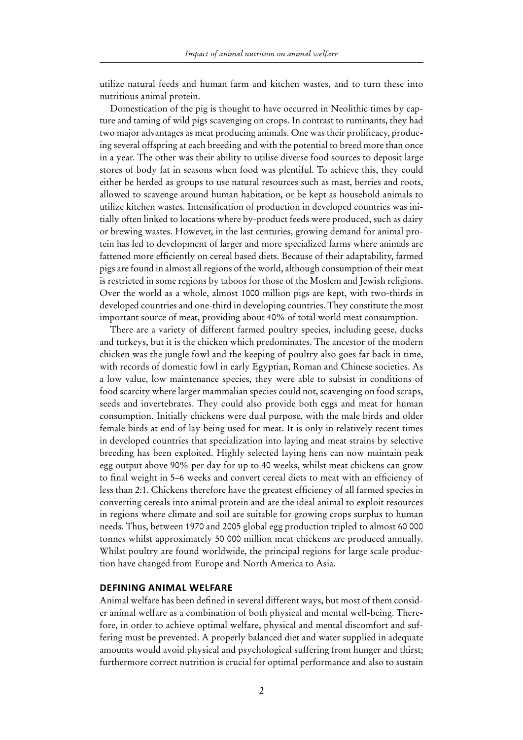utilize natural feeds and human farm and kitchen wastes, and to turn these into nutritious animal protein.

Domestication of the pig is thought to have occurred in Neolithic times by capture and taming of wild pigs scavenging on crops. In contrast to ruminants, they had two major advantages as meat producing animals. One was their prolificacy, producing several offspring at each breeding and with the potential to breed more than once in a year. The other was their ability to utilise diverse food sources to deposit large stores of body fat in seasons when food was plentiful. To achieve this, they could either be herded as groups to use natural resources such as mast, berries and roots, allowed to scavenge around human habitation, or be kept as household animals to utilize kitchen wastes. Intensification of production in developed countries was initially often linked to locations where by-product feeds were produced, such as dairy or brewing wastes. However, in the last centuries, growing demand for animal protein has led to development of larger and more specialized farms where animals are fattened more efficiently on cereal based diets. Because of their adaptability, farmed pigs are found in almost all regions of the world, although consumption of their meat is restricted in some regions by taboos for those of the Moslem and Jewish religions. Over the world as a whole, almost 1000 million pigs are kept, with two-thirds in developed countries and one-third in developing countries. They constitute the most important source of meat, providing about 40% of total world meat consumption.

There are a variety of different farmed poultry species, including geese, ducks and turkeys, but it is the chicken which predominates. The ancestor of the modern chicken was the jungle fowl and the keeping of poultry also goes far back in time, with records of domestic fowl in early Egyptian, Roman and Chinese societies. As a low value, low maintenance species, they were able to subsist in conditions of food scarcity where larger mammalian species could not, scavenging on food scraps, seeds and invertebrates. They could also provide both eggs and meat for human consumption. Initially chickens were dual purpose, with the male birds and older female birds at end of lay being used for meat. It is only in relatively recent times in developed countries that specialization into laying and meat strains by selective breeding has been exploited. Highly selected laying hens can now maintain peak egg output above 90% per day for up to 40 weeks, whilst meat chickens can grow to final weight in 5–6 weeks and convert cereal diets to meat with an efficiency of less than 2:1. Chickens therefore have the greatest efficiency of all farmed species in converting cereals into animal protein and are the ideal animal to exploit resources in regions where climate and soil are suitable for growing crops surplus to human needs. Thus, between 1970 and 2005 global egg production tripled to almost 60 000 tonnes whilst approximately 50 000 million meat chickens are produced annually. Whilst poultry are found worldwide, the principal regions for large scale production have changed from Europe and North America to Asia.

## DEFINING ANIMAL WELFARE

Animal welfare has been defined in several different ways, but most of them consider animal welfare as a combination of both physical and mental well-being. Therefore, in order to achieve optimal welfare, physical and mental discomfort and suffering must be prevented. A properly balanced diet and water supplied in adequate amounts would avoid physical and psychological suffering from hunger and thirst; furthermore correct nutrition is crucial for optimal performance and also to sustain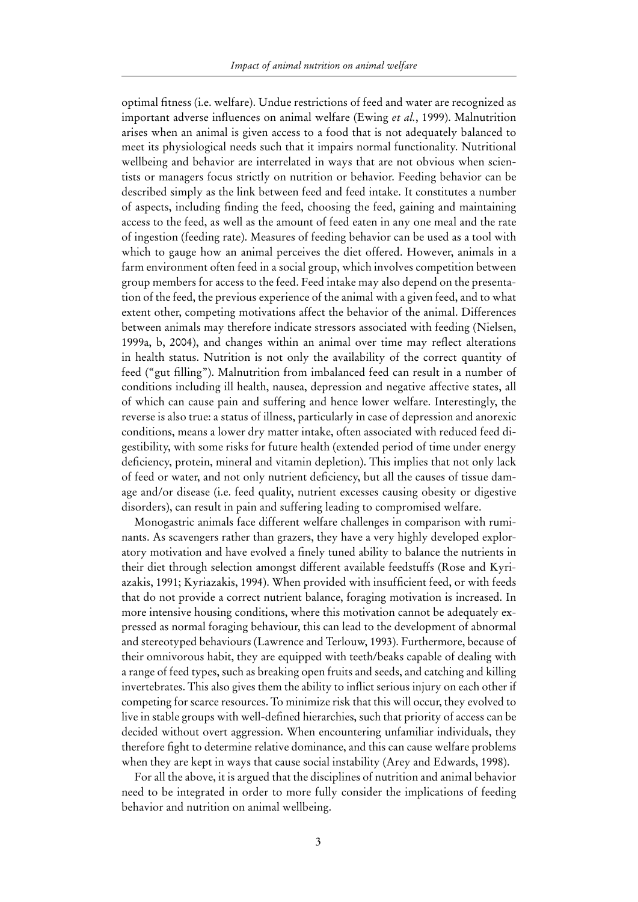optimal fitness (i.e. welfare). Undue restrictions of feed and water are recognized as important adverse influences on animal welfare (Ewing *et al.*, 1999). Malnutrition arises when an animal is given access to a food that is not adequately balanced to meet its physiological needs such that it impairs normal functionality. Nutritional wellbeing and behavior are interrelated in ways that are not obvious when scientists or managers focus strictly on nutrition or behavior. Feeding behavior can be described simply as the link between feed and feed intake. It constitutes a number of aspects, including finding the feed, choosing the feed, gaining and maintaining access to the feed, as well as the amount of feed eaten in any one meal and the rate of ingestion (feeding rate). Measures of feeding behavior can be used as a tool with which to gauge how an animal perceives the diet offered. However, animals in a farm environment often feed in a social group, which involves competition between group members for access to the feed. Feed intake may also depend on the presentation of the feed, the previous experience of the animal with a given feed, and to what extent other, competing motivations affect the behavior of the animal. Differences between animals may therefore indicate stressors associated with feeding (Nielsen, 1999a, b, 2004), and changes within an animal over time may reflect alterations in health status. Nutrition is not only the availability of the correct quantity of feed ("gut filling"). Malnutrition from imbalanced feed can result in a number of conditions including ill health, nausea, depression and negative affective states, all of which can cause pain and suffering and hence lower welfare. Interestingly, the reverse is also true: a status of illness, particularly in case of depression and anorexic conditions, means a lower dry matter intake, often associated with reduced feed digestibility, with some risks for future health (extended period of time under energy deficiency, protein, mineral and vitamin depletion). This implies that not only lack of feed or water, and not only nutrient deficiency, but all the causes of tissue damage and/or disease (i.e. feed quality, nutrient excesses causing obesity or digestive disorders), can result in pain and suffering leading to compromised welfare.

Monogastric animals face different welfare challenges in comparison with ruminants. As scavengers rather than grazers, they have a very highly developed exploratory motivation and have evolved a finely tuned ability to balance the nutrients in their diet through selection amongst different available feedstuffs (Rose and Kyriazakis, 1991; Kyriazakis, 1994). When provided with insufficient feed, or with feeds that do not provide a correct nutrient balance, foraging motivation is increased. In more intensive housing conditions, where this motivation cannot be adequately expressed as normal foraging behaviour, this can lead to the development of abnormal and stereotyped behaviours (Lawrence and Terlouw, 1993). Furthermore, because of their omnivorous habit, they are equipped with teeth/beaks capable of dealing with a range of feed types, such as breaking open fruits and seeds, and catching and killing invertebrates. This also gives them the ability to inflict serious injury on each other if competing for scarce resources. To minimize risk that this will occur, they evolved to live in stable groups with well-defined hierarchies, such that priority of access can be decided without overt aggression. When encountering unfamiliar individuals, they therefore fight to determine relative dominance, and this can cause welfare problems when they are kept in ways that cause social instability (Arey and Edwards, 1998).

For all the above, it is argued that the disciplines of nutrition and animal behavior need to be integrated in order to more fully consider the implications of feeding behavior and nutrition on animal wellbeing.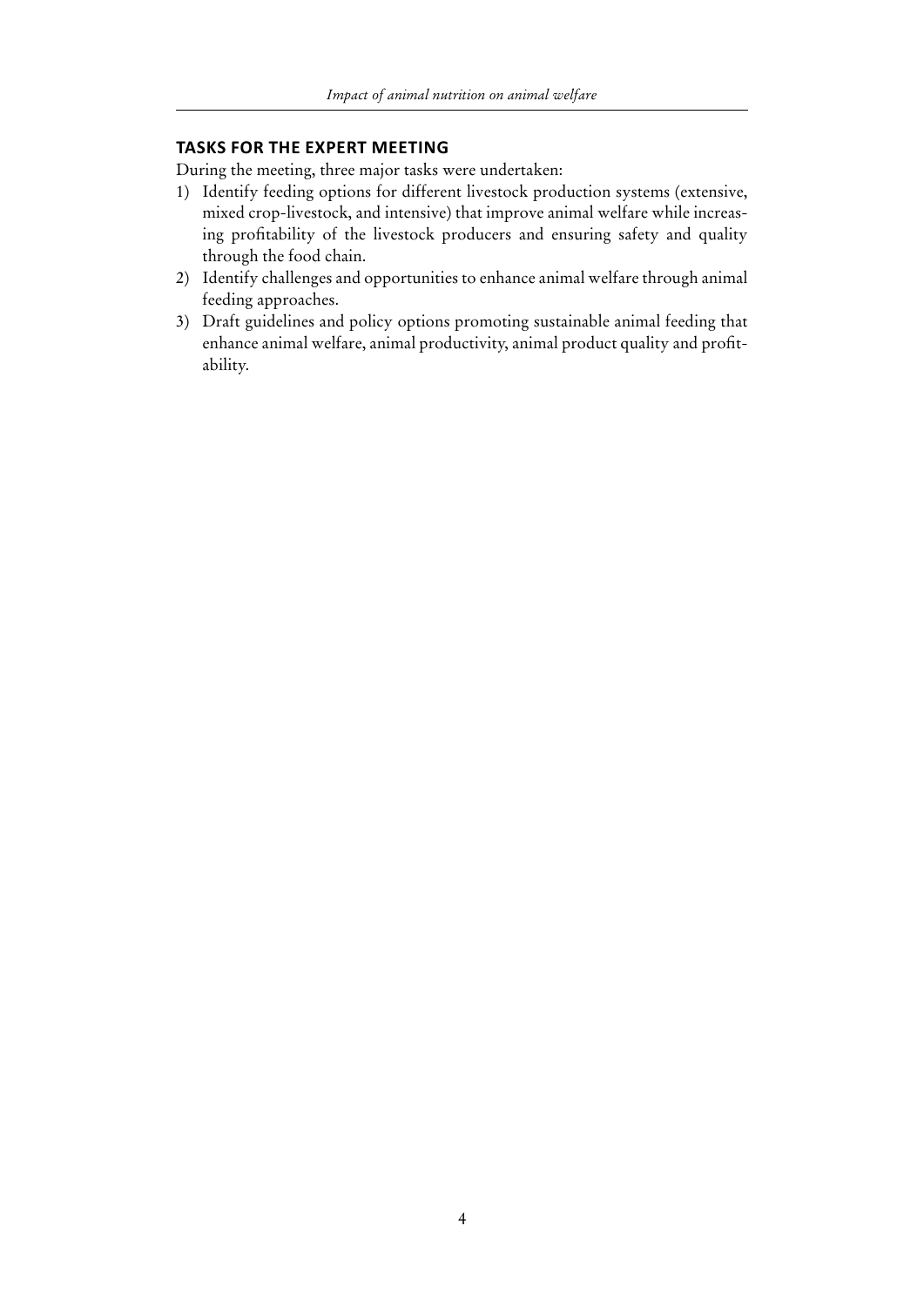## TASKS FOR THE EXPERT MEETING

During the meeting, three major tasks were undertaken:

1) Identify feeding options for different livestock production systems (extensive, mixed crop-livestock, and intensive) that improve animal welfare while increasing profitability of the livestock producers and ensuring safety and quality through the food chain.
2) Identify challenges and opportunities to enhance animal welfare through animal feeding approaches.
3) Draft guidelines and policy options promoting sustainable animal feeding that enhance animal welfare, animal productivity, animal product quality and profitability.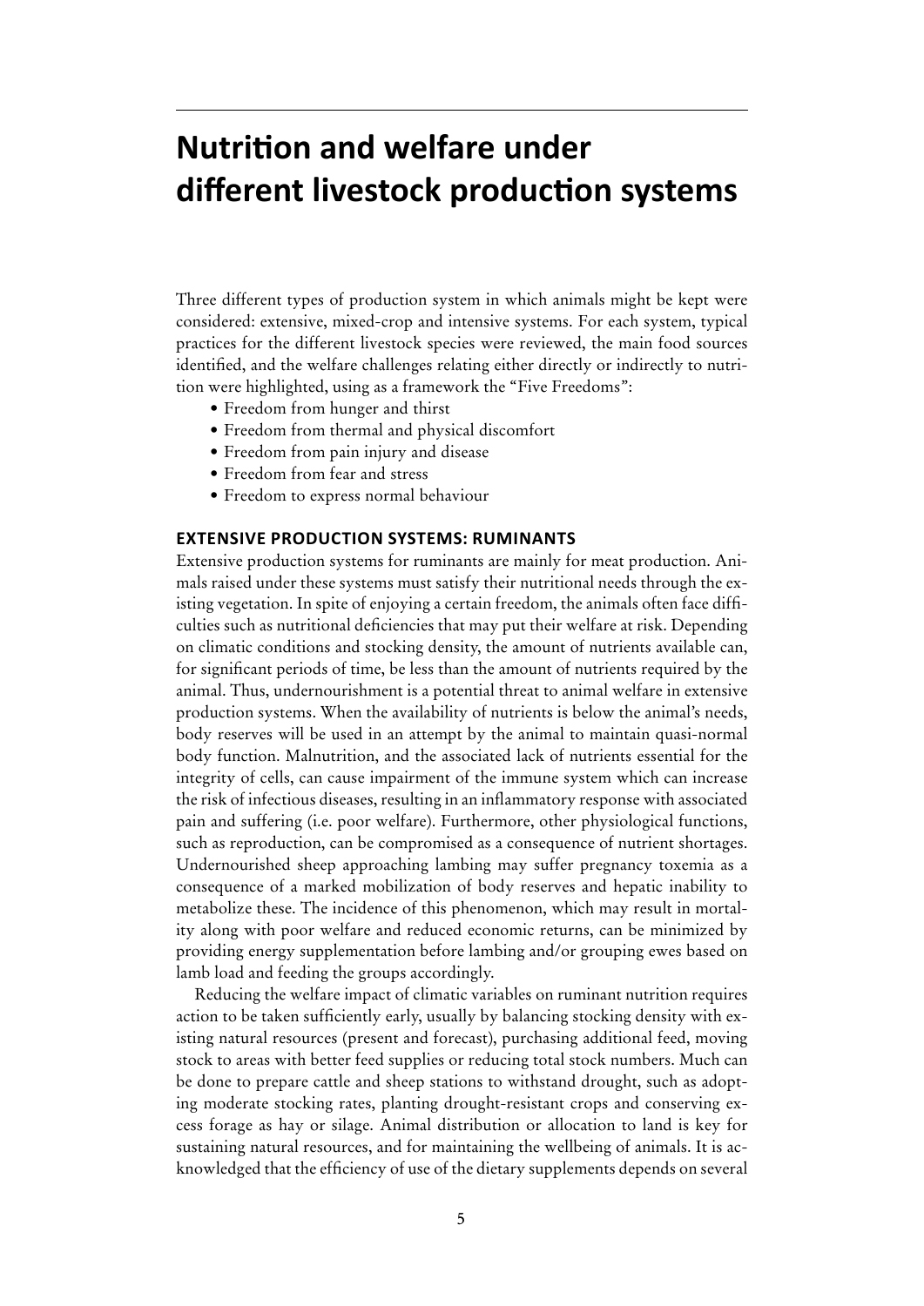# Nutrition and welfare under different livestock production systems

Three different types of production system in which animals might be kept were considered: extensive, mixed-crop and intensive systems. For each system, typical practices for the different livestock species were reviewed, the main food sources identified, and the welfare challenges relating either directly or indirectly to nutrition were highlighted, using as a framework the "Five Freedoms":

- Freedom from hunger and thirst
- Freedom from thermal and physical discomfort
- Freedom from pain injury and disease
- Freedom from fear and stress
- Freedom to express normal behaviour

## EXTENSIVE PRODUCTION SYSTEMS: RUMINANTS

Extensive production systems for ruminants are mainly for meat production. Animals raised under these systems must satisfy their nutritional needs through the existing vegetation. In spite of enjoying a certain freedom, the animals often face difficulties such as nutritional deficiencies that may put their welfare at risk. Depending on climatic conditions and stocking density, the amount of nutrients available can, for significant periods of time, be less than the amount of nutrients required by the animal. Thus, undernourishment is a potential threat to animal welfare in extensive production systems. When the availability of nutrients is below the animal's needs, body reserves will be used in an attempt by the animal to maintain quasi-normal body function. Malnutrition, and the associated lack of nutrients essential for the integrity of cells, can cause impairment of the immune system which can increase the risk of infectious diseases, resulting in an inflammatory response with associated pain and suffering (i.e. poor welfare). Furthermore, other physiological functions, such as reproduction, can be compromised as a consequence of nutrient shortages. Undernourished sheep approaching lambing may suffer pregnancy toxemia as a consequence of a marked mobilization of body reserves and hepatic inability to metabolize these. The incidence of this phenomenon, which may result in mortality along with poor welfare and reduced economic returns, can be minimized by providing energy supplementation before lambing and/or grouping ewes based on lamb load and feeding the groups accordingly.

Reducing the welfare impact of climatic variables on ruminant nutrition requires action to be taken sufficiently early, usually by balancing stocking density with existing natural resources (present and forecast), purchasing additional feed, moving stock to areas with better feed supplies or reducing total stock numbers. Much can be done to prepare cattle and sheep stations to withstand drought, such as adopting moderate stocking rates, planting drought-resistant crops and conserving excess forage as hay or silage. Animal distribution or allocation to land is key for sustaining natural resources, and for maintaining the wellbeing of animals. It is acknowledged that the efficiency of use of the dietary supplements depends on several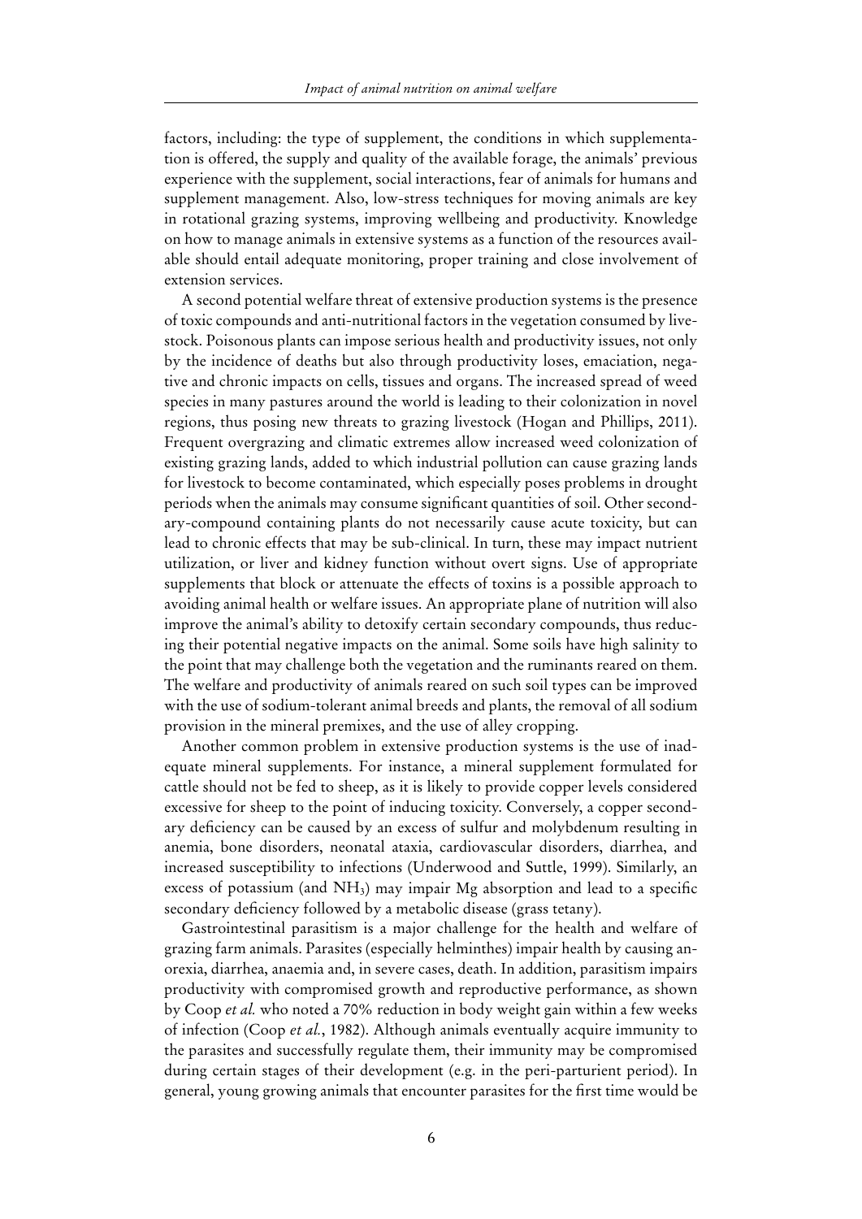factors, including: the type of supplement, the conditions in which supplementation is offered, the supply and quality of the available forage, the animals' previous experience with the supplement, social interactions, fear of animals for humans and supplement management. Also, low-stress techniques for moving animals are key in rotational grazing systems, improving wellbeing and productivity. Knowledge on how to manage animals in extensive systems as a function of the resources available should entail adequate monitoring, proper training and close involvement of extension services.

A second potential welfare threat of extensive production systems is the presence of toxic compounds and anti-nutritional factors in the vegetation consumed by livestock. Poisonous plants can impose serious health and productivity issues, not only by the incidence of deaths but also through productivity loses, emaciation, negative and chronic impacts on cells, tissues and organs. The increased spread of weed species in many pastures around the world is leading to their colonization in novel regions, thus posing new threats to grazing livestock (Hogan and Phillips, 2011). Frequent overgrazing and climatic extremes allow increased weed colonization of existing grazing lands, added to which industrial pollution can cause grazing lands for livestock to become contaminated, which especially poses problems in drought periods when the animals may consume significant quantities of soil. Other secondary-compound containing plants do not necessarily cause acute toxicity, but can lead to chronic effects that may be sub-clinical. In turn, these may impact nutrient utilization, or liver and kidney function without overt signs. Use of appropriate supplements that block or attenuate the effects of toxins is a possible approach to avoiding animal health or welfare issues. An appropriate plane of nutrition will also improve the animal's ability to detoxify certain secondary compounds, thus reducing their potential negative impacts on the animal. Some soils have high salinity to the point that may challenge both the vegetation and the ruminants reared on them. The welfare and productivity of animals reared on such soil types can be improved with the use of sodium-tolerant animal breeds and plants, the removal of all sodium provision in the mineral premixes, and the use of alley cropping.

Another common problem in extensive production systems is the use of inadequate mineral supplements. For instance, a mineral supplement formulated for cattle should not be fed to sheep, as it is likely to provide copper levels considered excessive for sheep to the point of inducing toxicity. Conversely, a copper secondary deficiency can be caused by an excess of sulfur and molybdenum resulting in anemia, bone disorders, neonatal ataxia, cardiovascular disorders, diarrhea, and increased susceptibility to infections (Underwood and Suttle, 1999). Similarly, an excess of potassium (and $NH_3$) may impair Mg absorption and lead to a specific secondary deficiency followed by a metabolic disease (grass tetany).

Gastrointestinal parasitism is a major challenge for the health and welfare of grazing farm animals. Parasites (especially helminthes) impair health by causing anorexia, diarrhea, anaemia and, in severe cases, death. In addition, parasitism impairs productivity with compromised growth and reproductive performance, as shown by Coop *et al.* who noted a 70% reduction in body weight gain within a few weeks of infection (Coop *et al.*, 1982). Although animals eventually acquire immunity to the parasites and successfully regulate them, their immunity may be compromised during certain stages of their development (e.g. in the peri-parturient period). In general, young growing animals that encounter parasites for the first time would be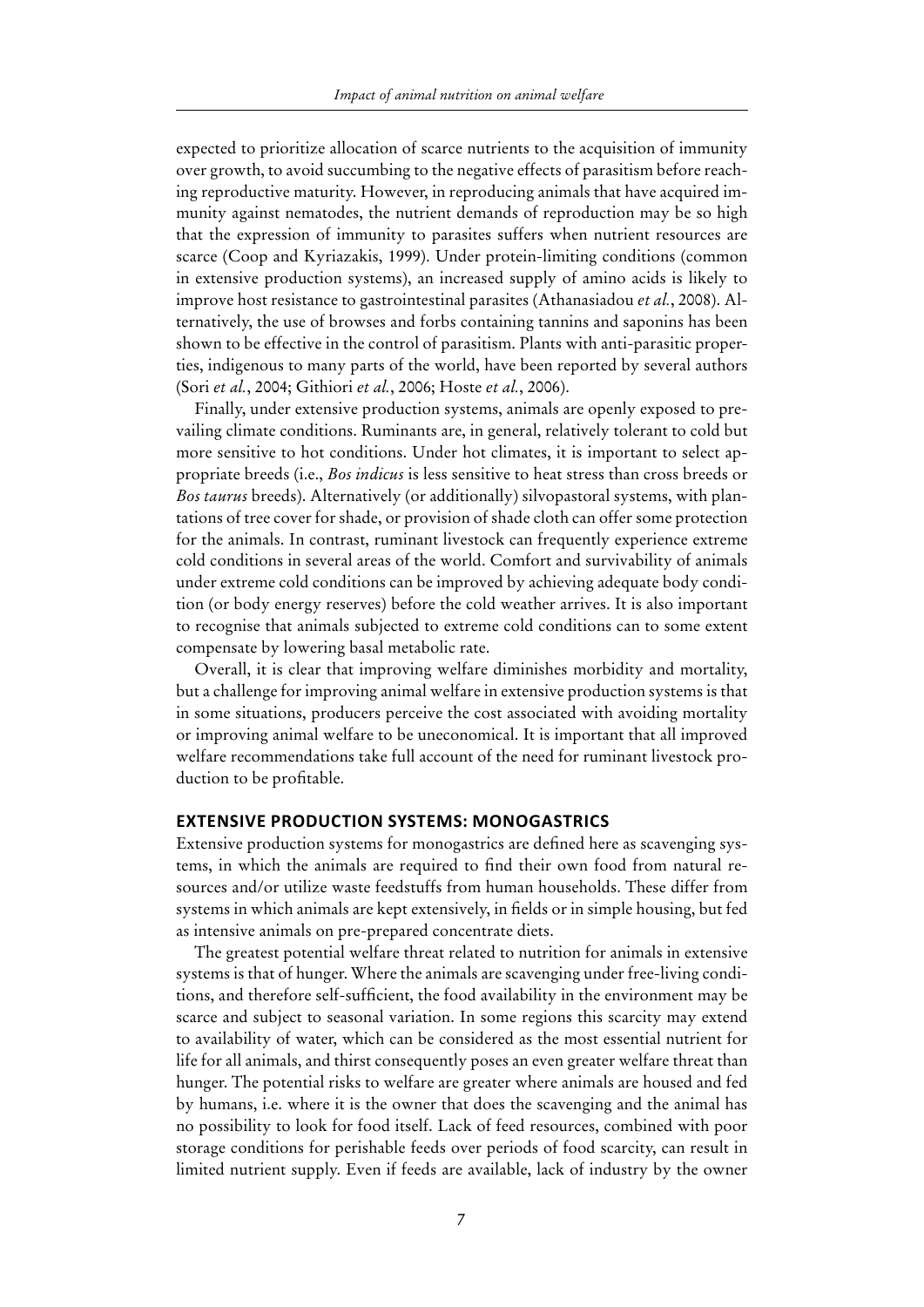expected to prioritize allocation of scarce nutrients to the acquisition of immunity over growth, to avoid succumbing to the negative effects of parasitism before reaching reproductive maturity. However, in reproducing animals that have acquired immunity against nematodes, the nutrient demands of reproduction may be so high that the expression of immunity to parasites suffers when nutrient resources are scarce (Coop and Kyriazakis, 1999). Under protein-limiting conditions (common in extensive production systems), an increased supply of amino acids is likely to improve host resistance to gastrointestinal parasites (Athanasiadou *et al.*, 2008). Alternatively, the use of browses and forbs containing tannins and saponins has been shown to be effective in the control of parasitism. Plants with anti-parasitic properties, indigenous to many parts of the world, have been reported by several authors (Sori *et al.*, 2004; Githiori *et al.*, 2006; Hoste *et al.*, 2006).

Finally, under extensive production systems, animals are openly exposed to prevailing climate conditions. Ruminants are, in general, relatively tolerant to cold but more sensitive to hot conditions. Under hot climates, it is important to select appropriate breeds (i.e., *Bos indicus* is less sensitive to heat stress than cross breeds or *Bos taurus* breeds). Alternatively (or additionally) silvopastoral systems, with plantations of tree cover for shade, or provision of shade cloth can offer some protection for the animals. In contrast, ruminant livestock can frequently experience extreme cold conditions in several areas of the world. Comfort and survivability of animals under extreme cold conditions can be improved by achieving adequate body condition (or body energy reserves) before the cold weather arrives. It is also important to recognise that animals subjected to extreme cold conditions can to some extent compensate by lowering basal metabolic rate.

Overall, it is clear that improving welfare diminishes morbidity and mortality, but a challenge for improving animal welfare in extensive production systems is that in some situations, producers perceive the cost associated with avoiding mortality or improving animal welfare to be uneconomical. It is important that all improved welfare recommendations take full account of the need for ruminant livestock production to be profitable.

## EXTENSIVE PRODUCTION SYSTEMS: MONOGASTRICS

Extensive production systems for monogastrics are defined here as scavenging systems, in which the animals are required to find their own food from natural resources and/or utilize waste feedstuffs from human households. These differ from systems in which animals are kept extensively, in fields or in simple housing, but fed as intensive animals on pre-prepared concentrate diets.

The greatest potential welfare threat related to nutrition for animals in extensive systems is that of hunger. Where the animals are scavenging under free-living conditions, and therefore self-sufficient, the food availability in the environment may be scarce and subject to seasonal variation. In some regions this scarcity may extend to availability of water, which can be considered as the most essential nutrient for life for all animals, and thirst consequently poses an even greater welfare threat than hunger. The potential risks to welfare are greater where animals are housed and fed by humans, i.e. where it is the owner that does the scavenging and the animal has no possibility to look for food itself. Lack of feed resources, combined with poor storage conditions for perishable feeds over periods of food scarcity, can result in limited nutrient supply. Even if feeds are available, lack of industry by the owner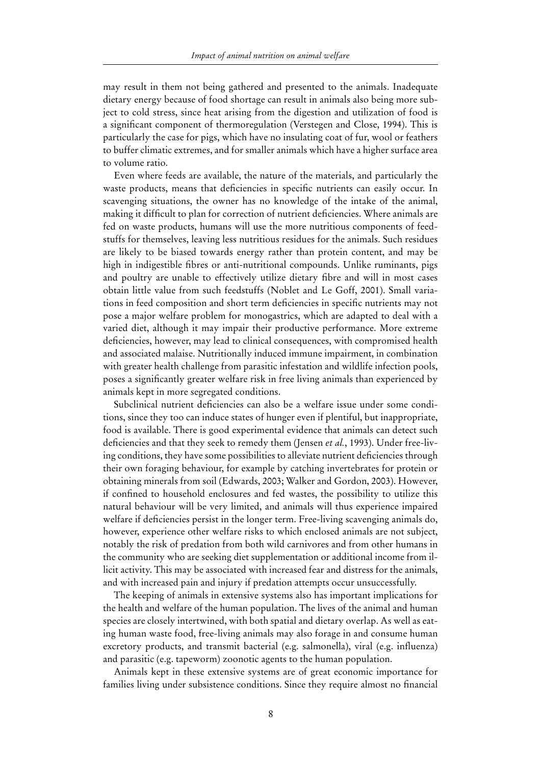may result in them not being gathered and presented to the animals. Inadequate dietary energy because of food shortage can result in animals also being more subject to cold stress, since heat arising from the digestion and utilization of food is a significant component of thermoregulation (Verstegen and Close, 1994). This is particularly the case for pigs, which have no insulating coat of fur, wool or feathers to buffer climatic extremes, and for smaller animals which have a higher surface area to volume ratio.

Even where feeds are available, the nature of the materials, and particularly the waste products, means that deficiencies in specific nutrients can easily occur. In scavenging situations, the owner has no knowledge of the intake of the animal, making it difficult to plan for correction of nutrient deficiencies. Where animals are fed on waste products, humans will use the more nutritious components of feedstuffs for themselves, leaving less nutritious residues for the animals. Such residues are likely to be biased towards energy rather than protein content, and may be high in indigestible fibres or anti-nutritional compounds. Unlike ruminants, pigs and poultry are unable to effectively utilize dietary fibre and will in most cases obtain little value from such feedstuffs (Noblet and Le Goff, 2001). Small variations in feed composition and short term deficiencies in specific nutrients may not pose a major welfare problem for monogastrics, which are adapted to deal with a varied diet, although it may impair their productive performance. More extreme deficiencies, however, may lead to clinical consequences, with compromised health and associated malaise. Nutritionally induced immune impairment, in combination with greater health challenge from parasitic infestation and wildlife infection pools, poses a significantly greater welfare risk in free living animals than experienced by animals kept in more segregated conditions.

Subclinical nutrient deficiencies can also be a welfare issue under some conditions, since they too can induce states of hunger even if plentiful, but inappropriate, food is available. There is good experimental evidence that animals can detect such deficiencies and that they seek to remedy them (Jensen *et al.*, 1993). Under free-living conditions, they have some possibilities to alleviate nutrient deficiencies through their own foraging behaviour, for example by catching invertebrates for protein or obtaining minerals from soil (Edwards, 2003; Walker and Gordon, 2003). However, if confined to household enclosures and fed wastes, the possibility to utilize this natural behaviour will be very limited, and animals will thus experience impaired welfare if deficiencies persist in the longer term. Free-living scavenging animals do, however, experience other welfare risks to which enclosed animals are not subject, notably the risk of predation from both wild carnivores and from other humans in the community who are seeking diet supplementation or additional income from illicit activity. This may be associated with increased fear and distress for the animals, and with increased pain and injury if predation attempts occur unsuccessfully.

The keeping of animals in extensive systems also has important implications for the health and welfare of the human population. The lives of the animal and human species are closely intertwined, with both spatial and dietary overlap. As well as eating human waste food, free-living animals may also forage in and consume human excretory products, and transmit bacterial (e.g. salmonella), viral (e.g. influenza) and parasitic (e.g. tapeworm) zoonotic agents to the human population.

Animals kept in these extensive systems are of great economic importance for families living under subsistence conditions. Since they require almost no financial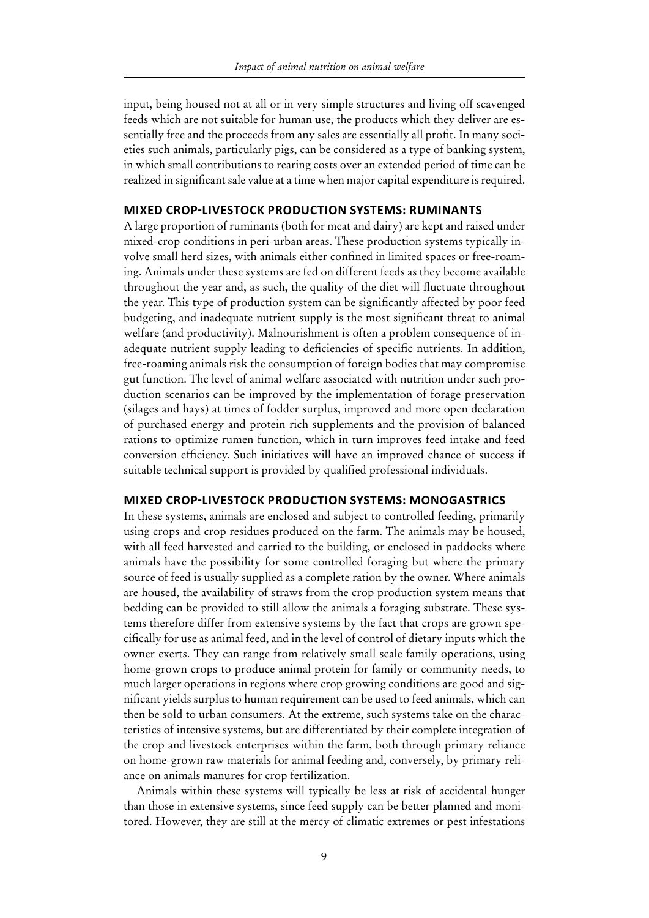input, being housed not at all or in very simple structures and living off scavenged feeds which are not suitable for human use, the products which they deliver are essentially free and the proceeds from any sales are essentially all profit. In many societies such animals, particularly pigs, can be considered as a type of banking system, in which small contributions to rearing costs over an extended period of time can be realized in significant sale value at a time when major capital expenditure is required.

## MIXED CROP-LIVESTOCK PRODUCTION SYSTEMS: RUMINANTS

A large proportion of ruminants (both for meat and dairy) are kept and raised under mixed-crop conditions in peri-urban areas. These production systems typically involve small herd sizes, with animals either confined in limited spaces or free-roaming. Animals under these systems are fed on different feeds as they become available throughout the year and, as such, the quality of the diet will fluctuate throughout the year. This type of production system can be significantly affected by poor feed budgeting, and inadequate nutrient supply is the most significant threat to animal welfare (and productivity). Malnourishment is often a problem consequence of inadequate nutrient supply leading to deficiencies of specific nutrients. In addition, free-roaming animals risk the consumption of foreign bodies that may compromise gut function. The level of animal welfare associated with nutrition under such production scenarios can be improved by the implementation of forage preservation (silages and hays) at times of fodder surplus, improved and more open declaration of purchased energy and protein rich supplements and the provision of balanced rations to optimize rumen function, which in turn improves feed intake and feed conversion efficiency. Such initiatives will have an improved chance of success if suitable technical support is provided by qualified professional individuals.

## MIXED CROP-LIVESTOCK PRODUCTION SYSTEMS: MONOGASTRICS

In these systems, animals are enclosed and subject to controlled feeding, primarily using crops and crop residues produced on the farm. The animals may be housed, with all feed harvested and carried to the building, or enclosed in paddocks where animals have the possibility for some controlled foraging but where the primary source of feed is usually supplied as a complete ration by the owner. Where animals are housed, the availability of straws from the crop production system means that bedding can be provided to still allow the animals a foraging substrate. These systems therefore differ from extensive systems by the fact that crops are grown specifically for use as animal feed, and in the level of control of dietary inputs which the owner exerts. They can range from relatively small scale family operations, using home-grown crops to produce animal protein for family or community needs, to much larger operations in regions where crop growing conditions are good and significant yields surplus to human requirement can be used to feed animals, which can then be sold to urban consumers. At the extreme, such systems take on the characteristics of intensive systems, but are differentiated by their complete integration of the crop and livestock enterprises within the farm, both through primary reliance on home-grown raw materials for animal feeding and, conversely, by primary reliance on animals manures for crop fertilization.

Animals within these systems will typically be less at risk of accidental hunger than those in extensive systems, since feed supply can be better planned and monitored. However, they are still at the mercy of climatic extremes or pest infestations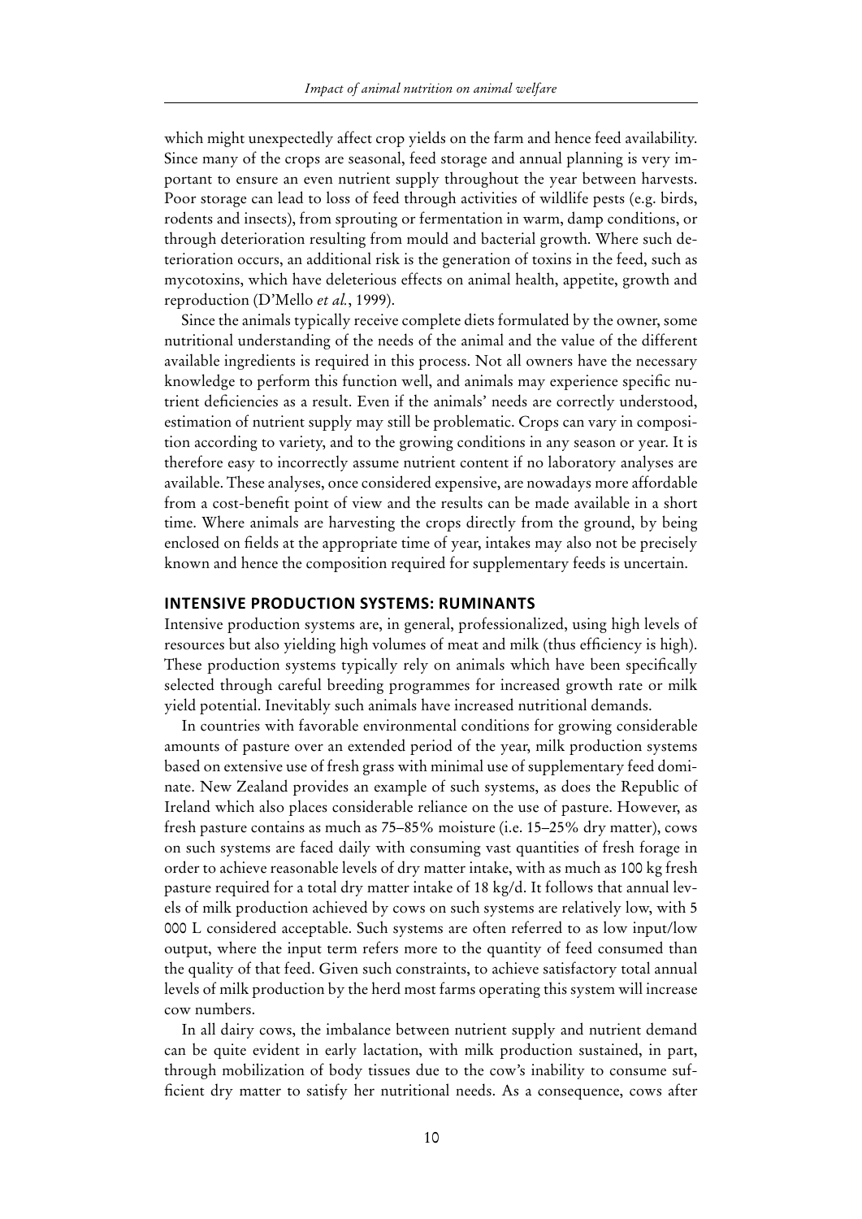which might unexpectedly affect crop yields on the farm and hence feed availability. Since many of the crops are seasonal, feed storage and annual planning is very important to ensure an even nutrient supply throughout the year between harvests. Poor storage can lead to loss of feed through activities of wildlife pests (e.g. birds, rodents and insects), from sprouting or fermentation in warm, damp conditions, or through deterioration resulting from mould and bacterial growth. Where such deterioration occurs, an additional risk is the generation of toxins in the feed, such as mycotoxins, which have deleterious effects on animal health, appetite, growth and reproduction (D'Mello *et al.*, 1999).

Since the animals typically receive complete diets formulated by the owner, some nutritional understanding of the needs of the animal and the value of the different available ingredients is required in this process. Not all owners have the necessary knowledge to perform this function well, and animals may experience specific nutrient deficiencies as a result. Even if the animals' needs are correctly understood, estimation of nutrient supply may still be problematic. Crops can vary in composition according to variety, and to the growing conditions in any season or year. It is therefore easy to incorrectly assume nutrient content if no laboratory analyses are available. These analyses, once considered expensive, are nowadays more affordable from a cost-benefit point of view and the results can be made available in a short time. Where animals are harvesting the crops directly from the ground, by being enclosed on fields at the appropriate time of year, intakes may also not be precisely known and hence the composition required for supplementary feeds is uncertain.

## INTENSIVE PRODUCTION SYSTEMS: RUMINANTS

Intensive production systems are, in general, professionalized, using high levels of resources but also yielding high volumes of meat and milk (thus efficiency is high). These production systems typically rely on animals which have been specifically selected through careful breeding programmes for increased growth rate or milk yield potential. Inevitably such animals have increased nutritional demands.

In countries with favorable environmental conditions for growing considerable amounts of pasture over an extended period of the year, milk production systems based on extensive use of fresh grass with minimal use of supplementary feed dominate. New Zealand provides an example of such systems, as does the Republic of Ireland which also places considerable reliance on the use of pasture. However, as fresh pasture contains as much as 75–85% moisture (i.e. 15–25% dry matter), cows on such systems are faced daily with consuming vast quantities of fresh forage in order to achieve reasonable levels of dry matter intake, with as much as 100 kg fresh pasture required for a total dry matter intake of 18 kg/d. It follows that annual levels of milk production achieved by cows on such systems are relatively low, with 5 000 L considered acceptable. Such systems are often referred to as low input/low output, where the input term refers more to the quantity of feed consumed than the quality of that feed. Given such constraints, to achieve satisfactory total annual levels of milk production by the herd most farms operating this system will increase cow numbers.

In all dairy cows, the imbalance between nutrient supply and nutrient demand can be quite evident in early lactation, with milk production sustained, in part, through mobilization of body tissues due to the cow's inability to consume sufficient dry matter to satisfy her nutritional needs. As a consequence, cows after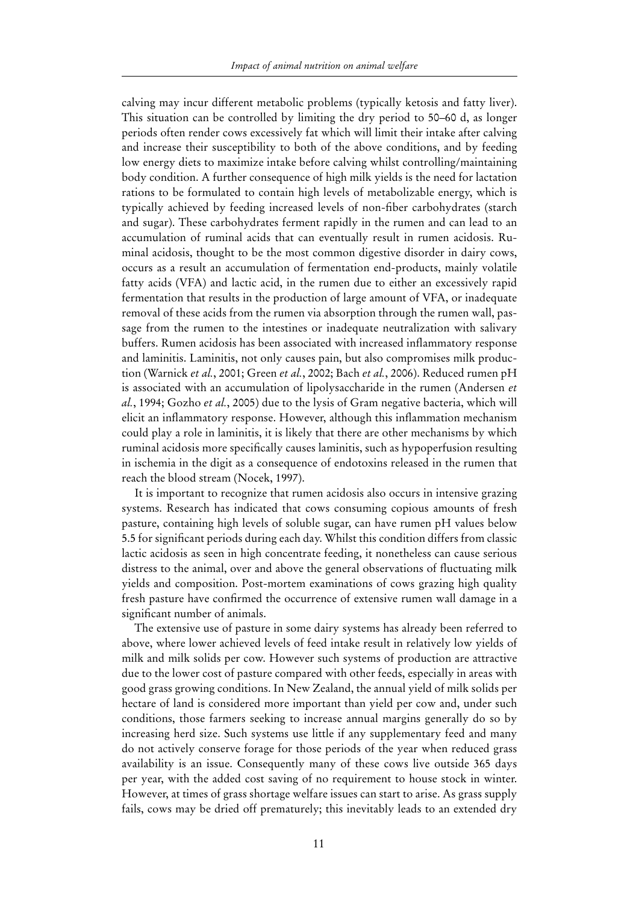calving may incur different metabolic problems (typically ketosis and fatty liver). This situation can be controlled by limiting the dry period to 50–60 d, as longer periods often render cows excessively fat which will limit their intake after calving and increase their susceptibility to both of the above conditions, and by feeding low energy diets to maximize intake before calving whilst controlling/maintaining body condition. A further consequence of high milk yields is the need for lactation rations to be formulated to contain high levels of metabolizable energy, which is typically achieved by feeding increased levels of non-fiber carbohydrates (starch and sugar). These carbohydrates ferment rapidly in the rumen and can lead to an accumulation of ruminal acids that can eventually result in rumen acidosis. Ruminal acidosis, thought to be the most common digestive disorder in dairy cows, occurs as a result an accumulation of fermentation end-products, mainly volatile fatty acids (VFA) and lactic acid, in the rumen due to either an excessively rapid fermentation that results in the production of large amount of VFA, or inadequate removal of these acids from the rumen via absorption through the rumen wall, passage from the rumen to the intestines or inadequate neutralization with salivary buffers. Rumen acidosis has been associated with increased inflammatory response and laminitis. Laminitis, not only causes pain, but also compromises milk production (Warnick *et al.*, 2001; Green *et al.*, 2002; Bach *et al.*, 2006). Reduced rumen pH is associated with an accumulation of lipolysaccharide in the rumen (Andersen *et al.*, 1994; Gozho *et al.*, 2005) due to the lysis of Gram negative bacteria, which will elicit an inflammatory response. However, although this inflammation mechanism could play a role in laminitis, it is likely that there are other mechanisms by which ruminal acidosis more specifically causes laminitis, such as hypoperfusion resulting in ischemia in the digit as a consequence of endotoxins released in the rumen that reach the blood stream (Nocek, 1997).

It is important to recognize that rumen acidosis also occurs in intensive grazing systems. Research has indicated that cows consuming copious amounts of fresh pasture, containing high levels of soluble sugar, can have rumen pH values below 5.5 for significant periods during each day. Whilst this condition differs from classic lactic acidosis as seen in high concentrate feeding, it nonetheless can cause serious distress to the animal, over and above the general observations of fluctuating milk yields and composition. Post-mortem examinations of cows grazing high quality fresh pasture have confirmed the occurrence of extensive rumen wall damage in a significant number of animals.

The extensive use of pasture in some dairy systems has already been referred to above, where lower achieved levels of feed intake result in relatively low yields of milk and milk solids per cow. However such systems of production are attractive due to the lower cost of pasture compared with other feeds, especially in areas with good grass growing conditions. In New Zealand, the annual yield of milk solids per hectare of land is considered more important than yield per cow and, under such conditions, those farmers seeking to increase annual margins generally do so by increasing herd size. Such systems use little if any supplementary feed and many do not actively conserve forage for those periods of the year when reduced grass availability is an issue. Consequently many of these cows live outside 365 days per year, with the added cost saving of no requirement to house stock in winter. However, at times of grass shortage welfare issues can start to arise. As grass supply fails, cows may be dried off prematurely; this inevitably leads to an extended dry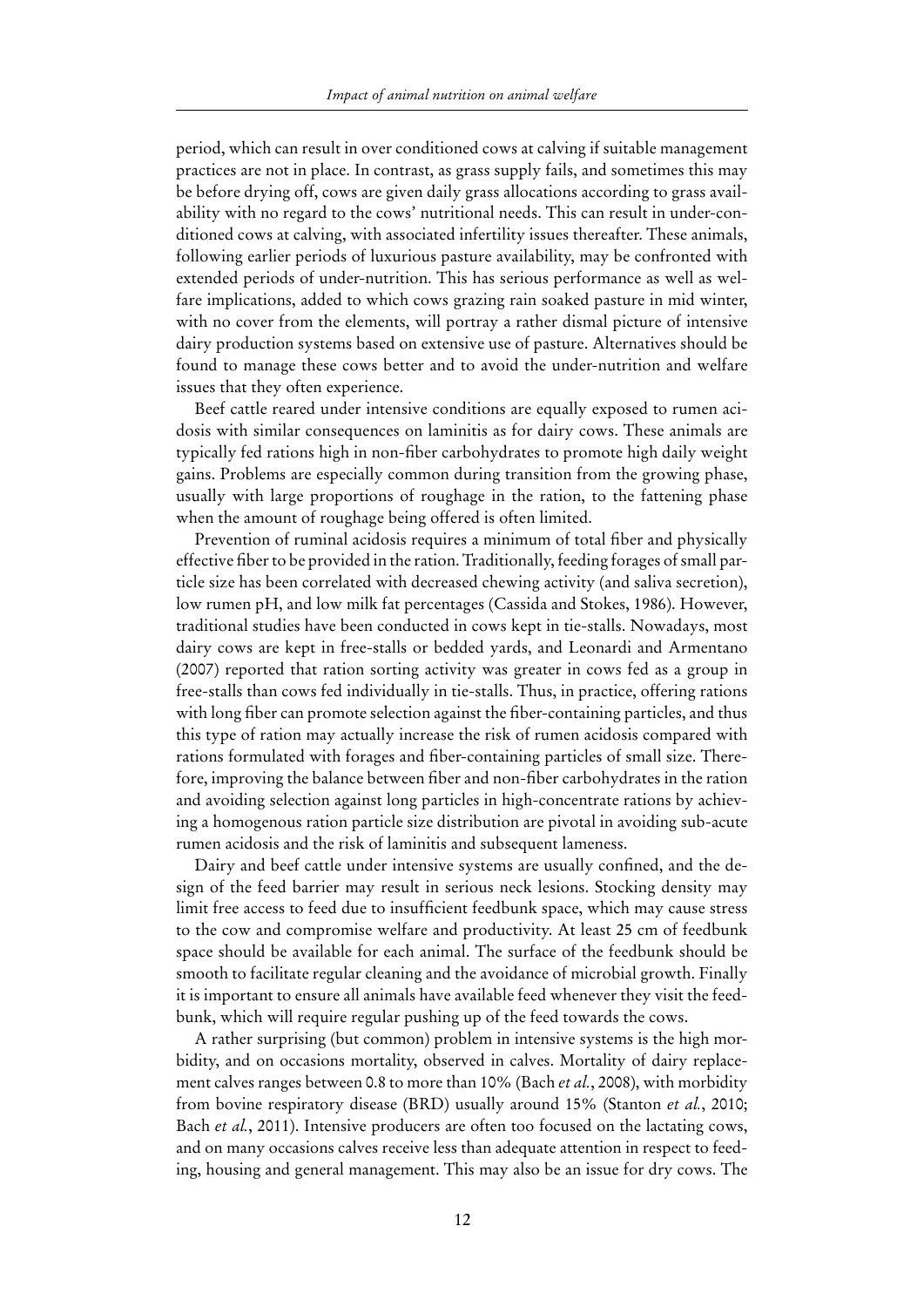period, which can result in over conditioned cows at calving if suitable management practices are not in place. In contrast, as grass supply fails, and sometimes this may be before drying off, cows are given daily grass allocations according to grass availability with no regard to the cows' nutritional needs. This can result in under-conditioned cows at calving, with associated infertility issues thereafter. These animals, following earlier periods of luxurious pasture availability, may be confronted with extended periods of under-nutrition. This has serious performance as well as welfare implications, added to which cows grazing rain soaked pasture in mid winter, with no cover from the elements, will portray a rather dismal picture of intensive dairy production systems based on extensive use of pasture. Alternatives should be found to manage these cows better and to avoid the under-nutrition and welfare issues that they often experience.

Beef cattle reared under intensive conditions are equally exposed to rumen acidosis with similar consequences on laminitis as for dairy cows. These animals are typically fed rations high in non-fiber carbohydrates to promote high daily weight gains. Problems are especially common during transition from the growing phase, usually with large proportions of roughage in the ration, to the fattening phase when the amount of roughage being offered is often limited.

Prevention of ruminal acidosis requires a minimum of total fiber and physically effective fiber to be provided in the ration. Traditionally, feeding forages of small particle size has been correlated with decreased chewing activity (and saliva secretion), low rumen pH, and low milk fat percentages (Cassida and Stokes, 1986). However, traditional studies have been conducted in cows kept in tie-stalls. Nowadays, most dairy cows are kept in free-stalls or bedded yards, and Leonardi and Armentano (2007) reported that ration sorting activity was greater in cows fed as a group in free-stalls than cows fed individually in tie-stalls. Thus, in practice, offering rations with long fiber can promote selection against the fiber-containing particles, and thus this type of ration may actually increase the risk of rumen acidosis compared with rations formulated with forages and fiber-containing particles of small size. Therefore, improving the balance between fiber and non-fiber carbohydrates in the ration and avoiding selection against long particles in high-concentrate rations by achieving a homogenous ration particle size distribution are pivotal in avoiding sub-acute rumen acidosis and the risk of laminitis and subsequent lameness.

Dairy and beef cattle under intensive systems are usually confined, and the design of the feed barrier may result in serious neck lesions. Stocking density may limit free access to feed due to insufficient feedbunk space, which may cause stress to the cow and compromise welfare and productivity. At least 25 cm of feedbunk space should be available for each animal. The surface of the feedbunk should be smooth to facilitate regular cleaning and the avoidance of microbial growth. Finally it is important to ensure all animals have available feed whenever they visit the feedbunk, which will require regular pushing up of the feed towards the cows.

A rather surprising (but common) problem in intensive systems is the high morbidity, and on occasions mortality, observed in calves. Mortality of dairy replacement calves ranges between 0.8 to more than 10% (Bach *et al.*, 2008), with morbidity from bovine respiratory disease (BRD) usually around 15% (Stanton *et al.*, 2010; Bach *et al.*, 2011). Intensive producers are often too focused on the lactating cows, and on many occasions calves receive less than adequate attention in respect to feeding, housing and general management. This may also be an issue for dry cows. The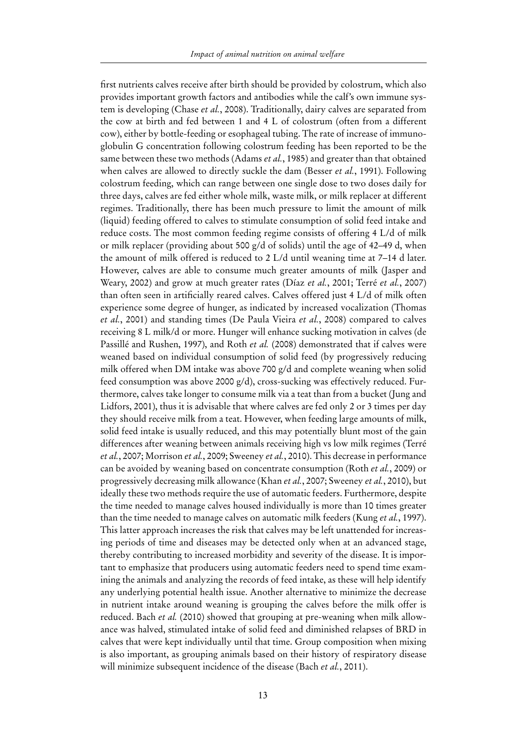first nutrients calves receive after birth should be provided by colostrum, which also provides important growth factors and antibodies while the calf's own immune system is developing (Chase *et al.*, 2008). Traditionally, dairy calves are separated from the cow at birth and fed between 1 and 4 L of colostrum (often from a different cow), either by bottle-feeding or esophageal tubing. The rate of increase of immunoglobulin G concentration following colostrum feeding has been reported to be the same between these two methods (Adams *et al.*, 1985) and greater than that obtained when calves are allowed to directly suckle the dam (Besser *et al.*, 1991). Following colostrum feeding, which can range between one single dose to two doses daily for three days, calves are fed either whole milk, waste milk, or milk replacer at different regimes. Traditionally, there has been much pressure to limit the amount of milk (liquid) feeding offered to calves to stimulate consumption of solid feed intake and reduce costs. The most common feeding regime consists of offering 4 L/d of milk or milk replacer (providing about 500 g/d of solids) until the age of 42–49 d, when the amount of milk offered is reduced to 2 L/d until weaning time at 7–14 d later. However, calves are able to consume much greater amounts of milk (Jasper and Weary, 2002) and grow at much greater rates (Díaz *et al.*, 2001; Terré *et al.*, 2007) than often seen in artificially reared calves. Calves offered just 4 L/d of milk often experience some degree of hunger, as indicated by increased vocalization (Thomas *et al.*, 2001) and standing times (De Paula Vieira *et al.*, 2008) compared to calves receiving 8 L milk/d or more. Hunger will enhance sucking motivation in calves (de Passillé and Rushen, 1997), and Roth *et al.* (2008) demonstrated that if calves were weaned based on individual consumption of solid feed (by progressively reducing milk offered when DM intake was above 700 g/d and complete weaning when solid feed consumption was above 2000 g/d), cross-sucking was effectively reduced. Furthermore, calves take longer to consume milk via a teat than from a bucket (Jung and Lidfors, 2001), thus it is advisable that where calves are fed only 2 or 3 times per day they should receive milk from a teat. However, when feeding large amounts of milk, solid feed intake is usually reduced, and this may potentially blunt most of the gain differences after weaning between animals receiving high vs low milk regimes (Terré *et al.*, 2007; Morrison *et al.*, 2009; Sweeney *et al.*, 2010). This decrease in performance can be avoided by weaning based on concentrate consumption (Roth *et al.*, 2009) or progressively decreasing milk allowance (Khan *et al.*, 2007; Sweeney *et al.*, 2010), but ideally these two methods require the use of automatic feeders. Furthermore, despite the time needed to manage calves housed individually is more than 10 times greater than the time needed to manage calves on automatic milk feeders (Kung *et al.*, 1997). This latter approach increases the risk that calves may be left unattended for increasing periods of time and diseases may be detected only when at an advanced stage, thereby contributing to increased morbidity and severity of the disease. It is important to emphasize that producers using automatic feeders need to spend time examining the animals and analyzing the records of feed intake, as these will help identify any underlying potential health issue. Another alternative to minimize the decrease in nutrient intake around weaning is grouping the calves before the milk offer is reduced. Bach *et al.* (2010) showed that grouping at pre-weaning when milk allowance was halved, stimulated intake of solid feed and diminished relapses of BRD in calves that were kept individually until that time. Group composition when mixing is also important, as grouping animals based on their history of respiratory disease will minimize subsequent incidence of the disease (Bach *et al.*, 2011).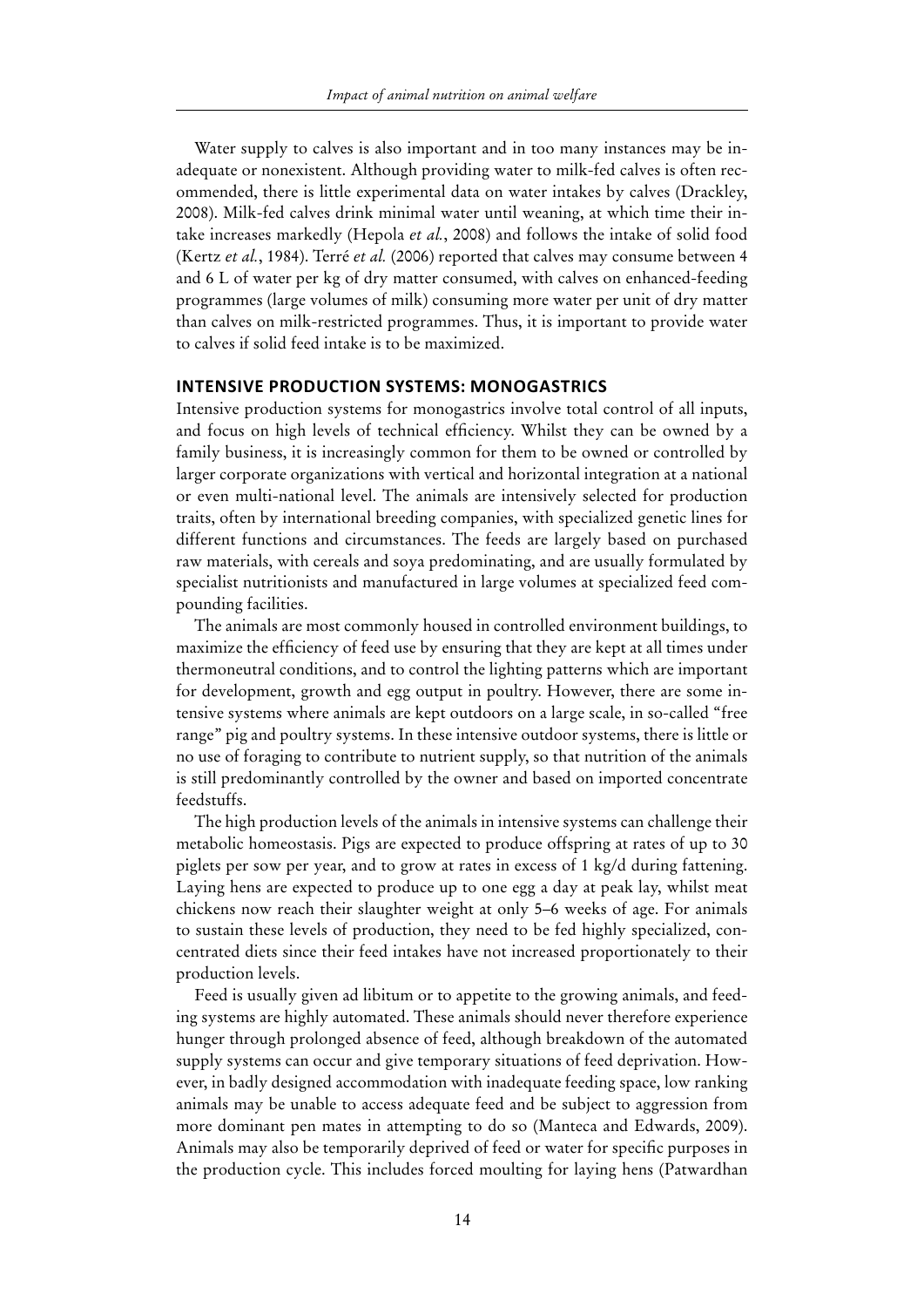Water supply to calves is also important and in too many instances may be inadequate or nonexistent. Although providing water to milk-fed calves is often recommended, there is little experimental data on water intakes by calves (Drackley, 2008). Milk-fed calves drink minimal water until weaning, at which time their intake increases markedly (Hepola *et al.*, 2008) and follows the intake of solid food (Kertz *et al.*, 1984). Terré *et al.* (2006) reported that calves may consume between 4 and 6 L of water per kg of dry matter consumed, with calves on enhanced-feeding programmes (large volumes of milk) consuming more water per unit of dry matter than calves on milk-restricted programmes. Thus, it is important to provide water to calves if solid feed intake is to be maximized.

## INTENSIVE PRODUCTION SYSTEMS: MONOGASTRICS

Intensive production systems for monogastrics involve total control of all inputs, and focus on high levels of technical efficiency. Whilst they can be owned by a family business, it is increasingly common for them to be owned or controlled by larger corporate organizations with vertical and horizontal integration at a national or even multi-national level. The animals are intensively selected for production traits, often by international breeding companies, with specialized genetic lines for different functions and circumstances. The feeds are largely based on purchased raw materials, with cereals and soya predominating, and are usually formulated by specialist nutritionists and manufactured in large volumes at specialized feed compounding facilities.

The animals are most commonly housed in controlled environment buildings, to maximize the efficiency of feed use by ensuring that they are kept at all times under thermoneutral conditions, and to control the lighting patterns which are important for development, growth and egg output in poultry. However, there are some intensive systems where animals are kept outdoors on a large scale, in so-called "free range" pig and poultry systems. In these intensive outdoor systems, there is little or no use of foraging to contribute to nutrient supply, so that nutrition of the animals is still predominantly controlled by the owner and based on imported concentrate feedstuffs.

The high production levels of the animals in intensive systems can challenge their metabolic homeostasis. Pigs are expected to produce offspring at rates of up to 30 piglets per sow per year, and to grow at rates in excess of 1 kg/d during fattening. Laying hens are expected to produce up to one egg a day at peak lay, whilst meat chickens now reach their slaughter weight at only 5–6 weeks of age. For animals to sustain these levels of production, they need to be fed highly specialized, concentrated diets since their feed intakes have not increased proportionately to their production levels.

Feed is usually given ad libitum or to appetite to the growing animals, and feeding systems are highly automated. These animals should never therefore experience hunger through prolonged absence of feed, although breakdown of the automated supply systems can occur and give temporary situations of feed deprivation. However, in badly designed accommodation with inadequate feeding space, low ranking animals may be unable to access adequate feed and be subject to aggression from more dominant pen mates in attempting to do so (Manteca and Edwards, 2009). Animals may also be temporarily deprived of feed or water for specific purposes in the production cycle. This includes forced moulting for laying hens (Patwardhan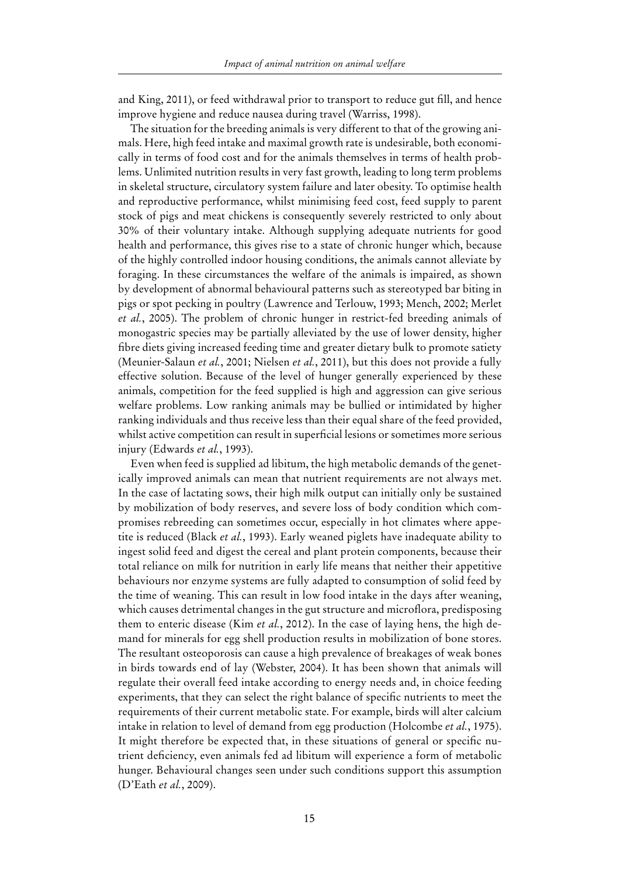and King, 2011), or feed withdrawal prior to transport to reduce gut fill, and hence improve hygiene and reduce nausea during travel (Warriss, 1998).

The situation for the breeding animals is very different to that of the growing animals. Here, high feed intake and maximal growth rate is undesirable, both economically in terms of food cost and for the animals themselves in terms of health problems. Unlimited nutrition results in very fast growth, leading to long term problems in skeletal structure, circulatory system failure and later obesity. To optimise health and reproductive performance, whilst minimising feed cost, feed supply to parent stock of pigs and meat chickens is consequently severely restricted to only about 30% of their voluntary intake. Although supplying adequate nutrients for good health and performance, this gives rise to a state of chronic hunger which, because of the highly controlled indoor housing conditions, the animals cannot alleviate by foraging. In these circumstances the welfare of the animals is impaired, as shown by development of abnormal behavioural patterns such as stereotyped bar biting in pigs or spot pecking in poultry (Lawrence and Terlouw, 1993; Mench, 2002; Merlet *et al.*, 2005). The problem of chronic hunger in restrict-fed breeding animals of monogastric species may be partially alleviated by the use of lower density, higher fibre diets giving increased feeding time and greater dietary bulk to promote satiety (Meunier-Salaun *et al.*, 2001; Nielsen *et al.*, 2011), but this does not provide a fully effective solution. Because of the level of hunger generally experienced by these animals, competition for the feed supplied is high and aggression can give serious welfare problems. Low ranking animals may be bullied or intimidated by higher ranking individuals and thus receive less than their equal share of the feed provided, whilst active competition can result in superficial lesions or sometimes more serious injury (Edwards *et al.*, 1993).

Even when feed is supplied ad libitum, the high metabolic demands of the genetically improved animals can mean that nutrient requirements are not always met. In the case of lactating sows, their high milk output can initially only be sustained by mobilization of body reserves, and severe loss of body condition which compromises rebreeding can sometimes occur, especially in hot climates where appetite is reduced (Black *et al.*, 1993). Early weaned piglets have inadequate ability to ingest solid feed and digest the cereal and plant protein components, because their total reliance on milk for nutrition in early life means that neither their appetitive behaviours nor enzyme systems are fully adapted to consumption of solid feed by the time of weaning. This can result in low food intake in the days after weaning, which causes detrimental changes in the gut structure and microflora, predisposing them to enteric disease (Kim *et al.*, 2012). In the case of laying hens, the high demand for minerals for egg shell production results in mobilization of bone stores. The resultant osteoporosis can cause a high prevalence of breakages of weak bones in birds towards end of lay (Webster, 2004). It has been shown that animals will regulate their overall feed intake according to energy needs and, in choice feeding experiments, that they can select the right balance of specific nutrients to meet the requirements of their current metabolic state. For example, birds will alter calcium intake in relation to level of demand from egg production (Holcombe *et al.*, 1975). It might therefore be expected that, in these situations of general or specific nutrient deficiency, even animals fed ad libitum will experience a form of metabolic hunger. Behavioural changes seen under such conditions support this assumption (D'Eath *et al.*, 2009).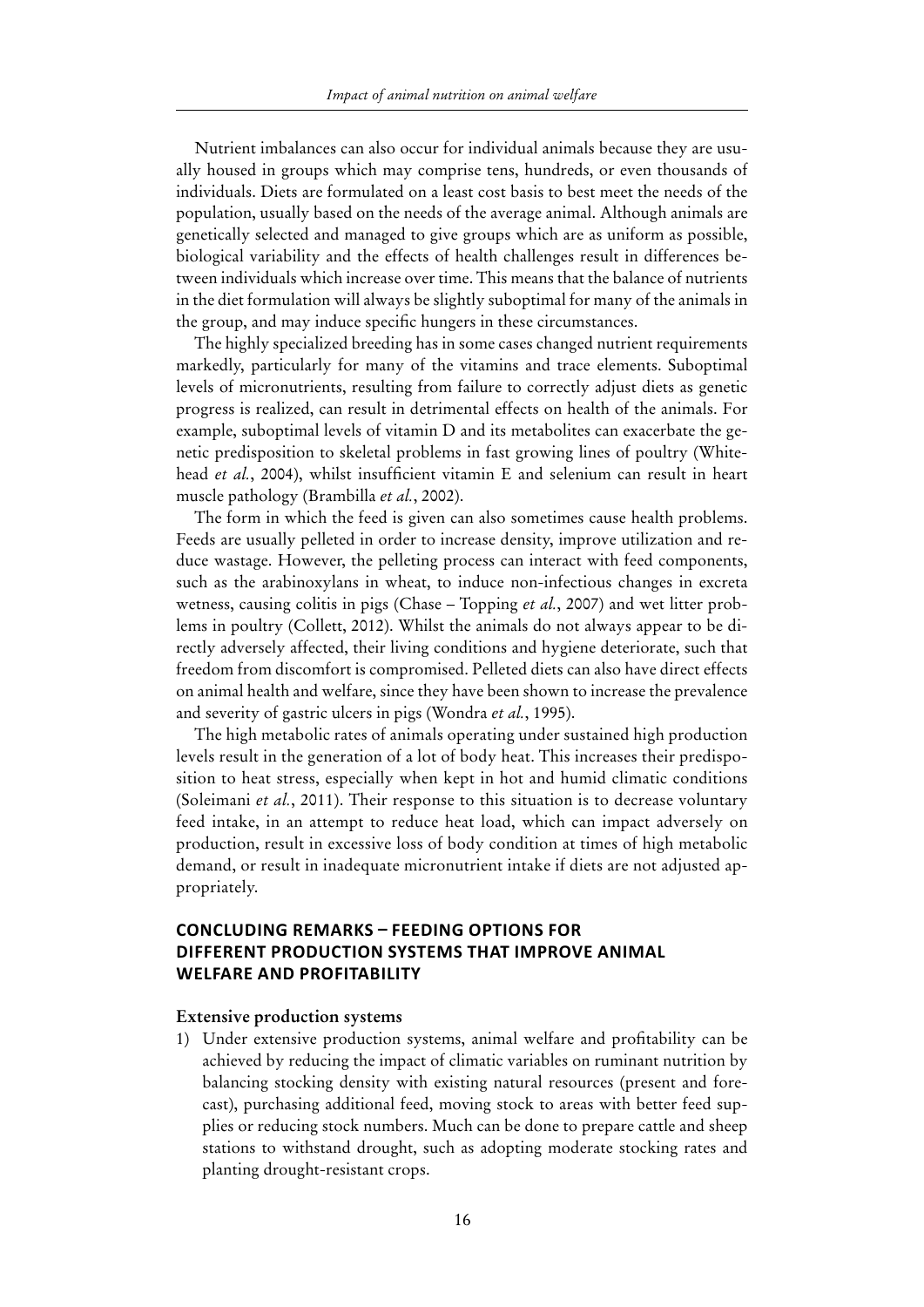Nutrient imbalances can also occur for individual animals because they are usually housed in groups which may comprise tens, hundreds, or even thousands of individuals. Diets are formulated on a least cost basis to best meet the needs of the population, usually based on the needs of the average animal. Although animals are genetically selected and managed to give groups which are as uniform as possible, biological variability and the effects of health challenges result in differences between individuals which increase over time. This means that the balance of nutrients in the diet formulation will always be slightly suboptimal for many of the animals in the group, and may induce specific hungers in these circumstances.

The highly specialized breeding has in some cases changed nutrient requirements markedly, particularly for many of the vitamins and trace elements. Suboptimal levels of micronutrients, resulting from failure to correctly adjust diets as genetic progress is realized, can result in detrimental effects on health of the animals. For example, suboptimal levels of vitamin D and its metabolites can exacerbate the genetic predisposition to skeletal problems in fast growing lines of poultry (Whitehead *et al.*, 2004), whilst insufficient vitamin E and selenium can result in heart muscle pathology (Brambilla *et al.*, 2002).

The form in which the feed is given can also sometimes cause health problems. Feeds are usually pelleted in order to increase density, improve utilization and reduce wastage. However, the pelleting process can interact with feed components, such as the arabinoxylans in wheat, to induce non-infectious changes in excreta wetness, causing colitis in pigs (Chase – Topping *et al.*, 2007) and wet litter problems in poultry (Collett, 2012). Whilst the animals do not always appear to be directly adversely affected, their living conditions and hygiene deteriorate, such that freedom from discomfort is compromised. Pelleted diets can also have direct effects on animal health and welfare, since they have been shown to increase the prevalence and severity of gastric ulcers in pigs (Wondra *et al.*, 1995).

The high metabolic rates of animals operating under sustained high production levels result in the generation of a lot of body heat. This increases their predisposition to heat stress, especially when kept in hot and humid climatic conditions (Soleimani *et al.*, 2011). Their response to this situation is to decrease voluntary feed intake, in an attempt to reduce heat load, which can impact adversely on production, result in excessive loss of body condition at times of high metabolic demand, or result in inadequate micronutrient intake if diets are not adjusted appropriately.

## CONCLUDING REMARKS – FEEDING OPTIONS FOR DIFFERENT PRODUCTION SYSTEMS THAT IMPROVE ANIMAL WELFARE AND PROFITABILITY

### Extensive production systems

1) Under extensive production systems, animal welfare and profitability can be achieved by reducing the impact of climatic variables on ruminant nutrition by balancing stocking density with existing natural resources (present and forecast), purchasing additional feed, moving stock to areas with better feed supplies or reducing stock numbers. Much can be done to prepare cattle and sheep stations to withstand drought, such as adopting moderate stocking rates and planting drought-resistant crops.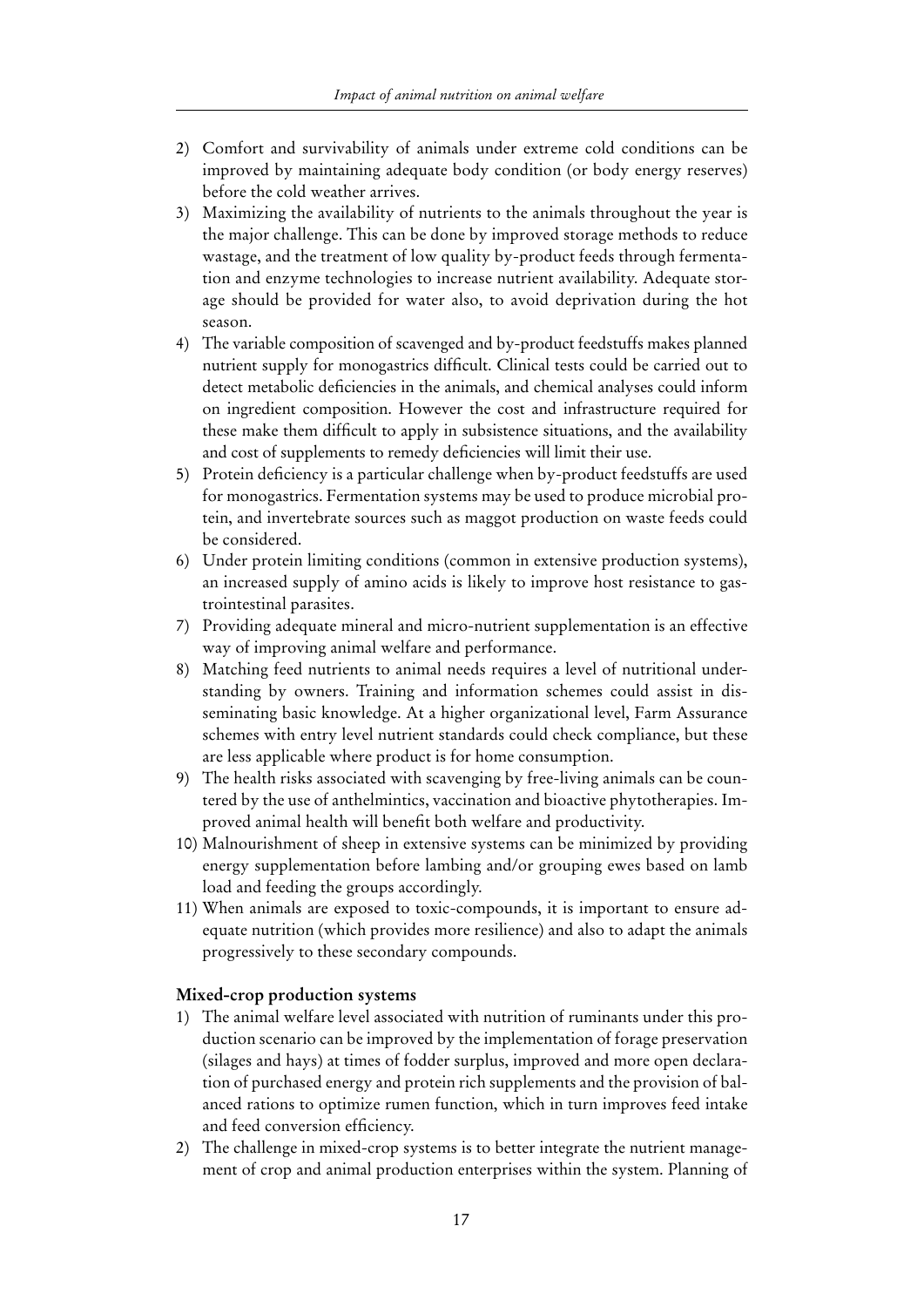2) Comfort and survivability of animals under extreme cold conditions can be improved by maintaining adequate body condition (or body energy reserves) before the cold weather arrives.
3) Maximizing the availability of nutrients to the animals throughout the year is the major challenge. This can be done by improved storage methods to reduce wastage, and the treatment of low quality by-product feeds through fermentation and enzyme technologies to increase nutrient availability. Adequate storage should be provided for water also, to avoid deprivation during the hot season.
4) The variable composition of scavenged and by-product feedstuffs makes planned nutrient supply for monogastrics difficult. Clinical tests could be carried out to detect metabolic deficiencies in the animals, and chemical analyses could inform on ingredient composition. However the cost and infrastructure required for these make them difficult to apply in subsistence situations, and the availability and cost of supplements to remedy deficiencies will limit their use.
5) Protein deficiency is a particular challenge when by-product feedstuffs are used for monogastrics. Fermentation systems may be used to produce microbial protein, and invertebrate sources such as maggot production on waste feeds could be considered.
6) Under protein limiting conditions (common in extensive production systems), an increased supply of amino acids is likely to improve host resistance to gastrointestinal parasites.
7) Providing adequate mineral and micro-nutrient supplementation is an effective way of improving animal welfare and performance.
8) Matching feed nutrients to animal needs requires a level of nutritional understanding by owners. Training and information schemes could assist in disseminating basic knowledge. At a higher organizational level, Farm Assurance schemes with entry level nutrient standards could check compliance, but these are less applicable where product is for home consumption.
9) The health risks associated with scavenging by free-living animals can be countered by the use of anthelmintics, vaccination and bioactive phytotherapies. Improved animal health will benefit both welfare and productivity.
10) Malnourishment of sheep in extensive systems can be minimized by providing energy supplementation before lambing and/or grouping ewes based on lamb load and feeding the groups accordingly.
11) When animals are exposed to toxic-compounds, it is important to ensure adequate nutrition (which provides more resilience) and also to adapt the animals progressively to these secondary compounds.

### Mixed-crop production systems

1) The animal welfare level associated with nutrition of ruminants under this production scenario can be improved by the implementation of forage preservation (silages and hays) at times of fodder surplus, improved and more open declaration of purchased energy and protein rich supplements and the provision of balanced rations to optimize rumen function, which in turn improves feed intake and feed conversion efficiency.
2) The challenge in mixed-crop systems is to better integrate the nutrient management of crop and animal production enterprises within the system. Planning of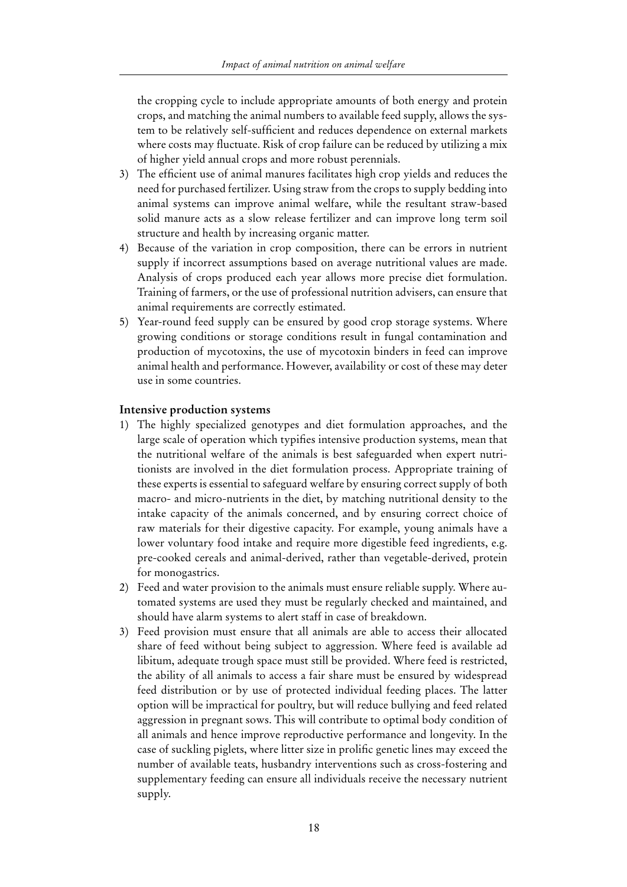the cropping cycle to include appropriate amounts of both energy and protein crops, and matching the animal numbers to available feed supply, allows the system to be relatively self-sufficient and reduces dependence on external markets where costs may fluctuate. Risk of crop failure can be reduced by utilizing a mix of higher yield annual crops and more robust perennials.

3) The efficient use of animal manures facilitates high crop yields and reduces the need for purchased fertilizer. Using straw from the crops to supply bedding into animal systems can improve animal welfare, while the resultant straw-based solid manure acts as a slow release fertilizer and can improve long term soil structure and health by increasing organic matter.
4) Because of the variation in crop composition, there can be errors in nutrient supply if incorrect assumptions based on average nutritional values are made. Analysis of crops produced each year allows more precise diet formulation. Training of farmers, or the use of professional nutrition advisers, can ensure that animal requirements are correctly estimated.
5) Year-round feed supply can be ensured by good crop storage systems. Where growing conditions or storage conditions result in fungal contamination and production of mycotoxins, the use of mycotoxin binders in feed can improve animal health and performance. However, availability or cost of these may deter use in some countries.

**Intensive production systems**

1) The highly specialized genotypes and diet formulation approaches, and the large scale of operation which typifies intensive production systems, mean that the nutritional welfare of the animals is best safeguarded when expert nutritionists are involved in the diet formulation process. Appropriate training of these experts is essential to safeguard welfare by ensuring correct supply of both macro- and micro-nutrients in the diet, by matching nutritional density to the intake capacity of the animals concerned, and by ensuring correct choice of raw materials for their digestive capacity. For example, young animals have a lower voluntary food intake and require more digestible feed ingredients, e.g. pre-cooked cereals and animal-derived, rather than vegetable-derived, protein for monogastrics.
2) Feed and water provision to the animals must ensure reliable supply. Where automated systems are used they must be regularly checked and maintained, and should have alarm systems to alert staff in case of breakdown.
3) Feed provision must ensure that all animals are able to access their allocated share of feed without being subject to aggression. Where feed is available ad libitum, adequate trough space must still be provided. Where feed is restricted, the ability of all animals to access a fair share must be ensured by widespread feed distribution or by use of protected individual feeding places. The latter option will be impractical for poultry, but will reduce bullying and feed related aggression in pregnant sows. This will contribute to optimal body condition of all animals and hence improve reproductive performance and longevity. In the case of suckling piglets, where litter size in prolific genetic lines may exceed the number of available teats, husbandry interventions such as cross-fostering and supplementary feeding can ensure all individuals receive the necessary nutrient supply.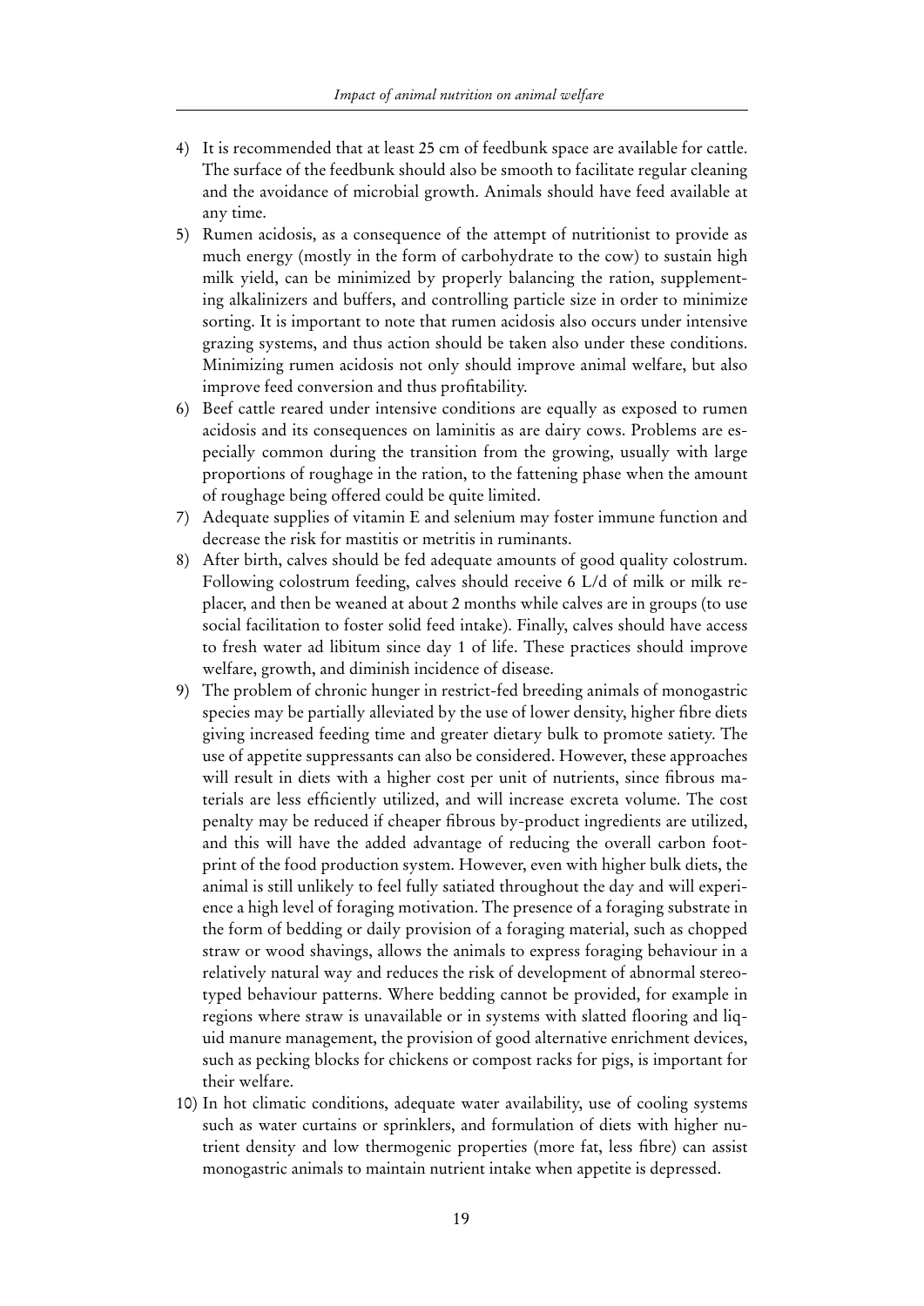4) It is recommended that at least 25 cm of feedbunk space are available for cattle. The surface of the feedbunk should also be smooth to facilitate regular cleaning and the avoidance of microbial growth. Animals should have feed available at any time.
5) Rumen acidosis, as a consequence of the attempt of nutritionist to provide as much energy (mostly in the form of carbohydrate to the cow) to sustain high milk yield, can be minimized by properly balancing the ration, supplementing alkalinizers and buffers, and controlling particle size in order to minimize sorting. It is important to note that rumen acidosis also occurs under intensive grazing systems, and thus action should be taken also under these conditions. Minimizing rumen acidosis not only should improve animal welfare, but also improve feed conversion and thus profitability.
6) Beef cattle reared under intensive conditions are equally as exposed to rumen acidosis and its consequences on laminitis as are dairy cows. Problems are especially common during the transition from the growing, usually with large proportions of roughage in the ration, to the fattening phase when the amount of roughage being offered could be quite limited.
7) Adequate supplies of vitamin E and selenium may foster immune function and decrease the risk for mastitis or metritis in ruminants.
8) After birth, calves should be fed adequate amounts of good quality colostrum. Following colostrum feeding, calves should receive 6 L/d of milk or milk replacer, and then be weaned at about 2 months while calves are in groups (to use social facilitation to foster solid feed intake). Finally, calves should have access to fresh water ad libitum since day 1 of life. These practices should improve welfare, growth, and diminish incidence of disease.
9) The problem of chronic hunger in restrict-fed breeding animals of monogastric species may be partially alleviated by the use of lower density, higher fibre diets giving increased feeding time and greater dietary bulk to promote satiety. The use of appetite suppressants can also be considered. However, these approaches will result in diets with a higher cost per unit of nutrients, since fibrous materials are less efficiently utilized, and will increase excreta volume. The cost penalty may be reduced if cheaper fibrous by-product ingredients are utilized, and this will have the added advantage of reducing the overall carbon footprint of the food production system. However, even with higher bulk diets, the animal is still unlikely to feel fully satiated throughout the day and will experience a high level of foraging motivation. The presence of a foraging substrate in the form of bedding or daily provision of a foraging material, such as chopped straw or wood shavings, allows the animals to express foraging behaviour in a relatively natural way and reduces the risk of development of abnormal stereotyped behaviour patterns. Where bedding cannot be provided, for example in regions where straw is unavailable or in systems with slatted flooring and liquid manure management, the provision of good alternative enrichment devices, such as pecking blocks for chickens or compost racks for pigs, is important for their welfare.
10) In hot climatic conditions, adequate water availability, use of cooling systems such as water curtains or sprinklers, and formulation of diets with higher nutrient density and low thermogenic properties (more fat, less fibre) can assist monogastric animals to maintain nutrient intake when appetite is depressed.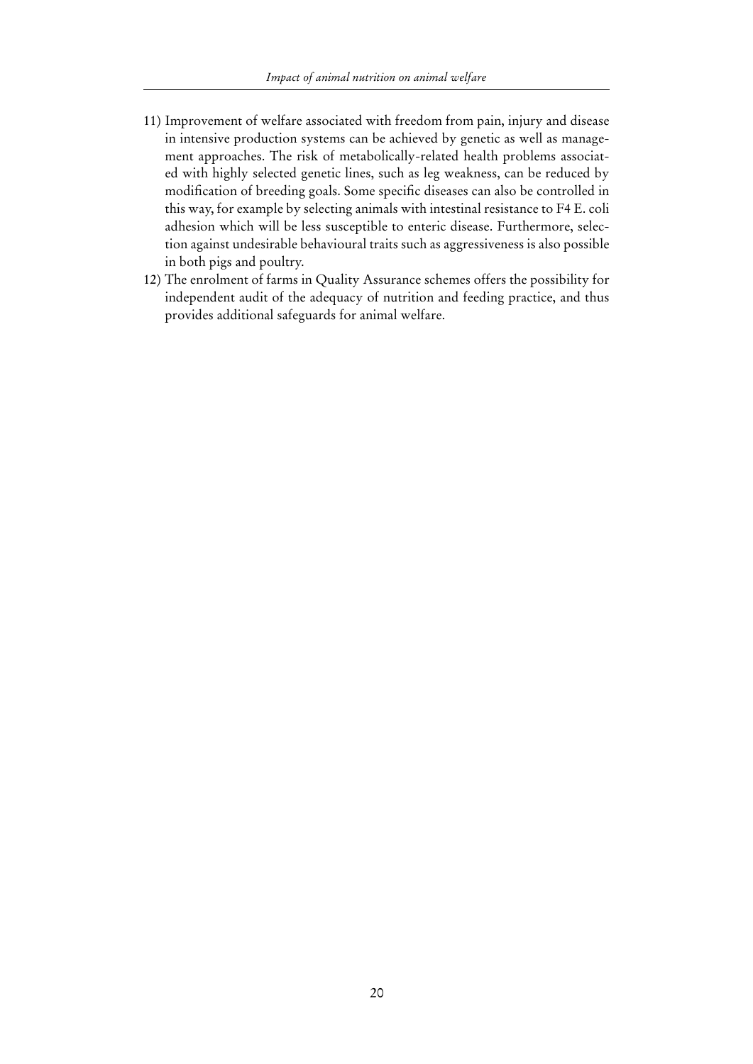11) Improvement of welfare associated with freedom from pain, injury and disease in intensive production systems can be achieved by genetic as well as management approaches. The risk of metabolically-related health problems associated with highly selected genetic lines, such as leg weakness, can be reduced by modification of breeding goals. Some specific diseases can also be controlled in this way, for example by selecting animals with intestinal resistance to F4 E. coli adhesion which will be less susceptible to enteric disease. Furthermore, selection against undesirable behavioural traits such as aggressiveness is also possible in both pigs and poultry.
12) The enrolment of farms in Quality Assurance schemes offers the possibility for independent audit of the adequacy of nutrition and feeding practice, and thus provides additional safeguards for animal welfare.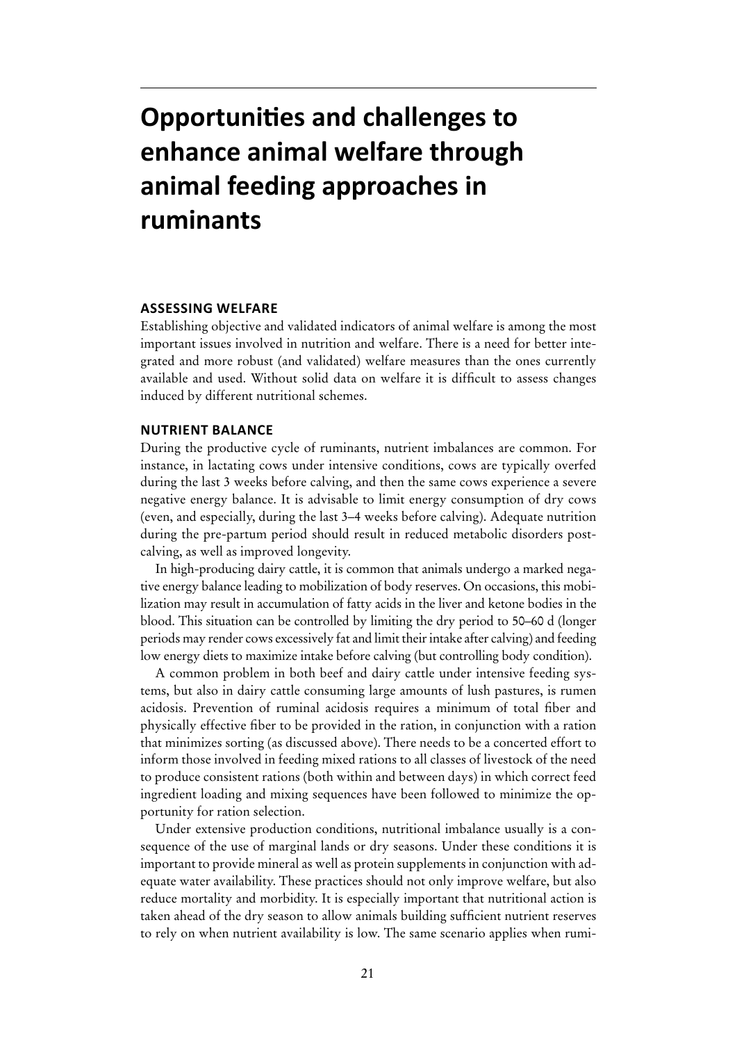# Opportunities and challenges to enhance animal welfare through animal feeding approaches in ruminants

## ASSESSING WELFARE

Establishing objective and validated indicators of animal welfare is among the most important issues involved in nutrition and welfare. There is a need for better integrated and more robust (and validated) welfare measures than the ones currently available and used. Without solid data on welfare it is difficult to assess changes induced by different nutritional schemes.

## NUTRIENT BALANCE

During the productive cycle of ruminants, nutrient imbalances are common. For instance, in lactating cows under intensive conditions, cows are typically overfed during the last 3 weeks before calving, and then the same cows experience a severe negative energy balance. It is advisable to limit energy consumption of dry cows (even, and especially, during the last 3–4 weeks before calving). Adequate nutrition during the pre-partum period should result in reduced metabolic disorders post-calving, as well as improved longevity.

In high-producing dairy cattle, it is common that animals undergo a marked negative energy balance leading to mobilization of body reserves. On occasions, this mobilization may result in accumulation of fatty acids in the liver and ketone bodies in the blood. This situation can be controlled by limiting the dry period to 50–60 d (longer periods may render cows excessively fat and limit their intake after calving) and feeding low energy diets to maximize intake before calving (but controlling body condition).

A common problem in both beef and dairy cattle under intensive feeding systems, but also in dairy cattle consuming large amounts of lush pastures, is rumen acidosis. Prevention of ruminal acidosis requires a minimum of total fiber and physically effective fiber to be provided in the ration, in conjunction with a ration that minimizes sorting (as discussed above). There needs to be a concerted effort to inform those involved in feeding mixed rations to all classes of livestock of the need to produce consistent rations (both within and between days) in which correct feed ingredient loading and mixing sequences have been followed to minimize the opportunity for ration selection.

Under extensive production conditions, nutritional imbalance usually is a consequence of the use of marginal lands or dry seasons. Under these conditions it is important to provide mineral as well as protein supplements in conjunction with adequate water availability. These practices should not only improve welfare, but also reduce mortality and morbidity. It is especially important that nutritional action is taken ahead of the dry season to allow animals building sufficient nutrient reserves to rely on when nutrient availability is low. The same scenario applies when rumi-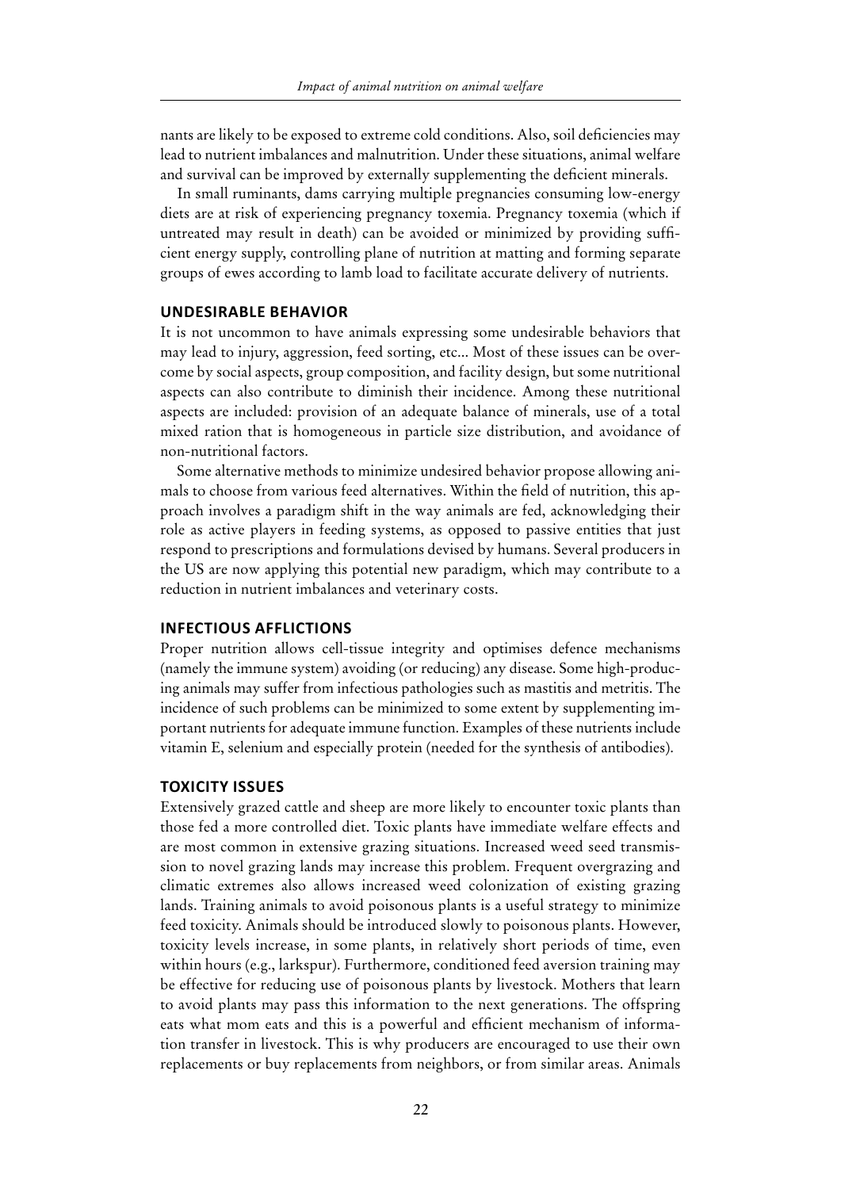nants are likely to be exposed to extreme cold conditions. Also, soil deficiencies may lead to nutrient imbalances and malnutrition. Under these situations, animal welfare and survival can be improved by externally supplementing the deficient minerals.

In small ruminants, dams carrying multiple pregnancies consuming low-energy diets are at risk of experiencing pregnancy toxemia. Pregnancy toxemia (which if untreated may result in death) can be avoided or minimized by providing sufficient energy supply, controlling plane of nutrition at matting and forming separate groups of ewes according to lamb load to facilitate accurate delivery of nutrients.

## UNDESIRABLE BEHAVIOR

It is not uncommon to have animals expressing some undesirable behaviors that may lead to injury, aggression, feed sorting, etc... Most of these issues can be overcome by social aspects, group composition, and facility design, but some nutritional aspects can also contribute to diminish their incidence. Among these nutritional aspects are included: provision of an adequate balance of minerals, use of a total mixed ration that is homogeneous in particle size distribution, and avoidance of non-nutritional factors.

Some alternative methods to minimize undesired behavior propose allowing animals to choose from various feed alternatives. Within the field of nutrition, this approach involves a paradigm shift in the way animals are fed, acknowledging their role as active players in feeding systems, as opposed to passive entities that just respond to prescriptions and formulations devised by humans. Several producers in the US are now applying this potential new paradigm, which may contribute to a reduction in nutrient imbalances and veterinary costs.

## INFECTIOUS AFFLICTIONS

Proper nutrition allows cell-tissue integrity and optimises defence mechanisms (namely the immune system) avoiding (or reducing) any disease. Some high-producing animals may suffer from infectious pathologies such as mastitis and metritis. The incidence of such problems can be minimized to some extent by supplementing important nutrients for adequate immune function. Examples of these nutrients include vitamin E, selenium and especially protein (needed for the synthesis of antibodies).

## TOXICITY ISSUES

Extensively grazed cattle and sheep are more likely to encounter toxic plants than those fed a more controlled diet. Toxic plants have immediate welfare effects and are most common in extensive grazing situations. Increased weed seed transmission to novel grazing lands may increase this problem. Frequent overgrazing and climatic extremes also allows increased weed colonization of existing grazing lands. Training animals to avoid poisonous plants is a useful strategy to minimize feed toxicity. Animals should be introduced slowly to poisonous plants. However, toxicity levels increase, in some plants, in relatively short periods of time, even within hours (e.g., larkspur). Furthermore, conditioned feed aversion training may be effective for reducing use of poisonous plants by livestock. Mothers that learn to avoid plants may pass this information to the next generations. The offspring eats what mom eats and this is a powerful and efficient mechanism of information transfer in livestock. This is why producers are encouraged to use their own replacements or buy replacements from neighbors, or from similar areas. Animals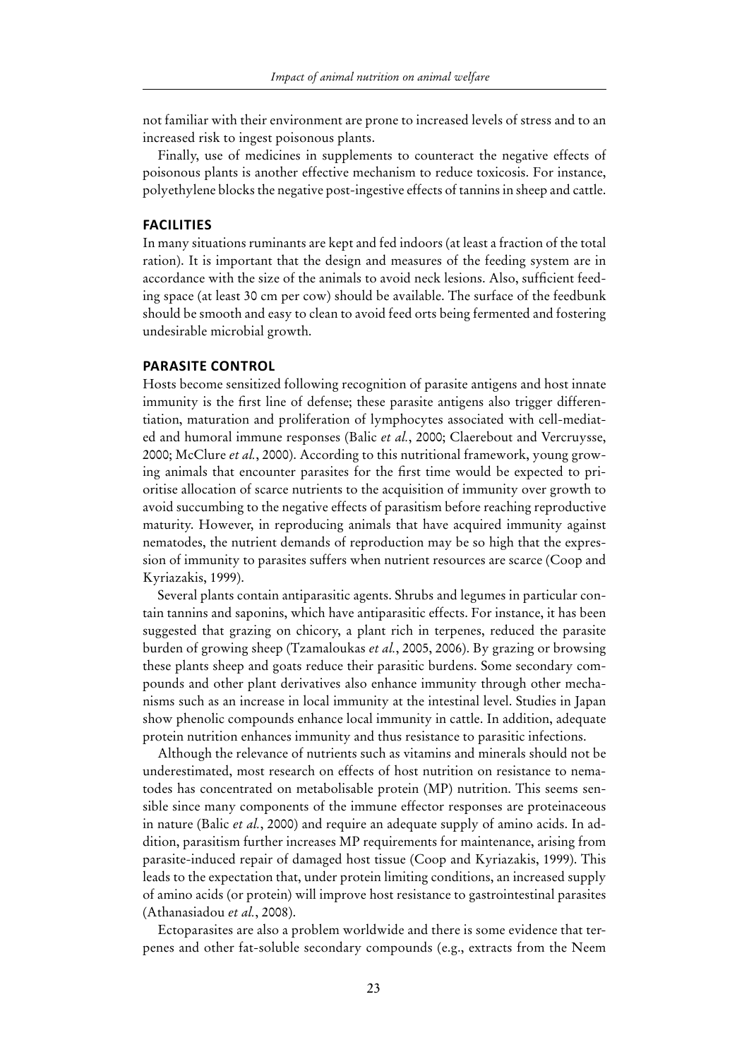not familiar with their environment are prone to increased levels of stress and to an increased risk to ingest poisonous plants.

Finally, use of medicines in supplements to counteract the negative effects of poisonous plants is another effective mechanism to reduce toxicosis. For instance, polyethylene blocks the negative post-ingestive effects of tannins in sheep and cattle.

## FACILITIES

In many situations ruminants are kept and fed indoors (at least a fraction of the total ration). It is important that the design and measures of the feeding system are in accordance with the size of the animals to avoid neck lesions. Also, sufficient feeding space (at least 30 cm per cow) should be available. The surface of the feedbunk should be smooth and easy to clean to avoid feed orts being fermented and fostering undesirable microbial growth.

## PARASITE CONTROL

Hosts become sensitized following recognition of parasite antigens and host innate immunity is the first line of defense; these parasite antigens also trigger differentiation, maturation and proliferation of lymphocytes associated with cell-mediated and humoral immune responses (Balic *et al.*, 2000; Claerebout and Vercruysse, 2000; McClure *et al.*, 2000). According to this nutritional framework, young growing animals that encounter parasites for the first time would be expected to prioritise allocation of scarce nutrients to the acquisition of immunity over growth to avoid succumbing to the negative effects of parasitism before reaching reproductive maturity. However, in reproducing animals that have acquired immunity against nematodes, the nutrient demands of reproduction may be so high that the expression of immunity to parasites suffers when nutrient resources are scarce (Coop and Kyriazakis, 1999).

Several plants contain antiparasitic agents. Shrubs and legumes in particular contain tannins and saponins, which have antiparasitic effects. For instance, it has been suggested that grazing on chicory, a plant rich in terpenes, reduced the parasite burden of growing sheep (Tzamaloukas *et al.*, 2005, 2006). By grazing or browsing these plants sheep and goats reduce their parasitic burdens. Some secondary compounds and other plant derivatives also enhance immunity through other mechanisms such as an increase in local immunity at the intestinal level. Studies in Japan show phenolic compounds enhance local immunity in cattle. In addition, adequate protein nutrition enhances immunity and thus resistance to parasitic infections.

Although the relevance of nutrients such as vitamins and minerals should not be underestimated, most research on effects of host nutrition on resistance to nematodes has concentrated on metabolisable protein (MP) nutrition. This seems sensible since many components of the immune effector responses are proteinaceous in nature (Balic *et al.*, 2000) and require an adequate supply of amino acids. In addition, parasitism further increases MP requirements for maintenance, arising from parasite-induced repair of damaged host tissue (Coop and Kyriazakis, 1999). This leads to the expectation that, under protein limiting conditions, an increased supply of amino acids (or protein) will improve host resistance to gastrointestinal parasites (Athanasiadou *et al.*, 2008).

Ectoparasites are also a problem worldwide and there is some evidence that terpenes and other fat-soluble secondary compounds (e.g., extracts from the Neem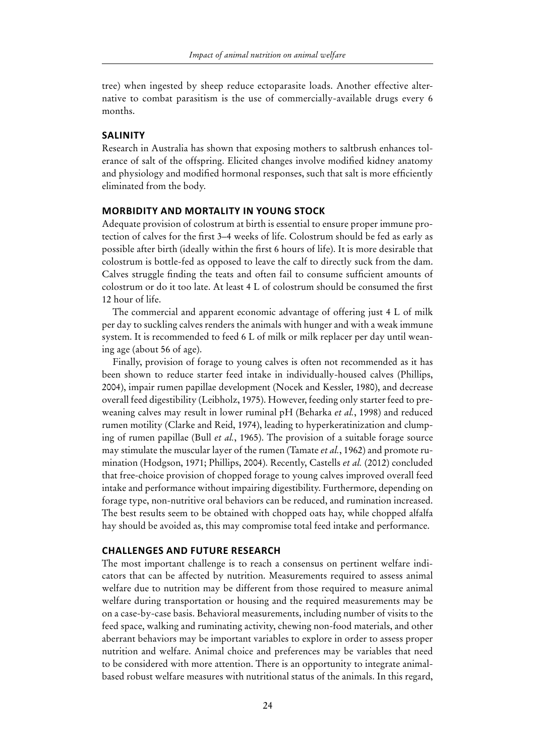tree) when ingested by sheep reduce ectoparasite loads. Another effective alternative to combat parasitism is the use of commercially-available drugs every 6 months.

### SALINITY

Research in Australia has shown that exposing mothers to saltbrush enhances tolerance of salt of the offspring. Elicited changes involve modified kidney anatomy and physiology and modified hormonal responses, such that salt is more efficiently eliminated from the body.

### MORBIDITY AND MORTALITY IN YOUNG STOCK

Adequate provision of colostrum at birth is essential to ensure proper immune protection of calves for the first 3–4 weeks of life. Colostrum should be fed as early as possible after birth (ideally within the first 6 hours of life). It is more desirable that colostrum is bottle-fed as opposed to leave the calf to directly suck from the dam. Calves struggle finding the teats and often fail to consume sufficient amounts of colostrum or do it too late. At least 4 L of colostrum should be consumed the first 12 hour of life.

The commercial and apparent economic advantage of offering just 4 L of milk per day to suckling calves renders the animals with hunger and with a weak immune system. It is recommended to feed 6 L of milk or milk replacer per day until weaning age (about 56 of age).

Finally, provision of forage to young calves is often not recommended as it has been shown to reduce starter feed intake in individually-housed calves (Phillips, 2004), impair rumen papillae development (Nocek and Kessler, 1980), and decrease overall feed digestibility (Leibholz, 1975). However, feeding only starter feed to preweaning calves may result in lower ruminal pH (Beharka *et al.*, 1998) and reduced rumen motility (Clarke and Reid, 1974), leading to hyperkeratinization and clumping of rumen papillae (Bull *et al.*, 1965). The provision of a suitable forage source may stimulate the muscular layer of the rumen (Tamate *et al.*, 1962) and promote rumination (Hodgson, 1971; Phillips, 2004). Recently, Castells *et al.* (2012) concluded that free-choice provision of chopped forage to young calves improved overall feed intake and performance without impairing digestibility. Furthermore, depending on forage type, non-nutritive oral behaviors can be reduced, and rumination increased. The best results seem to be obtained with chopped oats hay, while chopped alfalfa hay should be avoided as, this may compromise total feed intake and performance.

### CHALLENGES AND FUTURE RESEARCH

The most important challenge is to reach a consensus on pertinent welfare indicators that can be affected by nutrition. Measurements required to assess animal welfare due to nutrition may be different from those required to measure animal welfare during transportation or housing and the required measurements may be on a case-by-case basis. Behavioral measurements, including number of visits to the feed space, walking and ruminating activity, chewing non-food materials, and other aberrant behaviors may be important variables to explore in order to assess proper nutrition and welfare. Animal choice and preferences may be variables that need to be considered with more attention. There is an opportunity to integrate animal-based robust welfare measures with nutritional status of the animals. In this regard,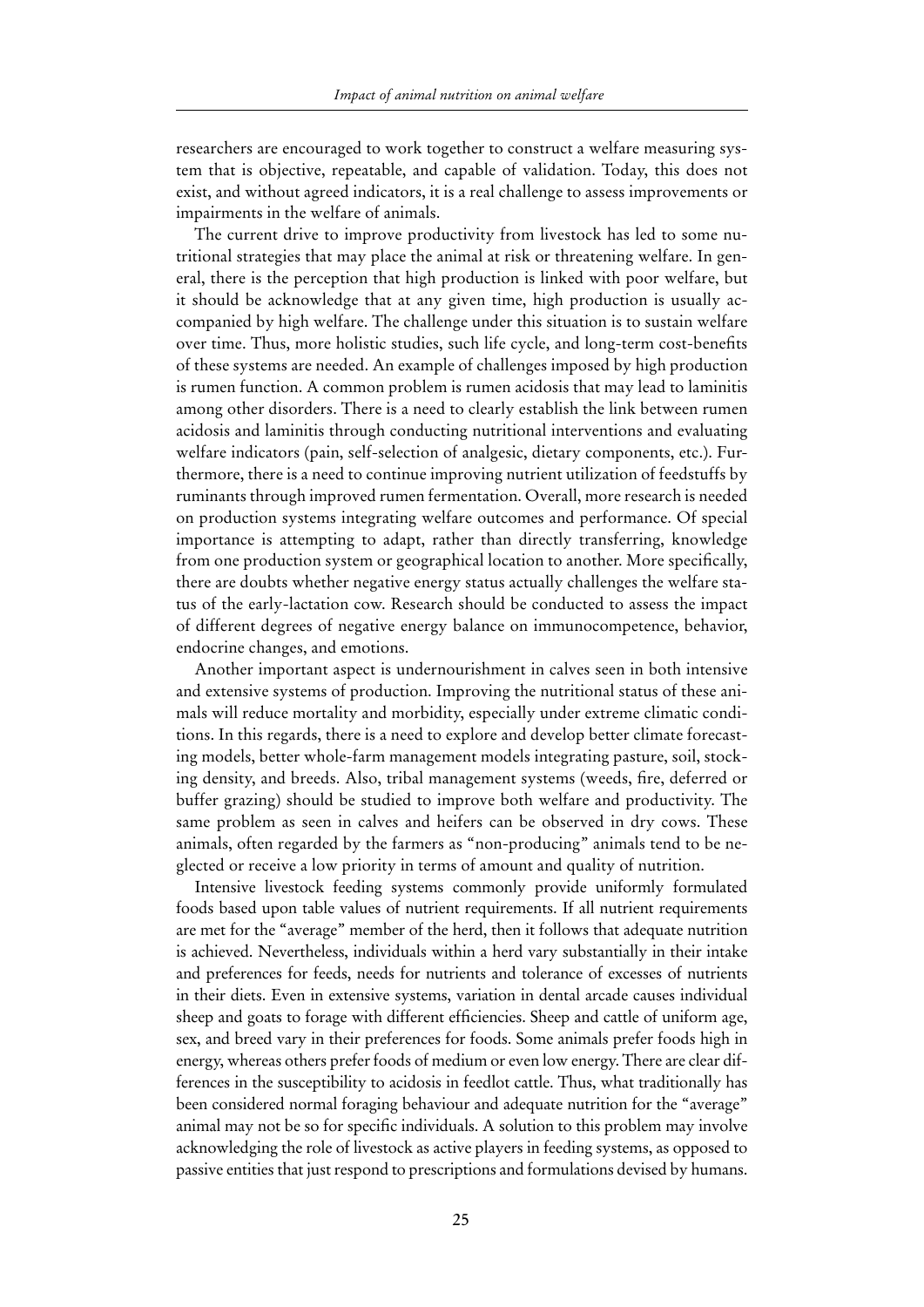researchers are encouraged to work together to construct a welfare measuring system that is objective, repeatable, and capable of validation. Today, this does not exist, and without agreed indicators, it is a real challenge to assess improvements or impairments in the welfare of animals.

The current drive to improve productivity from livestock has led to some nutritional strategies that may place the animal at risk or threatening welfare. In general, there is the perception that high production is linked with poor welfare, but it should be acknowledge that at any given time, high production is usually accompanied by high welfare. The challenge under this situation is to sustain welfare over time. Thus, more holistic studies, such life cycle, and long-term cost-benefits of these systems are needed. An example of challenges imposed by high production is rumen function. A common problem is rumen acidosis that may lead to laminitis among other disorders. There is a need to clearly establish the link between rumen acidosis and laminitis through conducting nutritional interventions and evaluating welfare indicators (pain, self-selection of analgesic, dietary components, etc.). Furthermore, there is a need to continue improving nutrient utilization of feedstuffs by ruminants through improved rumen fermentation. Overall, more research is needed on production systems integrating welfare outcomes and performance. Of special importance is attempting to adapt, rather than directly transferring, knowledge from one production system or geographical location to another. More specifically, there are doubts whether negative energy status actually challenges the welfare status of the early-lactation cow. Research should be conducted to assess the impact of different degrees of negative energy balance on immunocompetence, behavior, endocrine changes, and emotions.

Another important aspect is undernourishment in calves seen in both intensive and extensive systems of production. Improving the nutritional status of these animals will reduce mortality and morbidity, especially under extreme climatic conditions. In this regards, there is a need to explore and develop better climate forecasting models, better whole-farm management models integrating pasture, soil, stocking density, and breeds. Also, tribal management systems (weeds, fire, deferred or buffer grazing) should be studied to improve both welfare and productivity. The same problem as seen in calves and heifers can be observed in dry cows. These animals, often regarded by the farmers as "non-producing" animals tend to be neglected or receive a low priority in terms of amount and quality of nutrition.

Intensive livestock feeding systems commonly provide uniformly formulated foods based upon table values of nutrient requirements. If all nutrient requirements are met for the "average" member of the herd, then it follows that adequate nutrition is achieved. Nevertheless, individuals within a herd vary substantially in their intake and preferences for feeds, needs for nutrients and tolerance of excesses of nutrients in their diets. Even in extensive systems, variation in dental arcade causes individual sheep and goats to forage with different efficiencies. Sheep and cattle of uniform age, sex, and breed vary in their preferences for foods. Some animals prefer foods high in energy, whereas others prefer foods of medium or even low energy. There are clear differences in the susceptibility to acidosis in feedlot cattle. Thus, what traditionally has been considered normal foraging behaviour and adequate nutrition for the "average" animal may not be so for specific individuals. A solution to this problem may involve acknowledging the role of livestock as active players in feeding systems, as opposed to passive entities that just respond to prescriptions and formulations devised by humans.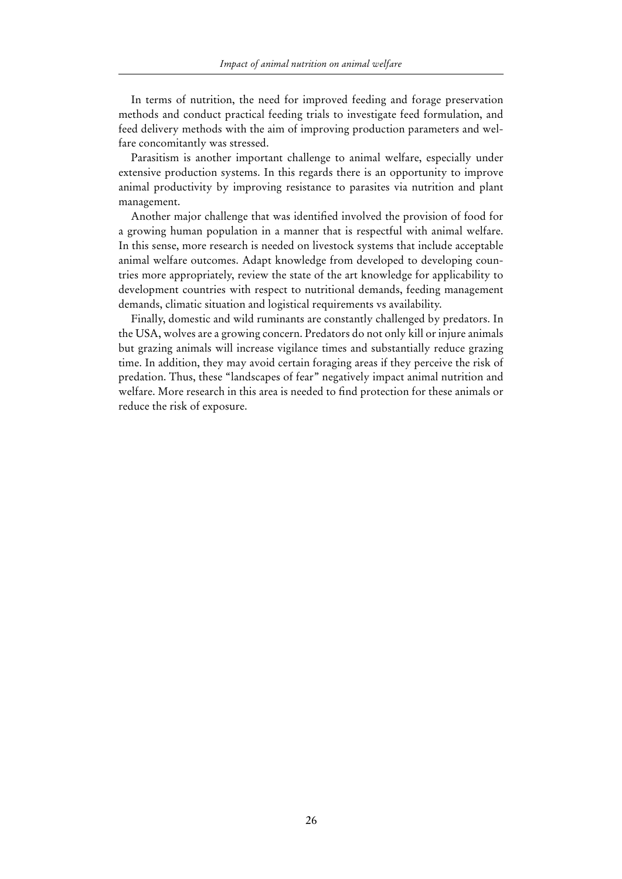In terms of nutrition, the need for improved feeding and forage preservation methods and conduct practical feeding trials to investigate feed formulation, and feed delivery methods with the aim of improving production parameters and welfare concomitantly was stressed.

Parasitism is another important challenge to animal welfare, especially under extensive production systems. In this regards there is an opportunity to improve animal productivity by improving resistance to parasites via nutrition and plant management.

Another major challenge that was identified involved the provision of food for a growing human population in a manner that is respectful with animal welfare. In this sense, more research is needed on livestock systems that include acceptable animal welfare outcomes. Adapt knowledge from developed to developing countries more appropriately, review the state of the art knowledge for applicability to development countries with respect to nutritional demands, feeding management demands, climatic situation and logistical requirements vs availability.

Finally, domestic and wild ruminants are constantly challenged by predators. In the USA, wolves are a growing concern. Predators do not only kill or injure animals but grazing animals will increase vigilance times and substantially reduce grazing time. In addition, they may avoid certain foraging areas if they perceive the risk of predation. Thus, these "landscapes of fear" negatively impact animal nutrition and welfare. More research in this area is needed to find protection for these animals or reduce the risk of exposure.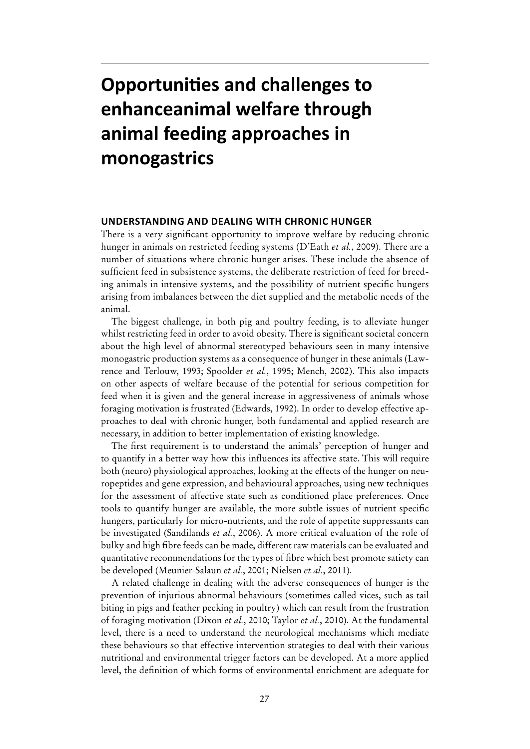# Opportunities and challenges to enhanceanimal welfare through animal feeding approaches in monogastrics

## UNDERSTANDING AND DEALING WITH CHRONIC HUNGER

There is a very significant opportunity to improve welfare by reducing chronic hunger in animals on restricted feeding systems (D'Eath *et al.*, 2009). There are a number of situations where chronic hunger arises. These include the absence of sufficient feed in subsistence systems, the deliberate restriction of feed for breeding animals in intensive systems, and the possibility of nutrient specific hungers arising from imbalances between the diet supplied and the metabolic needs of the animal.

The biggest challenge, in both pig and poultry feeding, is to alleviate hunger whilst restricting feed in order to avoid obesity. There is significant societal concern about the high level of abnormal stereotyped behaviours seen in many intensive monogastric production systems as a consequence of hunger in these animals (Lawrence and Terlouw, 1993; Spoolder *et al.*, 1995; Mench, 2002). This also impacts on other aspects of welfare because of the potential for serious competition for feed when it is given and the general increase in aggressiveness of animals whose foraging motivation is frustrated (Edwards, 1992). In order to develop effective approaches to deal with chronic hunger, both fundamental and applied research are necessary, in addition to better implementation of existing knowledge.

The first requirement is to understand the animals' perception of hunger and to quantify in a better way how this influences its affective state. This will require both (neuro) physiological approaches, looking at the effects of the hunger on neuropeptides and gene expression, and behavioural approaches, using new techniques for the assessment of affective state such as conditioned place preferences. Once tools to quantify hunger are available, the more subtle issues of nutrient specific hungers, particularly for micro-nutrients, and the role of appetite suppressants can be investigated (Sandilands *et al.*, 2006). A more critical evaluation of the role of bulky and high fibre feeds can be made, different raw materials can be evaluated and quantitative recommendations for the types of fibre which best promote satiety can be developed (Meunier-Salaun *et al.*, 2001; Nielsen *et al.*, 2011).

A related challenge in dealing with the adverse consequences of hunger is the prevention of injurious abnormal behaviours (sometimes called vices, such as tail biting in pigs and feather pecking in poultry) which can result from the frustration of foraging motivation (Dixon *et al.*, 2010; Taylor *et al.*, 2010). At the fundamental level, there is a need to understand the neurological mechanisms which mediate these behaviours so that effective intervention strategies to deal with their various nutritional and environmental trigger factors can be developed. At a more applied level, the definition of which forms of environmental enrichment are adequate for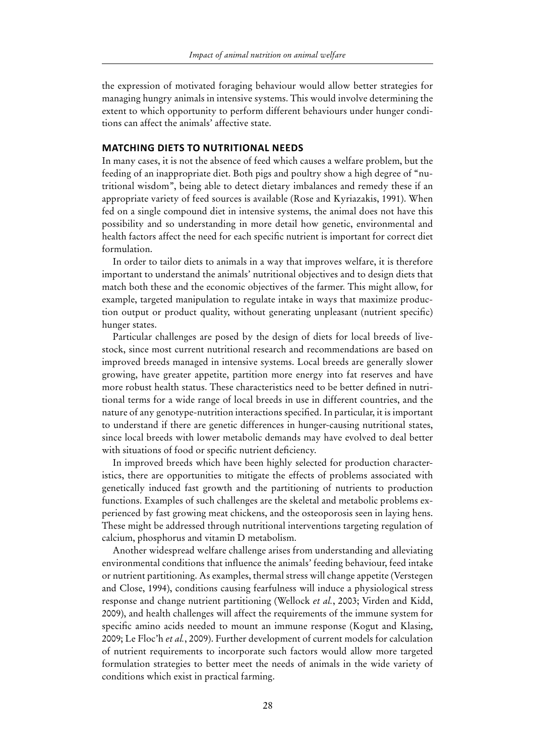the expression of motivated foraging behaviour would allow better strategies for managing hungry animals in intensive systems. This would involve determining the extent to which opportunity to perform different behaviours under hunger conditions can affect the animals' affective state.

## MATCHING DIETS TO NUTRITIONAL NEEDS

In many cases, it is not the absence of feed which causes a welfare problem, but the feeding of an inappropriate diet. Both pigs and poultry show a high degree of "nutritional wisdom", being able to detect dietary imbalances and remedy these if an appropriate variety of feed sources is available (Rose and Kyriazakis, 1991). When fed on a single compound diet in intensive systems, the animal does not have this possibility and so understanding in more detail how genetic, environmental and health factors affect the need for each specific nutrient is important for correct diet formulation.

In order to tailor diets to animals in a way that improves welfare, it is therefore important to understand the animals' nutritional objectives and to design diets that match both these and the economic objectives of the farmer. This might allow, for example, targeted manipulation to regulate intake in ways that maximize production output or product quality, without generating unpleasant (nutrient specific) hunger states.

Particular challenges are posed by the design of diets for local breeds of livestock, since most current nutritional research and recommendations are based on improved breeds managed in intensive systems. Local breeds are generally slower growing, have greater appetite, partition more energy into fat reserves and have more robust health status. These characteristics need to be better defined in nutritional terms for a wide range of local breeds in use in different countries, and the nature of any genotype-nutrition interactions specified. In particular, it is important to understand if there are genetic differences in hunger-causing nutritional states, since local breeds with lower metabolic demands may have evolved to deal better with situations of food or specific nutrient deficiency.

In improved breeds which have been highly selected for production characteristics, there are opportunities to mitigate the effects of problems associated with genetically induced fast growth and the partitioning of nutrients to production functions. Examples of such challenges are the skeletal and metabolic problems experienced by fast growing meat chickens, and the osteoporosis seen in laying hens. These might be addressed through nutritional interventions targeting regulation of calcium, phosphorus and vitamin D metabolism.

Another widespread welfare challenge arises from understanding and alleviating environmental conditions that influence the animals' feeding behaviour, feed intake or nutrient partitioning. As examples, thermal stress will change appetite (Verstegen and Close, 1994), conditions causing fearfulness will induce a physiological stress response and change nutrient partitioning (Wellock *et al.*, 2003; Virden and Kidd, 2009), and health challenges will affect the requirements of the immune system for specific amino acids needed to mount an immune response (Kogut and Klasing, 2009; Le Floc'h *et al.*, 2009). Further development of current models for calculation of nutrient requirements to incorporate such factors would allow more targeted formulation strategies to better meet the needs of animals in the wide variety of conditions which exist in practical farming.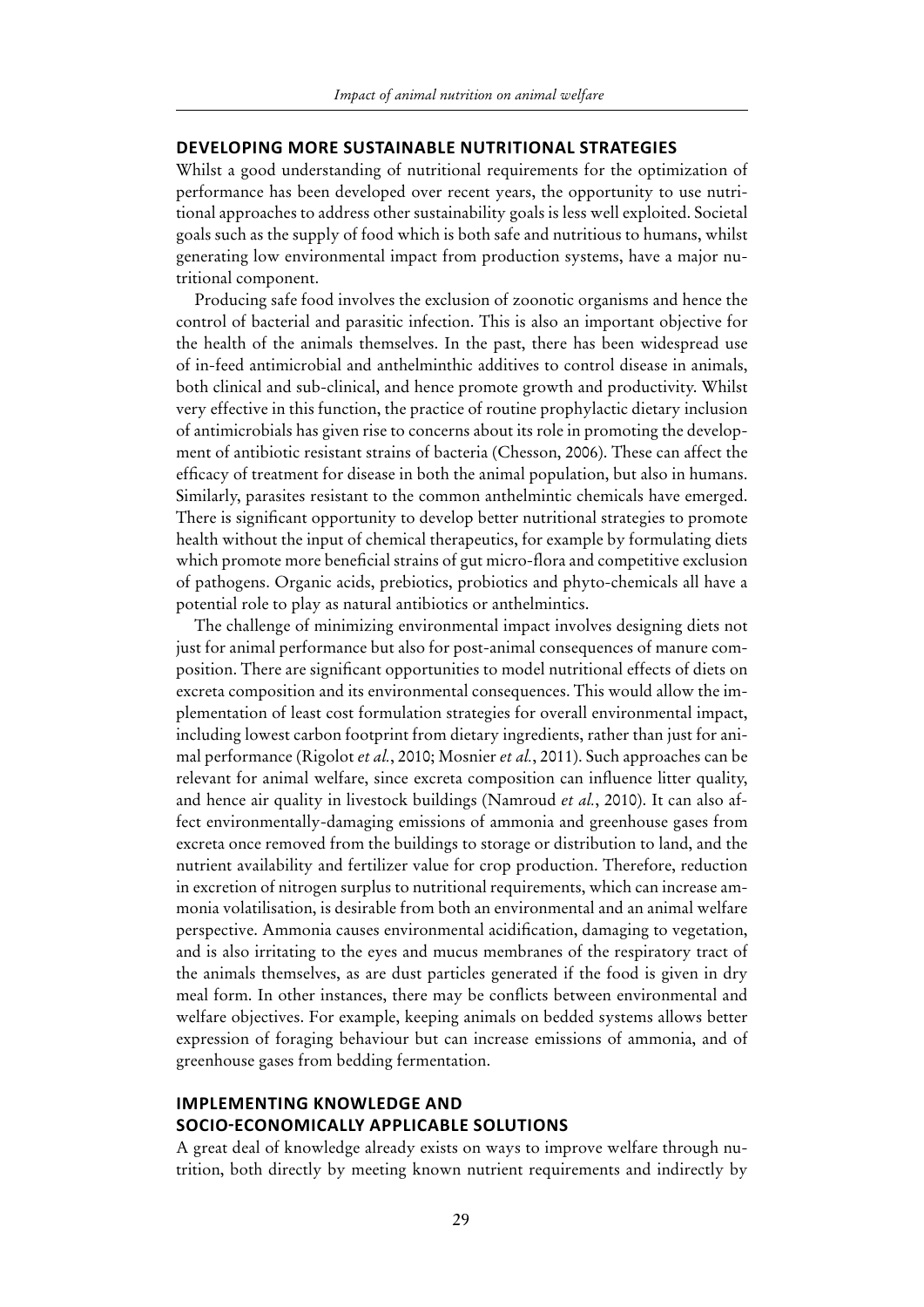## DEVELOPING MORE SUSTAINABLE NUTRITIONAL STRATEGIES

Whilst a good understanding of nutritional requirements for the optimization of performance has been developed over recent years, the opportunity to use nutritional approaches to address other sustainability goals is less well exploited. Societal goals such as the supply of food which is both safe and nutritious to humans, whilst generating low environmental impact from production systems, have a major nutritional component.

Producing safe food involves the exclusion of zoonotic organisms and hence the control of bacterial and parasitic infection. This is also an important objective for the health of the animals themselves. In the past, there has been widespread use of in-feed antimicrobial and anthelminthic additives to control disease in animals, both clinical and sub-clinical, and hence promote growth and productivity. Whilst very effective in this function, the practice of routine prophylactic dietary inclusion of antimicrobials has given rise to concerns about its role in promoting the development of antibiotic resistant strains of bacteria (Chesson, 2006). These can affect the efficacy of treatment for disease in both the animal population, but also in humans. Similarly, parasites resistant to the common anthelmintic chemicals have emerged. There is significant opportunity to develop better nutritional strategies to promote health without the input of chemical therapeutics, for example by formulating diets which promote more beneficial strains of gut micro-flora and competitive exclusion of pathogens. Organic acids, prebiotics, probiotics and phyto-chemicals all have a potential role to play as natural antibiotics or anthelmintics.

The challenge of minimizing environmental impact involves designing diets not just for animal performance but also for post-animal consequences of manure composition. There are significant opportunities to model nutritional effects of diets on excreta composition and its environmental consequences. This would allow the implementation of least cost formulation strategies for overall environmental impact, including lowest carbon footprint from dietary ingredients, rather than just for animal performance (Rigolot *et al.*, 2010; Mosnier *et al.*, 2011). Such approaches can be relevant for animal welfare, since excreta composition can influence litter quality, and hence air quality in livestock buildings (Namroud *et al.*, 2010). It can also affect environmentally-damaging emissions of ammonia and greenhouse gases from excreta once removed from the buildings to storage or distribution to land, and the nutrient availability and fertilizer value for crop production. Therefore, reduction in excretion of nitrogen surplus to nutritional requirements, which can increase ammonia volatilisation, is desirable from both an environmental and an animal welfare perspective. Ammonia causes environmental acidification, damaging to vegetation, and is also irritating to the eyes and mucus membranes of the respiratory tract of the animals themselves, as are dust particles generated if the food is given in dry meal form. In other instances, there may be conflicts between environmental and welfare objectives. For example, keeping animals on bedded systems allows better expression of foraging behaviour but can increase emissions of ammonia, and of greenhouse gases from bedding fermentation.

## IMPLEMENTING KNOWLEDGE AND SOCIO-ECONOMICALLY APPLICABLE SOLUTIONS

A great deal of knowledge already exists on ways to improve welfare through nutrition, both directly by meeting known nutrient requirements and indirectly by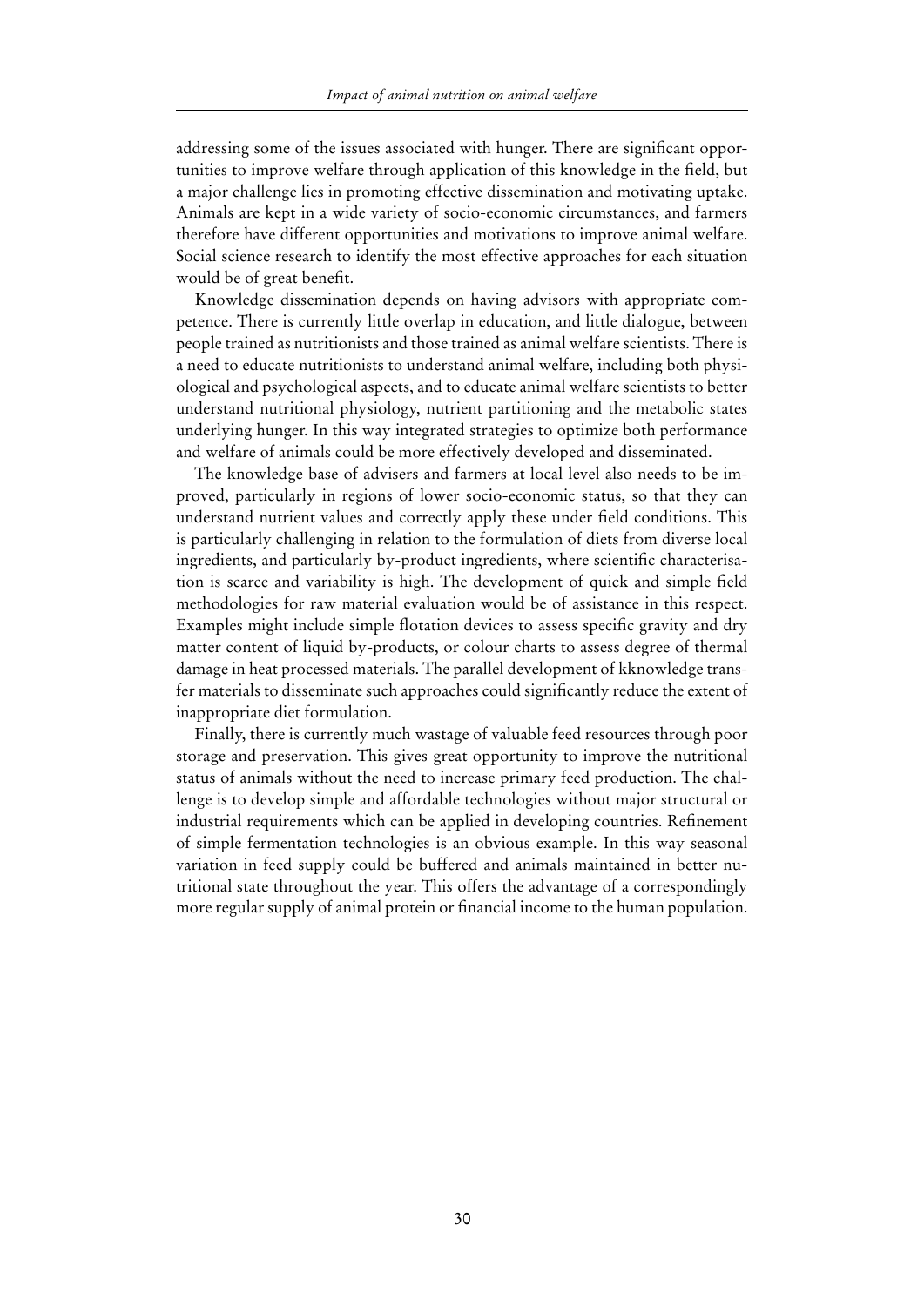addressing some of the issues associated with hunger. There are significant opportunities to improve welfare through application of this knowledge in the field, but a major challenge lies in promoting effective dissemination and motivating uptake. Animals are kept in a wide variety of socio-economic circumstances, and farmers therefore have different opportunities and motivations to improve animal welfare. Social science research to identify the most effective approaches for each situation would be of great benefit.

Knowledge dissemination depends on having advisors with appropriate competence. There is currently little overlap in education, and little dialogue, between people trained as nutritionists and those trained as animal welfare scientists. There is a need to educate nutritionists to understand animal welfare, including both physiological and psychological aspects, and to educate animal welfare scientists to better understand nutritional physiology, nutrient partitioning and the metabolic states underlying hunger. In this way integrated strategies to optimize both performance and welfare of animals could be more effectively developed and disseminated.

The knowledge base of advisers and farmers at local level also needs to be improved, particularly in regions of lower socio-economic status, so that they can understand nutrient values and correctly apply these under field conditions. This is particularly challenging in relation to the formulation of diets from diverse local ingredients, and particularly by-product ingredients, where scientific characterisation is scarce and variability is high. The development of quick and simple field methodologies for raw material evaluation would be of assistance in this respect. Examples might include simple flotation devices to assess specific gravity and dry matter content of liquid by-products, or colour charts to assess degree of thermal damage in heat processed materials. The parallel development of kknowledge transfer materials to disseminate such approaches could significantly reduce the extent of inappropriate diet formulation.

Finally, there is currently much wastage of valuable feed resources through poor storage and preservation. This gives great opportunity to improve the nutritional status of animals without the need to increase primary feed production. The challenge is to develop simple and affordable technologies without major structural or industrial requirements which can be applied in developing countries. Refinement of simple fermentation technologies is an obvious example. In this way seasonal variation in feed supply could be buffered and animals maintained in better nutritional state throughout the year. This offers the advantage of a correspondingly more regular supply of animal protein or financial income to the human population.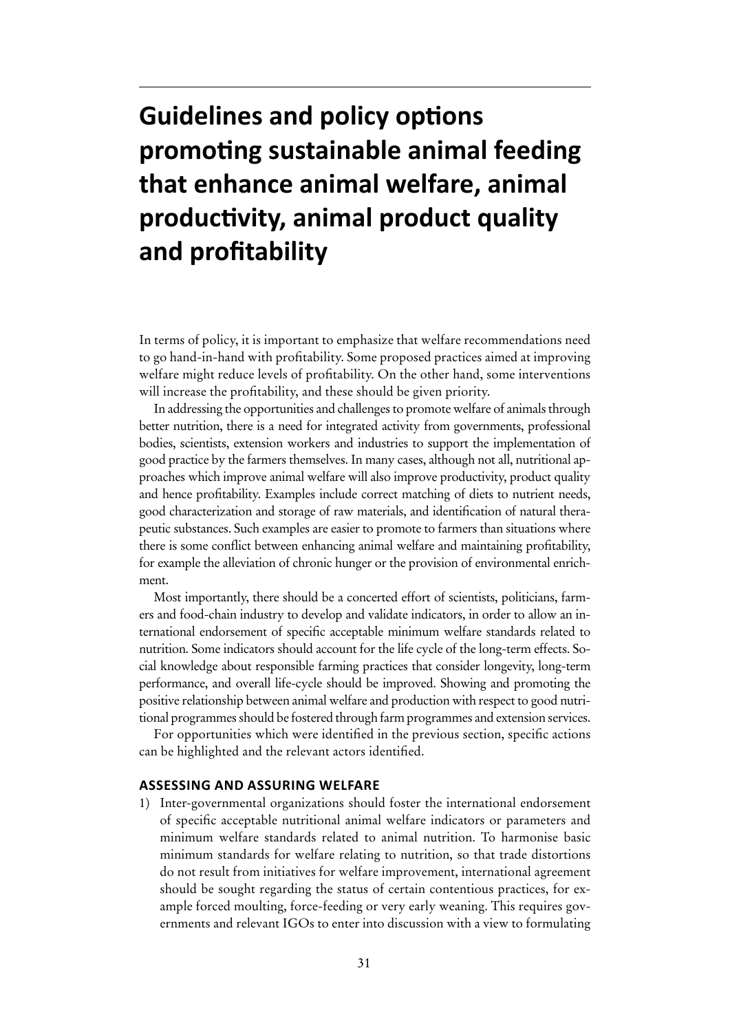# Guidelines and policy options promoting sustainable animal feeding that enhance animal welfare, animal productivity, animal product quality and profitability

In terms of policy, it is important to emphasize that welfare recommendations need to go hand-in-hand with profitability. Some proposed practices aimed at improving welfare might reduce levels of profitability. On the other hand, some interventions will increase the profitability, and these should be given priority.

In addressing the opportunities and challenges to promote welfare of animals through better nutrition, there is a need for integrated activity from governments, professional bodies, scientists, extension workers and industries to support the implementation of good practice by the farmers themselves. In many cases, although not all, nutritional approaches which improve animal welfare will also improve productivity, product quality and hence profitability. Examples include correct matching of diets to nutrient needs, good characterization and storage of raw materials, and identification of natural therapeutic substances. Such examples are easier to promote to farmers than situations where there is some conflict between enhancing animal welfare and maintaining profitability, for example the alleviation of chronic hunger or the provision of environmental enrichment.

Most importantly, there should be a concerted effort of scientists, politicians, farmers and food-chain industry to develop and validate indicators, in order to allow an international endorsement of specific acceptable minimum welfare standards related to nutrition. Some indicators should account for the life cycle of the long-term effects. Social knowledge about responsible farming practices that consider longevity, long-term performance, and overall life-cycle should be improved. Showing and promoting the positive relationship between animal welfare and production with respect to good nutritional programmes should be fostered through farm programmes and extension services.

For opportunities which were identified in the previous section, specific actions can be highlighted and the relevant actors identified.

### ASSESSING AND ASSURING WELFARE

1) Inter-governmental organizations should foster the international endorsement of specific acceptable nutritional animal welfare indicators or parameters and minimum welfare standards related to animal nutrition. To harmonise basic minimum standards for welfare relating to nutrition, so that trade distortions do not result from initiatives for welfare improvement, international agreement should be sought regarding the status of certain contentious practices, for example forced moulting, force-feeding or very early weaning. This requires governments and relevant IGOs to enter into discussion with a view to formulating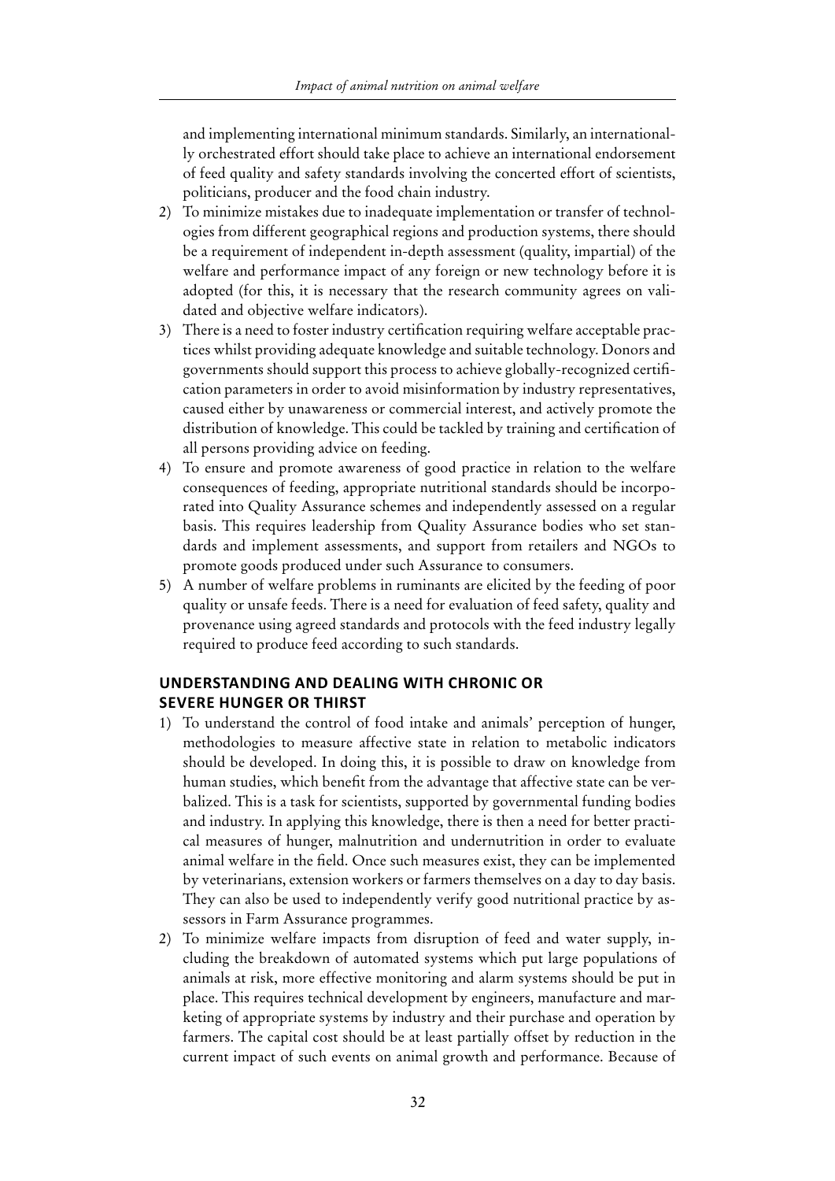and implementing international minimum standards. Similarly, an internationally orchestrated effort should take place to achieve an international endorsement of feed quality and safety standards involving the concerted effort of scientists, politicians, producer and the food chain industry.

2) To minimize mistakes due to inadequate implementation or transfer of technologies from different geographical regions and production systems, there should be a requirement of independent in-depth assessment (quality, impartial) of the welfare and performance impact of any foreign or new technology before it is adopted (for this, it is necessary that the research community agrees on validated and objective welfare indicators).
3) There is a need to foster industry certification requiring welfare acceptable practices whilst providing adequate knowledge and suitable technology. Donors and governments should support this process to achieve globally-recognized certification parameters in order to avoid misinformation by industry representatives, caused either by unawareness or commercial interest, and actively promote the distribution of knowledge. This could be tackled by training and certification of all persons providing advice on feeding.
4) To ensure and promote awareness of good practice in relation to the welfare consequences of feeding, appropriate nutritional standards should be incorporated into Quality Assurance schemes and independently assessed on a regular basis. This requires leadership from Quality Assurance bodies who set standards and implement assessments, and support from retailers and NGOs to promote goods produced under such Assurance to consumers.
5) A number of welfare problems in ruminants are elicited by the feeding of poor quality or unsafe feeds. There is a need for evaluation of feed safety, quality and provenance using agreed standards and protocols with the feed industry legally required to produce feed according to such standards.

## UNDERSTANDING AND DEALING WITH CHRONIC OR SEVERE HUNGER OR THIRST

1) To understand the control of food intake and animals' perception of hunger, methodologies to measure affective state in relation to metabolic indicators should be developed. In doing this, it is possible to draw on knowledge from human studies, which benefit from the advantage that affective state can be verbalized. This is a task for scientists, supported by governmental funding bodies and industry. In applying this knowledge, there is then a need for better practical measures of hunger, malnutrition and undernutrition in order to evaluate animal welfare in the field. Once such measures exist, they can be implemented by veterinarians, extension workers or farmers themselves on a day to day basis. They can also be used to independently verify good nutritional practice by assessors in Farm Assurance programmes.
2) To minimize welfare impacts from disruption of feed and water supply, including the breakdown of automated systems which put large populations of animals at risk, more effective monitoring and alarm systems should be put in place. This requires technical development by engineers, manufacture and marketing of appropriate systems by industry and their purchase and operation by farmers. The capital cost should be at least partially offset by reduction in the current impact of such events on animal growth and performance. Because of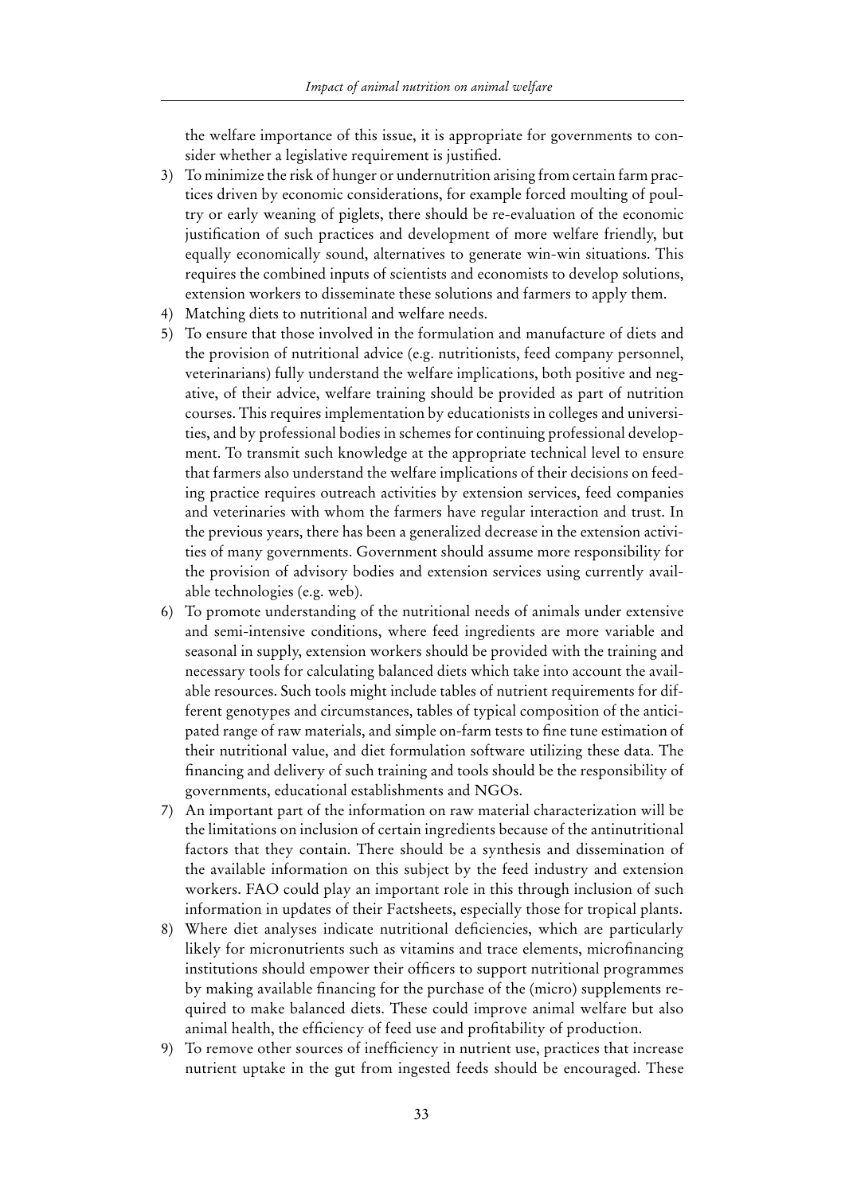the welfare importance of this issue, it is appropriate for governments to consider whether a legislative requirement is justified.

3) To minimize the risk of hunger or undernutrition arising from certain farm practices driven by economic considerations, for example forced moulting of poultry or early weaning of piglets, there should be re-evaluation of the economic justification of such practices and development of more welfare friendly, but equally economically sound, alternatives to generate win-win situations. This requires the combined inputs of scientists and economists to develop solutions, extension workers to disseminate these solutions and farmers to apply them.
4) Matching diets to nutritional and welfare needs.
5) To ensure that those involved in the formulation and manufacture of diets and the provision of nutritional advice (e.g. nutritionists, feed company personnel, veterinarians) fully understand the welfare implications, both positive and negative, of their advice, welfare training should be provided as part of nutrition courses. This requires implementation by educationists in colleges and universities, and by professional bodies in schemes for continuing professional development. To transmit such knowledge at the appropriate technical level to ensure that farmers also understand the welfare implications of their decisions on feeding practice requires outreach activities by extension services, feed companies and veterinaries with whom the farmers have regular interaction and trust. In the previous years, there has been a generalized decrease in the extension activities of many governments. Government should assume more responsibility for the provision of advisory bodies and extension services using currently available technologies (e.g. web).
6) To promote understanding of the nutritional needs of animals under extensive and semi-intensive conditions, where feed ingredients are more variable and seasonal in supply, extension workers should be provided with the training and necessary tools for calculating balanced diets which take into account the available resources. Such tools might include tables of nutrient requirements for different genotypes and circumstances, tables of typical composition of the anticipated range of raw materials, and simple on-farm tests to fine tune estimation of their nutritional value, and diet formulation software utilizing these data. The financing and delivery of such training and tools should be the responsibility of governments, educational establishments and NGOs.
7) An important part of the information on raw material characterization will be the limitations on inclusion of certain ingredients because of the antinutritional factors that they contain. There should be a synthesis and dissemination of the available information on this subject by the feed industry and extension workers. FAO could play an important role in this through inclusion of such information in updates of their Factsheets, especially those for tropical plants.
8) Where diet analyses indicate nutritional deficiencies, which are particularly likely for micronutrients such as vitamins and trace elements, microfinancing institutions should empower their officers to support nutritional programmes by making available financing for the purchase of the (micro) supplements required to make balanced diets. These could improve animal welfare but also animal health, the efficiency of feed use and profitability of production.
9) To remove other sources of inefficiency in nutrient use, practices that increase nutrient uptake in the gut from ingested feeds should be encouraged. These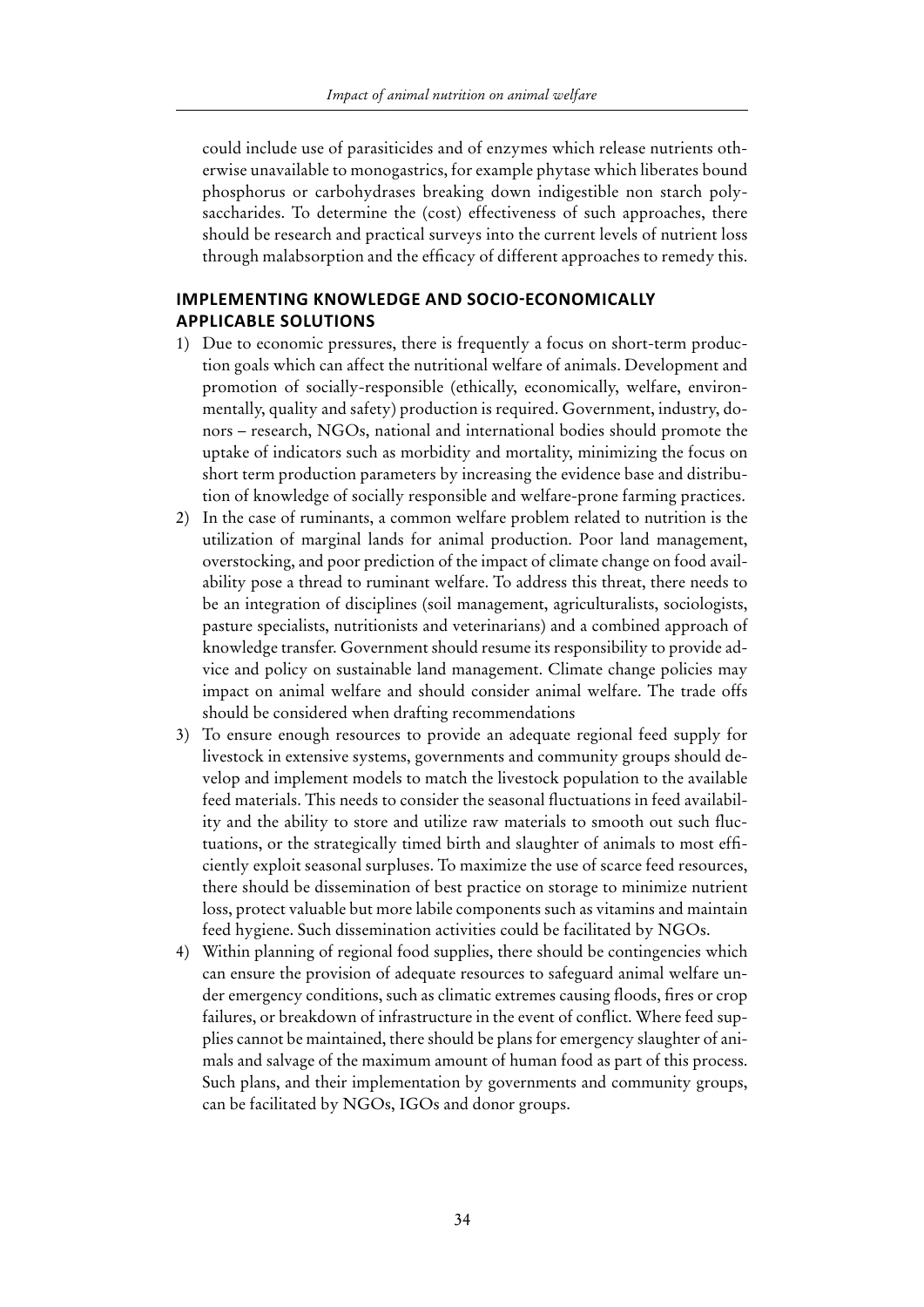could include use of parasiticides and of enzymes which release nutrients otherwise unavailable to monogastrics, for example phytase which liberates bound phosphorus or carbohydrases breaking down indigestible non starch polysaccharides. To determine the (cost) effectiveness of such approaches, there should be research and practical surveys into the current levels of nutrient loss through malabsorption and the efficacy of different approaches to remedy this.

## IMPLEMENTING KNOWLEDGE AND SOCIO-ECONOMICALLY APPLICABLE SOLUTIONS

1) Due to economic pressures, there is frequently a focus on short-term production goals which can affect the nutritional welfare of animals. Development and promotion of socially-responsible (ethically, economically, welfare, environmentally, quality and safety) production is required. Government, industry, donors – research, NGOs, national and international bodies should promote the uptake of indicators such as morbidity and mortality, minimizing the focus on short term production parameters by increasing the evidence base and distribution of knowledge of socially responsible and welfare-prone farming practices.
2) In the case of ruminants, a common welfare problem related to nutrition is the utilization of marginal lands for animal production. Poor land management, overstocking, and poor prediction of the impact of climate change on food availability pose a thread to ruminant welfare. To address this threat, there needs to be an integration of disciplines (soil management, agriculturalists, sociologists, pasture specialists, nutritionists and veterinarians) and a combined approach of knowledge transfer. Government should resume its responsibility to provide advice and policy on sustainable land management. Climate change policies may impact on animal welfare and should consider animal welfare. The trade offs should be considered when drafting recommendations
3) To ensure enough resources to provide an adequate regional feed supply for livestock in extensive systems, governments and community groups should develop and implement models to match the livestock population to the available feed materials. This needs to consider the seasonal fluctuations in feed availability and the ability to store and utilize raw materials to smooth out such fluctuations, or the strategically timed birth and slaughter of animals to most efficiently exploit seasonal surpluses. To maximize the use of scarce feed resources, there should be dissemination of best practice on storage to minimize nutrient loss, protect valuable but more labile components such as vitamins and maintain feed hygiene. Such dissemination activities could be facilitated by NGOs.
4) Within planning of regional food supplies, there should be contingencies which can ensure the provision of adequate resources to safeguard animal welfare under emergency conditions, such as climatic extremes causing floods, fires or crop failures, or breakdown of infrastructure in the event of conflict. Where feed supplies cannot be maintained, there should be plans for emergency slaughter of animals and salvage of the maximum amount of human food as part of this process. Such plans, and their implementation by governments and community groups, can be facilitated by NGOs, IGOs and donor groups.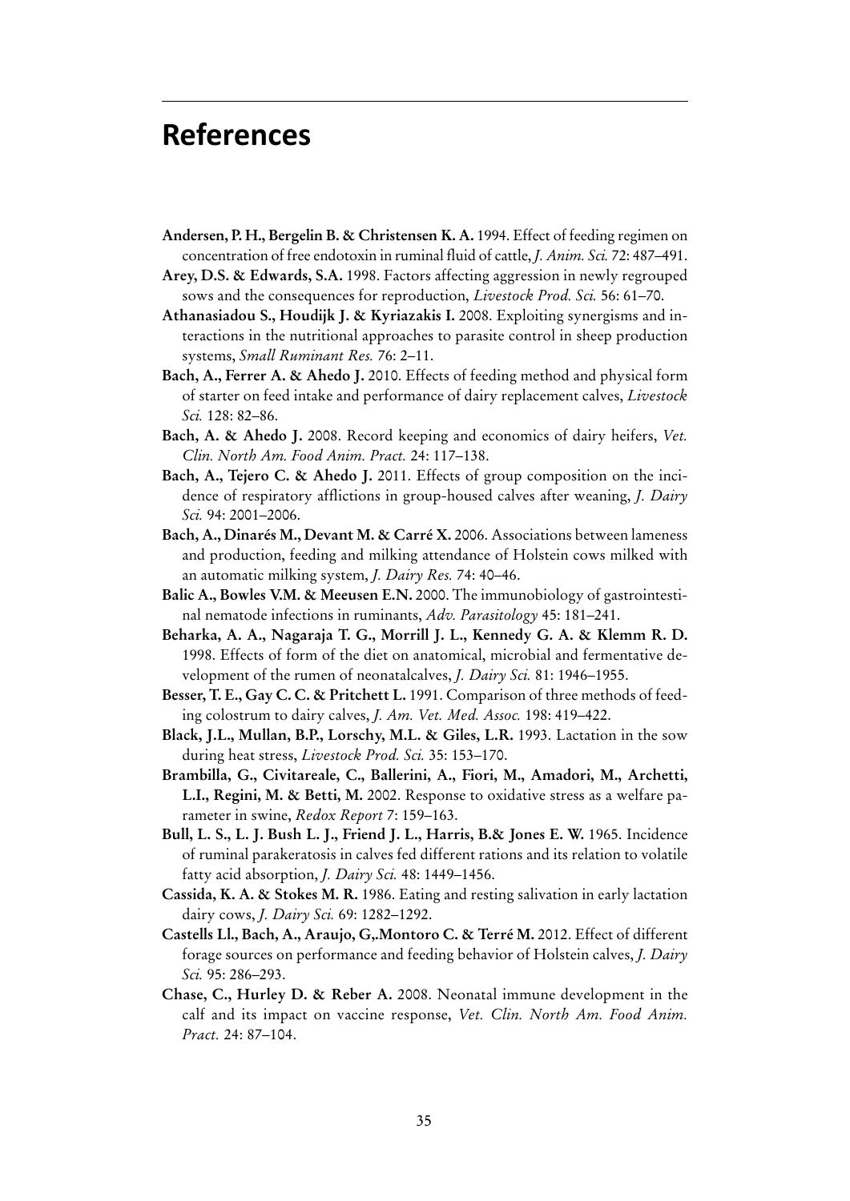# References

**Andersen, P. H., Bergelin B. & Christensen K. A.** 1994. Effect of feeding regimen on concentration of free endotoxin in ruminal fluid of cattle, *J. Anim. Sci.* 72: 487–491.

**Arey, D.S. & Edwards, S.A.** 1998. Factors affecting aggression in newly regrouped sows and the consequences for reproduction, *Livestock Prod. Sci.* 56: 61–70.

**Athanasiadou S., Houdijk J. & Kyriazakis I.** 2008. Exploiting synergisms and interactions in the nutritional approaches to parasite control in sheep production systems, *Small Ruminant Res.* 76: 2–11.

**Bach, A., Ferrer A. & Ahedo J.** 2010. Effects of feeding method and physical form of starter on feed intake and performance of dairy replacement calves, *Livestock Sci.* 128: 82–86.

**Bach, A. & Ahedo J.** 2008. Record keeping and economics of dairy heifers, *Vet. Clin. North Am. Food Anim. Pract.* 24: 117–138.

**Bach, A., Tejero C. & Ahedo J.** 2011. Effects of group composition on the incidence of respiratory afflictions in group-housed calves after weaning, *J. Dairy Sci.* 94: 2001–2006.

**Bach, A., Dinarés M., Devant M. & Carré X.** 2006. Associations between lameness and production, feeding and milking attendance of Holstein cows milked with an automatic milking system, *J. Dairy Res.* 74: 40–46.

**Balic A., Bowles V.M. & Meeusen E.N.** 2000. The immunobiology of gastrointestinal nematode infections in ruminants, *Adv. Parasitology* 45: 181–241.

**Beharka, A. A., Nagaraja T. G., Morrill J. L., Kennedy G. A. & Klemm R. D.** 1998. Effects of form of the diet on anatomical, microbial and fermentative development of the rumen of neonatalcalves, *J. Dairy Sci.* 81: 1946–1955.

**Besser, T. E., Gay C. C. & Pritchett L.** 1991. Comparison of three methods of feeding colostrum to dairy calves, *J. Am. Vet. Med. Assoc.* 198: 419–422.

**Black, J.L., Mullan, B.P., Lorschy, M.L. & Giles, L.R.** 1993. Lactation in the sow during heat stress, *Livestock Prod. Sci.* 35: 153–170.

**Brambilla, G., Civitareale, C., Ballerini, A., Fiori, M., Amadori, M., Archetti, L.I., Regini, M. & Betti, M.** 2002. Response to oxidative stress as a welfare parameter in swine, *Redox Report* 7: 159–163.

**Bull, L. S., L. J. Bush L. J., Friend J. L., Harris, B.& Jones E. W.** 1965. Incidence of ruminal parakeratosis in calves fed different rations and its relation to volatile fatty acid absorption, *J. Dairy Sci.* 48: 1449–1456.

**Cassida, K. A. & Stokes M. R.** 1986. Eating and resting salivation in early lactation dairy cows, *J. Dairy Sci.* 69: 1282–1292.

**Castells Ll., Bach, A., Araujo, G,.Montoro C. & Terré M.** 2012. Effect of different forage sources on performance and feeding behavior of Holstein calves, *J. Dairy Sci.* 95: 286–293.

**Chase, C., Hurley D. & Reber A.** 2008. Neonatal immune development in the calf and its impact on vaccine response, *Vet. Clin. North Am. Food Anim. Pract.* 24: 87–104.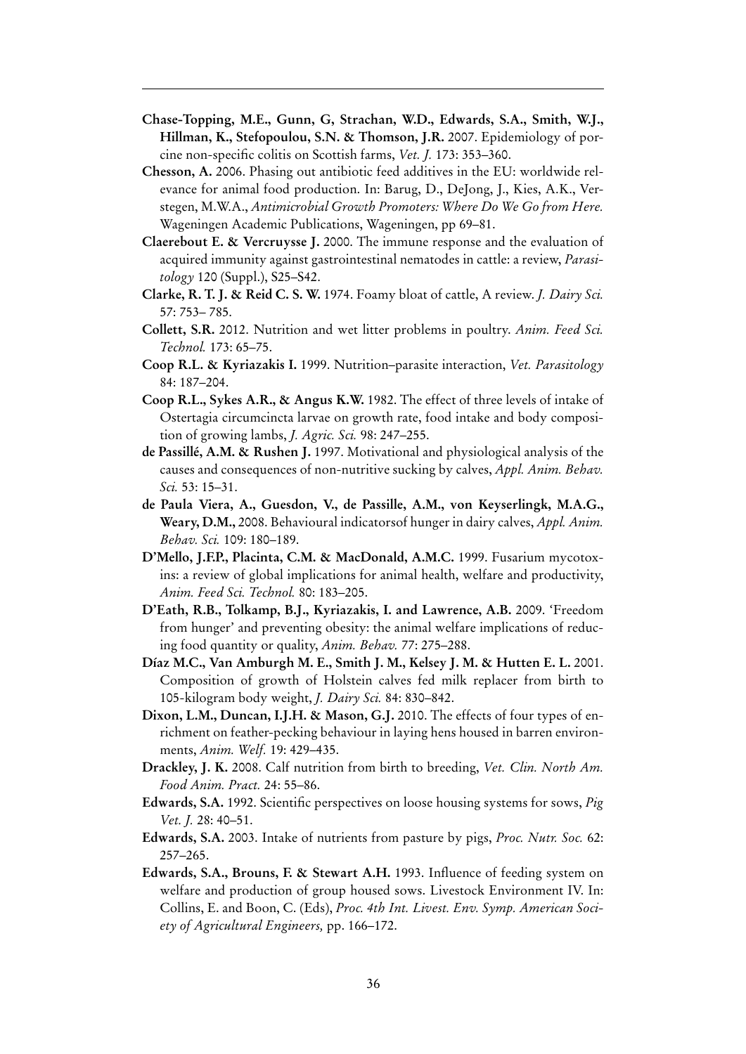**Chase-Topping, M.E., Gunn, G, Strachan, W.D., Edwards, S.A., Smith, W.J., Hillman, K., Stefopoulou, S.N. & Thomson, J.R.** 2007. Epidemiology of porcine non-specific colitis on Scottish farms, *Vet. J.* 173: 353–360.

**Chesson, A.** 2006. Phasing out antibiotic feed additives in the EU: worldwide relevance for animal food production. In: Barug, D., DeJong, J., Kies, A.K., Verstegen, M.W.A., *Antimicrobial Growth Promoters: Where Do We Go from Here.* Wageningen Academic Publications, Wageningen, pp 69–81.

**Claerebout E. & Vercruysse J.** 2000. The immune response and the evaluation of acquired immunity against gastrointestinal nematodes in cattle: a review, *Parasitology* 120 (Suppl.), S25–S42.

**Clarke, R. T. J. & Reid C. S. W.** 1974. Foamy bloat of cattle, A review. *J. Dairy Sci.* 57: 753– 785.

**Collett, S.R.** 2012. Nutrition and wet litter problems in poultry. *Anim. Feed Sci. Technol.* 173: 65–75.

**Coop R.L. & Kyriazakis I.** 1999. Nutrition–parasite interaction, *Vet. Parasitology* 84: 187–204.

**Coop R.L., Sykes A.R., & Angus K.W.** 1982. The effect of three levels of intake of Ostertagia circumcincta larvae on growth rate, food intake and body composition of growing lambs, *J. Agric. Sci.* 98: 247–255.

**de Passillé, A.M. & Rushen J.** 1997. Motivational and physiological analysis of the causes and consequences of non-nutritive sucking by calves, *Appl. Anim. Behav. Sci.* 53: 15–31.

**de Paula Viera, A., Guesdon, V., de Passille, A.M., von Keyserlingk, M.A.G., Weary, D.M.,** 2008. Behavioural indicatorsof hunger in dairy calves, *Appl. Anim. Behav. Sci.* 109: 180–189.

**D'Mello, J.F.P., Placinta, C.M. & MacDonald, A.M.C.** 1999. Fusarium mycotoxins: a review of global implications for animal health, welfare and productivity, *Anim. Feed Sci. Technol.* 80: 183–205.

**D'Eath, R.B., Tolkamp, B.J., Kyriazakis, I. and Lawrence, A.B.** 2009. 'Freedom from hunger' and preventing obesity: the animal welfare implications of reducing food quantity or quality, *Anim. Behav.* 77: 275–288.

**Díaz M.C., Van Amburgh M. E., Smith J. M., Kelsey J. M. & Hutten E. L.** 2001. Composition of growth of Holstein calves fed milk replacer from birth to 105-kilogram body weight, *J. Dairy Sci.* 84: 830–842.

**Dixon, L.M., Duncan, I.J.H. & Mason, G.J.** 2010. The effects of four types of enrichment on feather-pecking behaviour in laying hens housed in barren environments, *Anim. Welf.* 19: 429–435.

**Drackley, J. K.** 2008. Calf nutrition from birth to breeding, *Vet. Clin. North Am. Food Anim. Pract.* 24: 55–86.

**Edwards, S.A.** 1992. Scientific perspectives on loose housing systems for sows, *Pig Vet. J.* 28: 40–51.

**Edwards, S.A.** 2003. Intake of nutrients from pasture by pigs, *Proc. Nutr. Soc.* 62: 257–265.

**Edwards, S.A., Brouns, F. & Stewart A.H.** 1993. Influence of feeding system on welfare and production of group housed sows. Livestock Environment IV. In: Collins, E. and Boon, C. (Eds), *Proc. 4th Int. Livest. Env. Symp. American Society of Agricultural Engineers,* pp. 166–172.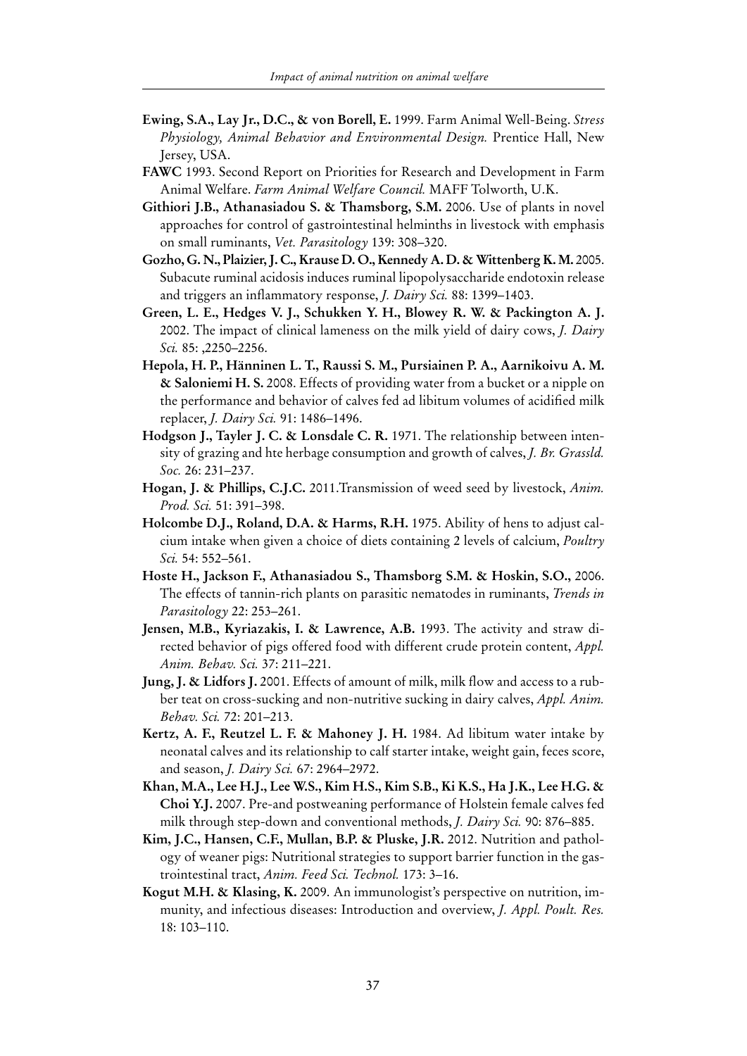**Ewing, S.A., Lay Jr., D.C., & von Borell, E.** 1999. Farm Animal Well-Being. *Stress Physiology, Animal Behavior and Environmental Design.* Prentice Hall, New Jersey, USA.

**FAWC** 1993. Second Report on Priorities for Research and Development in Farm Animal Welfare. *Farm Animal Welfare Council.* MAFF Tolworth, U.K.

**Githiori J.B., Athanasiadou S. & Thamsborg, S.M.** 2006. Use of plants in novel approaches for control of gastrointestinal helminths in livestock with emphasis on small ruminants, *Vet. Parasitology* 139: 308–320.

**Gozho, G. N., Plaizier, J. C., Krause D. O., Kennedy A. D. & Wittenberg K. M.** 2005. Subacute ruminal acidosis induces ruminal lipopolysaccharide endotoxin release and triggers an inflammatory response, *J. Dairy Sci.* 88: 1399–1403.

**Green, L. E., Hedges V. J., Schukken Y. H., Blowey R. W. & Packington A. J.** 2002. The impact of clinical lameness on the milk yield of dairy cows, *J. Dairy Sci.* 85: ,2250–2256.

**Hepola, H. P., Hänninen L. T., Raussi S. M., Pursiainen P. A., Aarnikoivu A. M. & Saloniemi H. S.** 2008. Effects of providing water from a bucket or a nipple on the performance and behavior of calves fed ad libitum volumes of acidified milk replacer, *J. Dairy Sci.* 91: 1486–1496.

**Hodgson J., Tayler J. C. & Lonsdale C. R.** 1971. The relationship between intensity of grazing and hte herbage consumption and growth of calves, *J. Br. Grassld. Soc.* 26: 231–237.

**Hogan, J. & Phillips, C.J.C.** 2011.Transmission of weed seed by livestock, *Anim. Prod. Sci.* 51: 391–398.

**Holcombe D.J., Roland, D.A. & Harms, R.H.** 1975. Ability of hens to adjust calcium intake when given a choice of diets containing 2 levels of calcium, *Poultry Sci.* 54: 552–561.

**Hoste H., Jackson F., Athanasiadou S., Thamsborg S.M. & Hoskin, S.O.,** 2006. The effects of tannin-rich plants on parasitic nematodes in ruminants, *Trends in Parasitology* 22: 253–261.

**Jensen, M.B., Kyriazakis, I. & Lawrence, A.B.** 1993. The activity and straw directed behavior of pigs offered food with different crude protein content, *Appl. Anim. Behav. Sci.* 37: 211–221.

**Jung, J. & Lidfors J.** 2001. Effects of amount of milk, milk flow and access to a rubber teat on cross-sucking and non-nutritive sucking in dairy calves, *Appl. Anim. Behav. Sci.* 72: 201–213.

**Kertz, A. F., Reutzel L. F. & Mahoney J. H.** 1984. Ad libitum water intake by neonatal calves and its relationship to calf starter intake, weight gain, feces score, and season, *J. Dairy Sci.* 67: 2964–2972.

**Khan, M.A., Lee H.J., Lee W.S., Kim H.S., Kim S.B., Ki K.S., Ha J.K., Lee H.G. & Choi Y.J.** 2007. Pre-and postweaning performance of Holstein female calves fed milk through step-down and conventional methods, *J. Dairy Sci.* 90: 876–885.

**Kim, J.C., Hansen, C.F., Mullan, B.P. & Pluske, J.R.** 2012. Nutrition and pathology of weaner pigs: Nutritional strategies to support barrier function in the gastrointestinal tract, *Anim. Feed Sci. Technol.* 173: 3–16.

**Kogut M.H. & Klasing, K.** 2009. An immunologist's perspective on nutrition, immunity, and infectious diseases: Introduction and overview, *J. Appl. Poult. Res.* 18: 103–110.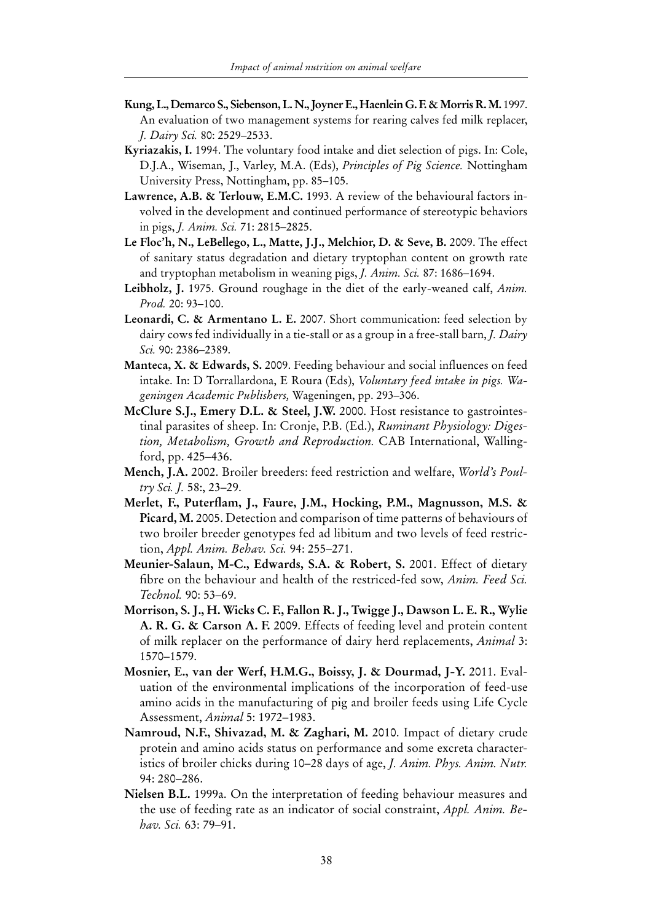**Kung, L., Demarco S., Siebenson, L. N., Joyner E., Haenlein G. F. & Morris R. M.** 1997. An evaluation of two management systems for rearing calves fed milk replacer, *J. Dairy Sci.* 80: 2529–2533.

**Kyriazakis, I.** 1994. The voluntary food intake and diet selection of pigs. In: Cole, D.J.A., Wiseman, J., Varley, M.A. (Eds), *Principles of Pig Science.* Nottingham University Press, Nottingham, pp. 85–105.

**Lawrence, A.B. & Terlouw, E.M.C.** 1993. A review of the behavioural factors involved in the development and continued performance of stereotypic behaviors in pigs, *J. Anim. Sci.* 71: 2815–2825.

**Le Floc'h, N., LeBellego, L., Matte, J.J., Melchior, D. & Seve, B.** 2009. The effect of sanitary status degradation and dietary tryptophan content on growth rate and tryptophan metabolism in weaning pigs, *J. Anim. Sci.* 87: 1686–1694.

**Leibholz, J.** 1975. Ground roughage in the diet of the early-weaned calf, *Anim. Prod.* 20: 93–100.

**Leonardi, C. & Armentano L. E.** 2007. Short communication: feed selection by dairy cows fed individually in a tie-stall or as a group in a free-stall barn, *J. Dairy Sci.* 90: 2386–2389.

**Manteca, X. & Edwards, S.** 2009. Feeding behaviour and social influences on feed intake. In: D Torrallardona, E Roura (Eds), *Voluntary feed intake in pigs. Wageningen Academic Publishers,* Wageningen, pp. 293–306.

**McClure S.J., Emery D.L. & Steel, J.W.** 2000. Host resistance to gastrointestinal parasites of sheep. In: Cronje, P.B. (Ed.), *Ruminant Physiology: Digestion, Metabolism, Growth and Reproduction.* CAB International, Wallingford, pp. 425–436.

**Mench, J.A.** 2002. Broiler breeders: feed restriction and welfare, *World's Poultry Sci. J.* 58:, 23–29.

**Merlet, F., Puterflam, J., Faure, J.M., Hocking, P.M., Magnusson, M.S. & Picard, M.** 2005. Detection and comparison of time patterns of behaviours of two broiler breeder genotypes fed ad libitum and two levels of feed restriction, *Appl. Anim. Behav. Sci.* 94: 255–271.

**Meunier-Salaun, M-C., Edwards, S.A. & Robert, S.** 2001. Effect of dietary fibre on the behaviour and health of the restriced-fed sow, *Anim. Feed Sci. Technol.* 90: 53–69.

**Morrison, S. J., H. Wicks C. F., Fallon R. J., Twigge J., Dawson L. E. R., Wylie A. R. G. & Carson A. F.** 2009. Effects of feeding level and protein content of milk replacer on the performance of dairy herd replacements, *Animal* 3: 1570–1579.

**Mosnier, E., van der Werf, H.M.G., Boissy, J. & Dourmad, J-Y.** 2011. Evaluation of the environmental implications of the incorporation of feed-use amino acids in the manufacturing of pig and broiler feeds using Life Cycle Assessment, *Animal* 5: 1972–1983.

**Namroud, N.F., Shivazad, M. & Zaghari, M.** 2010. Impact of dietary crude protein and amino acids status on performance and some excreta characteristics of broiler chicks during 10–28 days of age, *J. Anim. Phys. Anim. Nutr.* 94: 280–286.

**Nielsen B.L.** 1999a. On the interpretation of feeding behaviour measures and the use of feeding rate as an indicator of social constraint, *Appl. Anim. Behav. Sci.* 63: 79–91.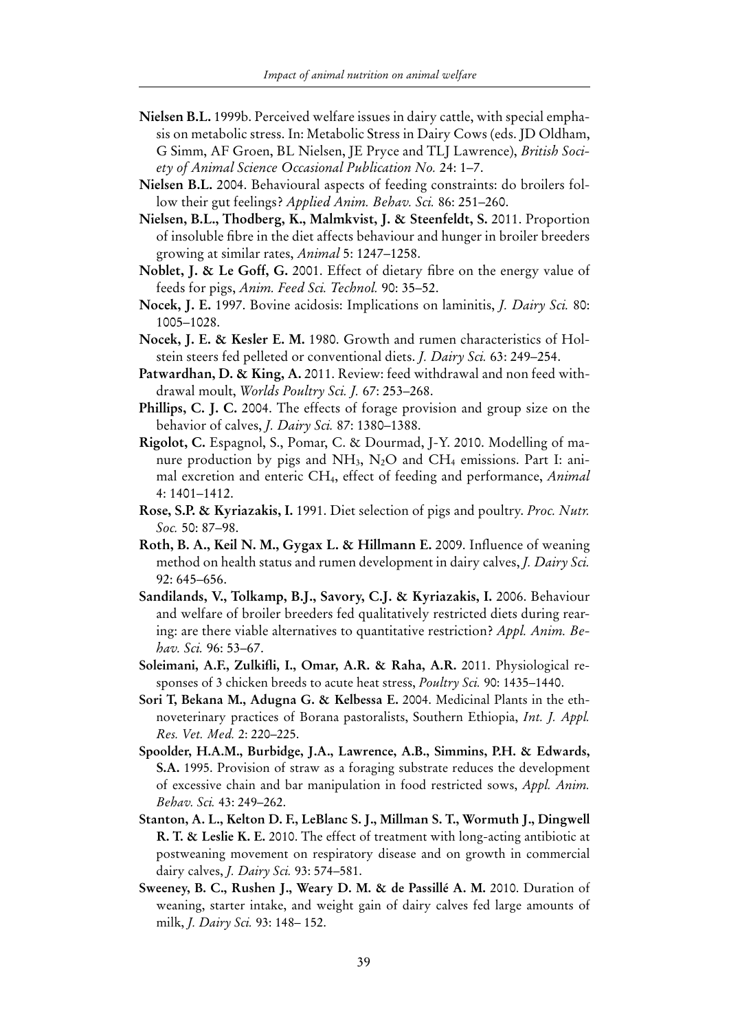**Nielsen B.L.** 1999b. Perceived welfare issues in dairy cattle, with special emphasis on metabolic stress. In: Metabolic Stress in Dairy Cows (eds. JD Oldham, G Simm, AF Groen, BL Nielsen, JE Pryce and TLJ Lawrence), *British Society of Animal Science Occasional Publication No.* 24: 1–7.

**Nielsen B.L.** 2004. Behavioural aspects of feeding constraints: do broilers follow their gut feelings? *Applied Anim. Behav. Sci.* 86: 251–260.

**Nielsen, B.L., Thodberg, K., Malmkvist, J. & Steenfeldt, S.** 2011. Proportion of insoluble fibre in the diet affects behaviour and hunger in broiler breeders growing at similar rates, *Animal* 5: 1247–1258.

**Noblet, J. & Le Goff, G.** 2001. Effect of dietary fibre on the energy value of feeds for pigs, *Anim. Feed Sci. Technol.* 90: 35–52.

**Nocek, J. E.** 1997. Bovine acidosis: Implications on laminitis, *J. Dairy Sci.* 80: 1005–1028.

**Nocek, J. E. & Kesler E. M.** 1980. Growth and rumen characteristics of Holstein steers fed pelleted or conventional diets. *J. Dairy Sci.* 63: 249–254.

**Patwardhan, D. & King, A.** 2011. Review: feed withdrawal and non feed withdrawal moult, *Worlds Poultry Sci. J.* 67: 253–268.

**Phillips, C. J. C.** 2004. The effects of forage provision and group size on the behavior of calves, *J. Dairy Sci.* 87: 1380–1388.

**Rigolot, C.** Espagnol, S., Pomar, C. & Dourmad, J-Y. 2010. Modelling of manure production by pigs and $NH_3$, $N_2O$ and $CH_4$ emissions. Part I: animal excretion and enteric $CH_4$, effect of feeding and performance, *Animal* 4: 1401–1412.

**Rose, S.P. & Kyriazakis, I.** 1991. Diet selection of pigs and poultry. *Proc. Nutr. Soc.* 50: 87–98.

**Roth, B. A., Keil N. M., Gygax L. & Hillmann E.** 2009. Influence of weaning method on health status and rumen development in dairy calves, *J. Dairy Sci.* 92: 645–656.

**Sandilands, V., Tolkamp, B.J., Savory, C.J. & Kyriazakis, I.** 2006. Behaviour and welfare of broiler breeders fed qualitatively restricted diets during rearing: are there viable alternatives to quantitative restriction? *Appl. Anim. Behav. Sci.* 96: 53–67.

**Soleimani, A.F., Zulkifli, I., Omar, A.R. & Raha, A.R.** 2011. Physiological responses of 3 chicken breeds to acute heat stress, *Poultry Sci.* 90: 1435–1440.

**Sori T, Bekana M., Adugna G. & Kelbessa E.** 2004. Medicinal Plants in the ethnoveterinary practices of Borana pastoralists, Southern Ethiopia, *Int. J. Appl. Res. Vet. Med.* 2: 220–225.

**Spoolder, H.A.M., Burbidge, J.A., Lawrence, A.B., Simmins, P.H. & Edwards, S.A.** 1995. Provision of straw as a foraging substrate reduces the development of excessive chain and bar manipulation in food restricted sows, *Appl. Anim. Behav. Sci.* 43: 249–262.

**Stanton, A. L., Kelton D. F., LeBlanc S. J., Millman S. T., Wormuth J., Dingwell R. T. & Leslie K. E.** 2010. The effect of treatment with long-acting antibiotic at postweaning movement on respiratory disease and on growth in commercial dairy calves, *J. Dairy Sci.* 93: 574–581.

**Sweeney, B. C., Rushen J., Weary D. M. & de Passillé A. M.** 2010. Duration of weaning, starter intake, and weight gain of dairy calves fed large amounts of milk, *J. Dairy Sci.* 93: 148– 152.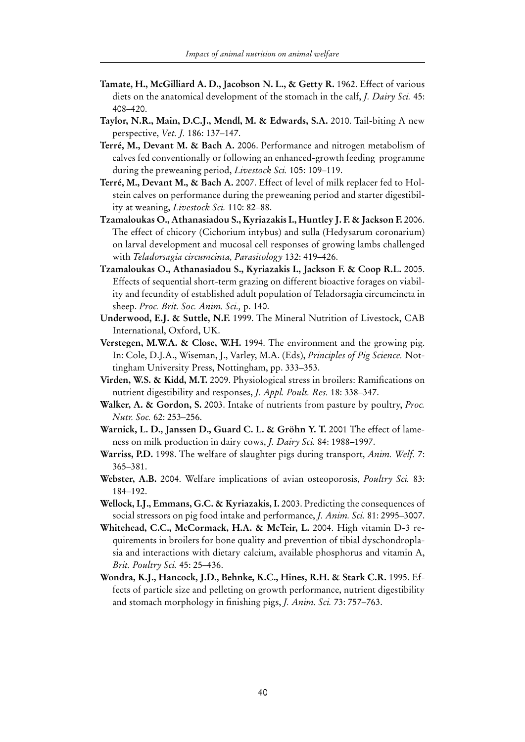**Tamate, H., McGilliard A. D., Jacobson N. L., & Getty R.** 1962. Effect of various diets on the anatomical development of the stomach in the calf, *J. Dairy Sci.* 45: 408–420.

**Taylor, N.R., Main, D.C.J., Mendl, M. & Edwards, S.A.** 2010. Tail-biting A new perspective, *Vet. J.* 186: 137–147.

**Terré, M., Devant M. & Bach A.** 2006. Performance and nitrogen metabolism of calves fed conventionally or following an enhanced-growth feeding programme during the preweaning period, *Livestock Sci.* 105: 109–119.

**Terré, M., Devant M., & Bach A.** 2007. Effect of level of milk replacer fed to Holstein calves on performance during the preweaning period and starter digestibility at weaning, *Livestock Sci.* 110: 82–88.

**Tzamaloukas O., Athanasiadou S., Kyriazakis I., Huntley J. F. & Jackson F.** 2006. The effect of chicory (Cichorium intybus) and sulla (Hedysarum coronarium) on larval development and mucosal cell responses of growing lambs challenged with *Teladorsagia circumcinta, Parasitology* 132: 419–426.

**Tzamaloukas O., Athanasiadou S., Kyriazakis I., Jackson F. & Coop R.L.** 2005. Effects of sequential short-term grazing on different bioactive forages on viability and fecundity of established adult population of Teladorsagia circumcincta in sheep. *Proc. Brit. Soc. Anim. Sci.,* p. 140.

**Underwood, E.J. & Suttle, N.F.** 1999. The Mineral Nutrition of Livestock, CAB International, Oxford, UK.

**Verstegen, M.W.A. & Close, W.H.** 1994. The environment and the growing pig. In: Cole, D.J.A., Wiseman, J., Varley, M.A. (Eds), *Principles of Pig Science.* Nottingham University Press, Nottingham, pp. 333–353.

**Virden, W.S. & Kidd, M.T.** 2009. Physiological stress in broilers: Ramifications on nutrient digestibility and responses, *J. Appl. Poult. Res.* 18: 338–347.

**Walker, A. & Gordon, S.** 2003. Intake of nutrients from pasture by poultry, *Proc. Nutr. Soc.* 62: 253–256.

**Warnick, L. D., Janssen D., Guard C. L. & Gröhn Y. T.** 2001 The effect of lameness on milk production in dairy cows, *J. Dairy Sci.* 84: 1988–1997.

**Warriss, P.D.** 1998. The welfare of slaughter pigs during transport, *Anim. Welf.* 7: 365–381.

**Webster, A.B.** 2004. Welfare implications of avian osteoporosis, *Poultry Sci.* 83: 184–192.

**Wellock, I.J., Emmans, G.C. & Kyriazakis, I.** 2003. Predicting the consequences of social stressors on pig food intake and performance, *J. Anim. Sci.* 81: 2995–3007.

**Whitehead, C.C., McCormack, H.A. & McTeir, L.** 2004. High vitamin D-3 requirements in broilers for bone quality and prevention of tibial dyschondroplasia and interactions with dietary calcium, available phosphorus and vitamin A, *Brit. Poultry Sci.* 45: 25–436.

**Wondra, K.J., Hancock, J.D., Behnke, K.C., Hines, R.H. & Stark C.R.** 1995. Effects of particle size and pelleting on growth performance, nutrient digestibility and stomach morphology in finishing pigs, *J. Anim. Sci.* 73: 757–763.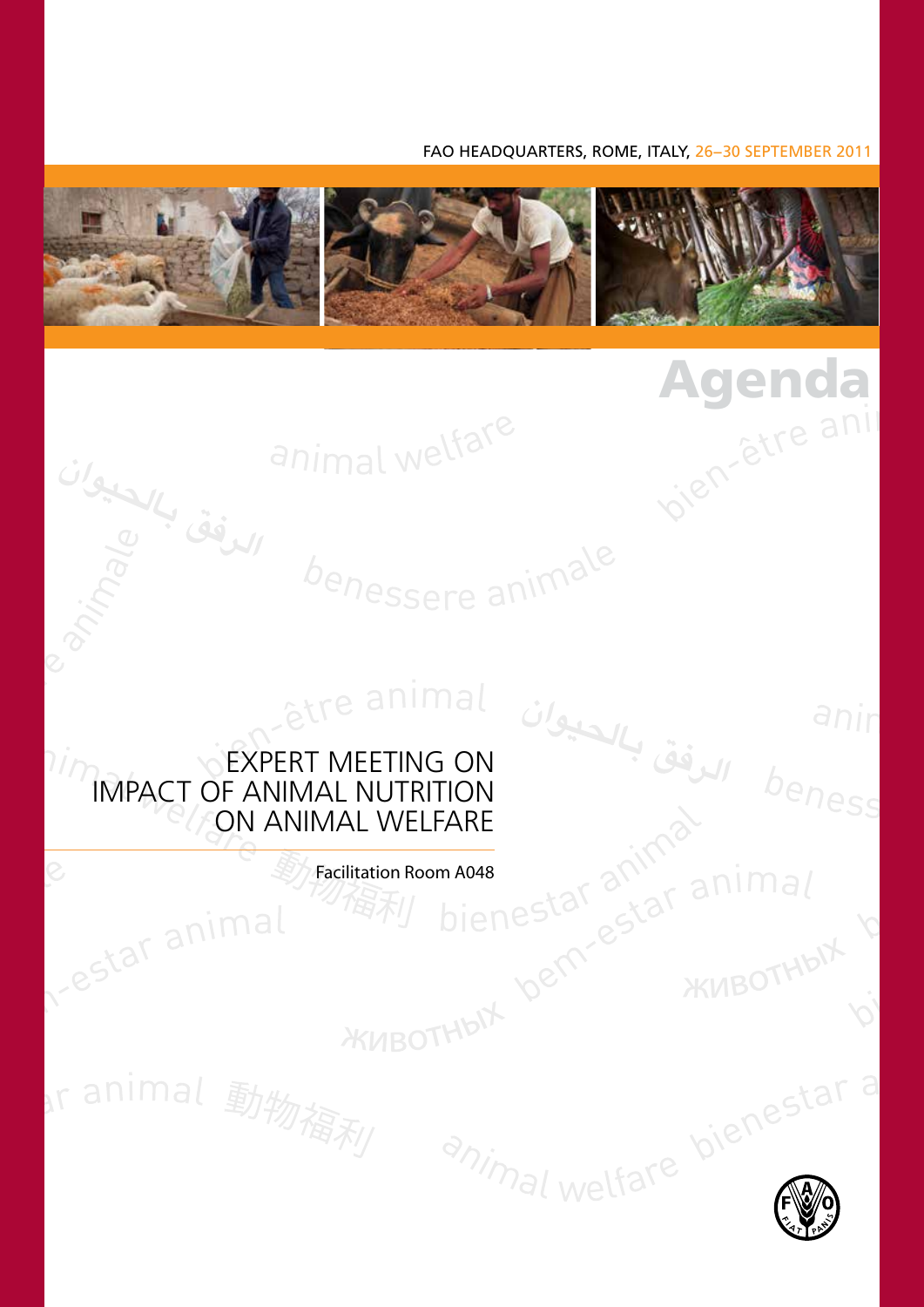FAO HEADQUARTERS, ROME, ITALY, 26–30 SEPTEMBER 2011

# Agenda

## EXPERT MEETING ON IMPACT OF ANIMAL NUTRITION ON ANIMAL WELFARE

Facilitation Room A048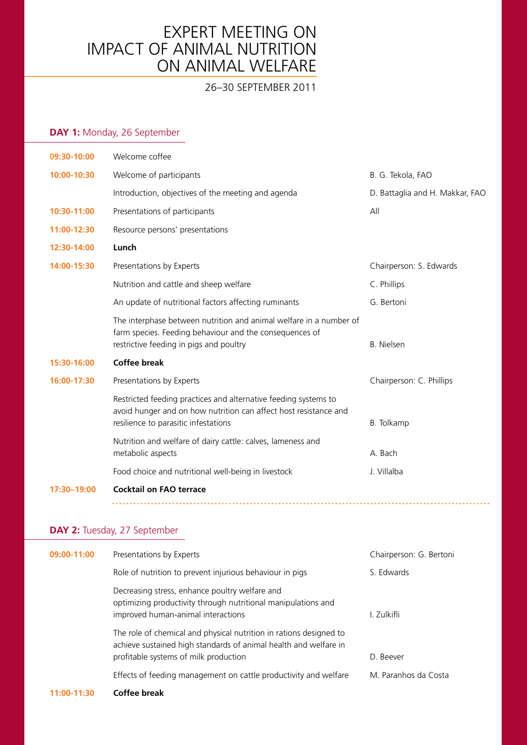# EXPERT MEETING ON IMPACT OF ANIMAL NUTRITION ON ANIMAL WELFARE

26–30 SEPTEMBER 2011

## DAY 1: Monday, 26 September

| | | |
|---|---|---|
| **09:30-10:00** | Welcome coffee | |
| **10:00-10:30** | Welcome of participants | B. G. Tekola, FAO |
| | Introduction, objectives of the meeting and agenda | D. Battaglia and H. Makkar, FAO |
| **10:30-11:00** | Presentations of participants | All |
| **11:00-12:30** | Resource persons' presentations | |
| **12:30-14:00** | **Lunch** | |
| **14:00-15:30** | Presentations by Experts | Chairperson: S. Edwards |
| | Nutrition and cattle and sheep welfare | C. Phillips |
| | An update of nutritional factors affecting ruminants | G. Bertoni |
| | The interphase between nutrition and animal welfare in a number of farm species. Feeding behaviour and the consequences of restrictive feeding in pigs and poultry | B. Nielsen |
| **15:30-16:00** | **Coffee break** | |
| **16:00-17:30** | Presentations by Experts | Chairperson: C. Phillips |
| | Restricted feeding practices and alternative feeding systems to avoid hunger and on how nutrition can affect host resistance and resilience to parasitic infestations | B. Tolkamp |
| | Nutrition and welfare of dairy cattle: calves, lameness and metabolic aspects | A. Bach |
| | Food choice and nutritional well-being in livestock | J. Villalba |
| **17:30–19:00** | **Cocktail on FAO terrace** | |

## DAY 2: Tuesday, 27 September

| | | |
|---|---|---|
| **09:00-11:00** | Presentations by Experts | Chairperson: G. Bertoni |
| | Role of nutrition to prevent injurious behaviour in pigs | S. Edwards |
| | Decreasing stress, enhance poultry welfare and optimizing productivity through nutritional manipulations and improved human-animal interactions | I. Zulkifli |
| | The role of chemical and physical nutrition in rations designed to achieve sustained high standards of animal health and welfare in profitable systems of milk production | D. Beever |
| | Effects of feeding management on cattle productivity and welfare | M. Paranhos da Costa |
| **11:00-11:30** | **Coffee break** | |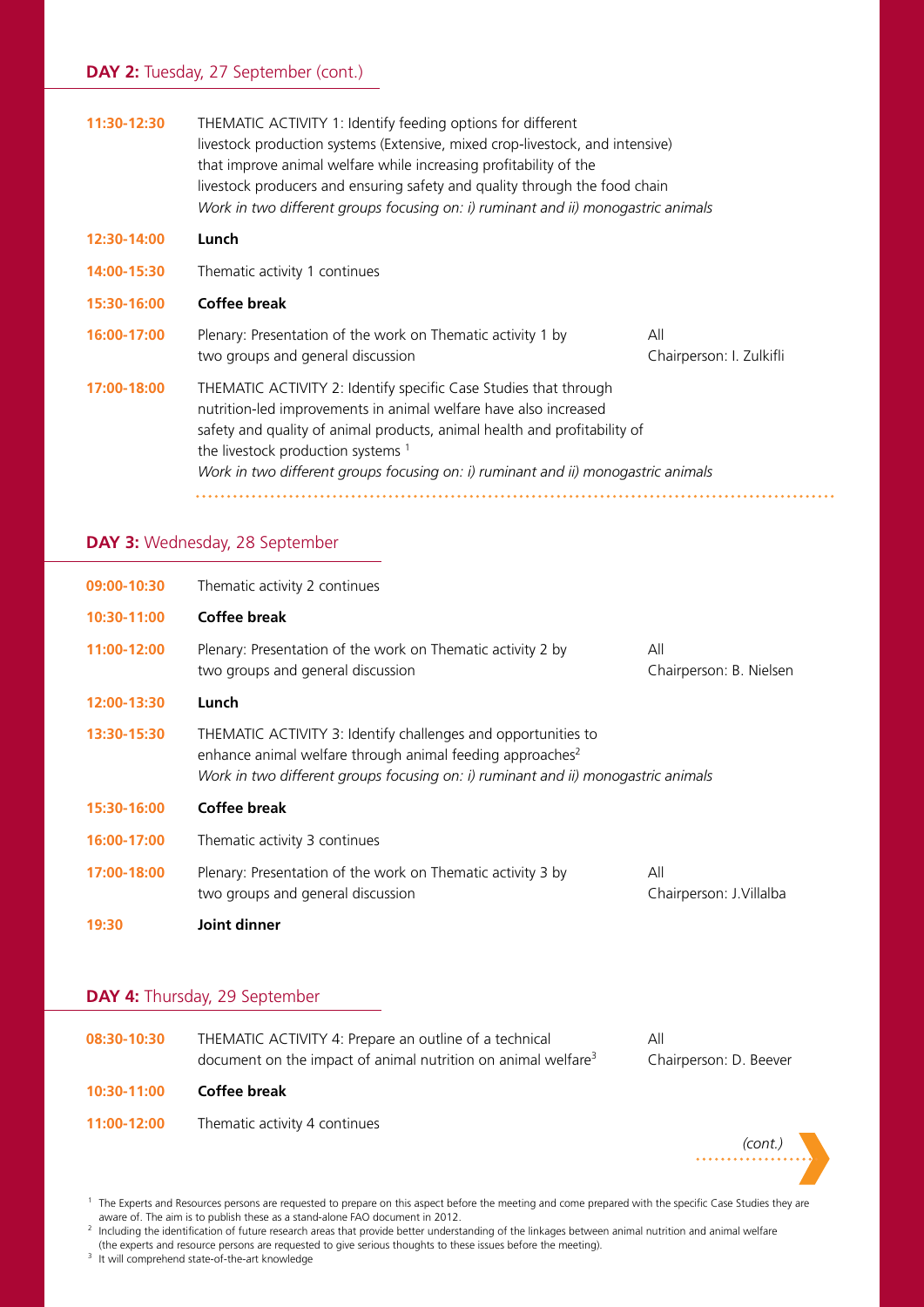## **DAY 2:** Tuesday, 27 September (cont.)

| | | |
|---|---|---|
| **11:30-12:30** | THEMATIC ACTIVITY 1: Identify feeding options for different livestock production systems (Extensive, mixed crop-livestock, and intensive) that improve animal welfare while increasing profitability of the livestock producers and ensuring safety and quality through the food chain *Work in two different groups focusing on: i) ruminant and ii) monogastric animals* | |
| **12:30-14:00** | **Lunch** | |
| **14:00-15:30** | Thematic activity 1 continues | |
| **15:30-16:00** | **Coffee break** | |
| **16:00-17:00** | Plenary: Presentation of the work on Thematic activity 1 by two groups and general discussion | All Chairperson: I. Zulkifli |
| **17:00-18:00** | THEMATIC ACTIVITY 2: Identify specific Case Studies that through nutrition-led improvements in animal welfare have also increased safety and quality of animal products, animal health and profitability of the livestock production systems [1] *Work in two different groups focusing on: i) ruminant and ii) monogastric animals* | |

## **DAY 3:** Wednesday, 28 September

| | | |
|---|---|---|
| **09:00-10:30** | Thematic activity 2 continues | |
| **10:30-11:00** | **Coffee break** | |
| **11:00-12:00** | Plenary: Presentation of the work on Thematic activity 2 by two groups and general discussion | All Chairperson: B. Nielsen |
| **12:00-13:30** | **Lunch** | |
| **13:30-15:30** | THEMATIC ACTIVITY 3: Identify challenges and opportunities to enhance animal welfare through animal feeding approaches[2] *Work in two different groups focusing on: i) ruminant and ii) monogastric animals* | |
| **15:30-16:00** | **Coffee break** | |
| **16:00-17:00** | Thematic activity 3 continues | |
| **17:00-18:00** | Plenary: Presentation of the work on Thematic activity 3 by two groups and general discussion | All Chairperson: J.Villalba |
| **19:30** | **Joint dinner** | |

## **DAY 4:** Thursday, 29 September

| | | |
|---|---|---|
| **08:30-10:30** | THEMATIC ACTIVITY 4: Prepare an outline of a technical document on the impact of animal nutrition on animal welfare[3] | All Chairperson: D. Beever |
| **10:30-11:00** | **Coffee break** | |
| **11:00-12:00** | Thematic activity 4 continues | |

*(cont.)*

[1] The Experts and Resources persons are requested to prepare on this aspect before the meeting and come prepared with the specific Case Studies they are aware of. The aim is to publish these as a stand-alone FAO document in 2012.

[2] Including the identification of future research areas that provide better understanding of the linkages between animal nutrition and animal welfare (the experts and resource persons are requested to give serious thoughts to these issues before the meeting).

[3] It will comprehend state-of-the-art knowledge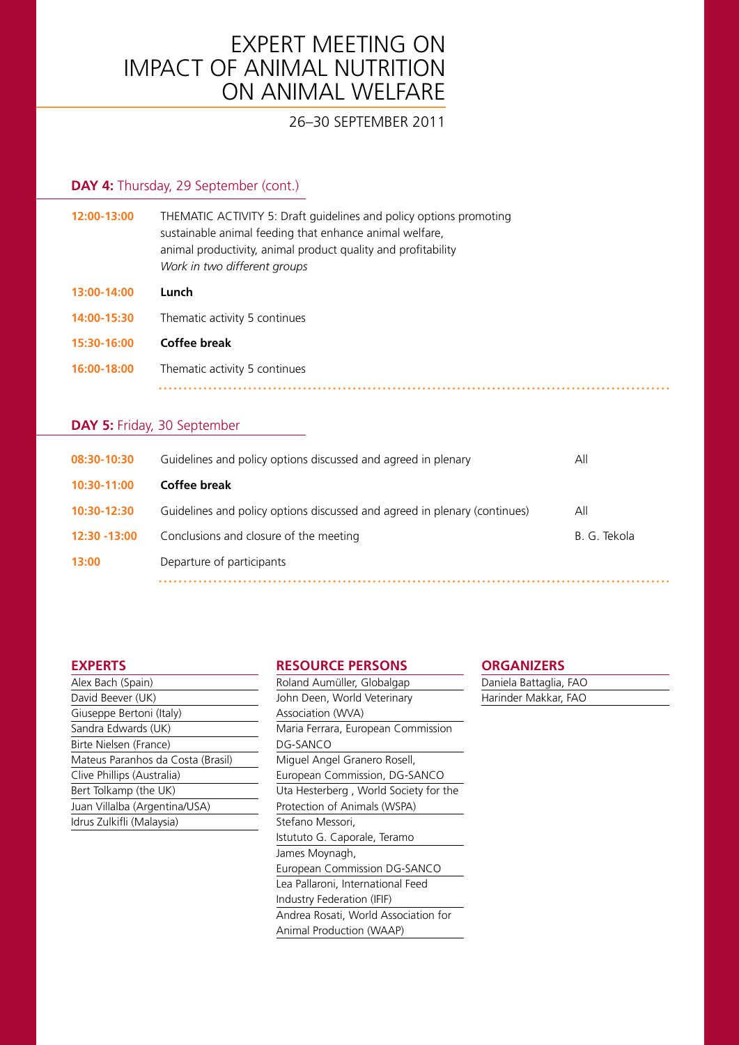# EXPERT MEETING ON IMPACT OF ANIMAL NUTRITION ON ANIMAL WELFARE

26–30 SEPTEMBER 2011

## DAY 4: Thursday, 29 September (cont.)

| | | |
|---|---|---|
| **12:00-13:00** | THEMATIC ACTIVITY 5: Draft guidelines and policy options promoting sustainable animal feeding that enhance animal welfare, animal productivity, animal product quality and profitability *Work in two different groups* | |
| **13:00-14:00** | **Lunch** | |
| **14:00-15:30** | Thematic activity 5 continues | |
| **15:30-16:00** | **Coffee break** | |
| **16:00-18:00** | Thematic activity 5 continues | |

## DAY 5: Friday, 30 September

| | | |
|---|---|---|
| **08:30-10:30** | Guidelines and policy options discussed and agreed in plenary | All |
| **10:30-11:00** | **Coffee break** | |
| **10:30-12:30** | Guidelines and policy options discussed and agreed in plenary (continues) | All |
| **12:30 -13:00** | Conclusions and closure of the meeting | B. G. Tekola |
| **13:00** | Departure of participants | |

### EXPERTS

- Alex Bach (Spain)
- David Beever (UK)
- Giuseppe Bertoni (Italy)
- Sandra Edwards (UK)
- Birte Nielsen (France)
- Mateus Paranhos da Costa (Brasil)
- Clive Phillips (Australia)
- Bert Tolkamp (the UK)
- Juan Villalba (Argentina/USA)
- Idrus Zulkifli (Malaysia)

### RESOURCE PERSONS

- Roland Aumüller, Globalgap
- John Deen, World Veterinary Association (WVA)
- Maria Ferrara, European Commission DG-SANCO
- Miguel Angel Granero Rosell, European Commission, DG-SANCO
- Uta Hesterberg , World Society for the Protection of Animals (WSPA)
- Stefano Messori, Istututo G. Caporale, Teramo
- James Moynagh, European Commission DG-SANCO
- Lea Pallaroni, International Feed Industry Federation (IFIF)
- Andrea Rosati, World Association for Animal Production (WAAP)

### ORGANIZERS

- Daniela Battaglia, FAO
- Harinder Makkar, FAO